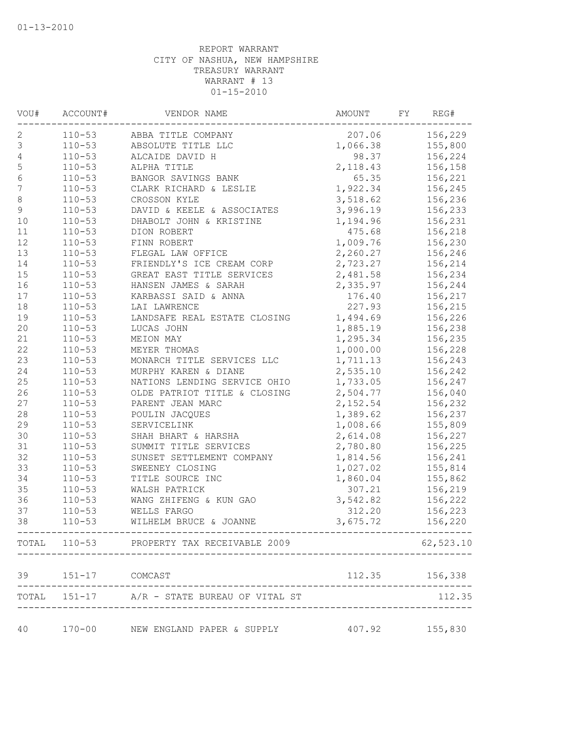01-13-2010

REPORT WARRANT
CITY OF NASHUA, NEW HAMPSHIRE
TREASURY WARRANT
WARRANT # 13
01-15-2010

| VOU# | ACCOUNT# | VENDOR NAME | AMOUNT | FY | REG# |
|---|---|---|---|---|---|
| 2 | 110-53 | ABBA TITLE COMPANY | 207.06 | | 156,229 |
| 3 | 110-53 | ABSOLUTE TITLE LLC | 1,066.38 | | 155,800 |
| 4 | 110-53 | ALCAIDE DAVID H | 98.37 | | 156,224 |
| 5 | 110-53 | ALPHA TITLE | 2,118.43 | | 156,158 |
| 6 | 110-53 | BANGOR SAVINGS BANK | 65.35 | | 156,221 |
| 7 | 110-53 | CLARK RICHARD & LESLIE | 1,922.34 | | 156,245 |
| 8 | 110-53 | CROSSON KYLE | 3,518.62 | | 156,236 |
| 9 | 110-53 | DAVID & KEELE & ASSOCIATES | 3,996.19 | | 156,233 |
| 10 | 110-53 | DHABOLT JOHN & KRISTINE | 1,194.96 | | 156,231 |
| 11 | 110-53 | DION ROBERT | 475.68 | | 156,218 |
| 12 | 110-53 | FINN ROBERT | 1,009.76 | | 156,230 |
| 13 | 110-53 | FLEGAL LAW OFFICE | 2,260.27 | | 156,246 |
| 14 | 110-53 | FRIENDLY'S ICE CREAM CORP | 2,723.27 | | 156,214 |
| 15 | 110-53 | GREAT EAST TITLE SERVICES | 2,481.58 | | 156,234 |
| 16 | 110-53 | HANSEN JAMES & SARAH | 2,335.97 | | 156,244 |
| 17 | 110-53 | KARBASSI SAID & ANNA | 176.40 | | 156,217 |
| 18 | 110-53 | LAI LAWRENCE | 227.93 | | 156,215 |
| 19 | 110-53 | LANDSAFE REAL ESTATE CLOSING | 1,494.69 | | 156,226 |
| 20 | 110-53 | LUCAS JOHN | 1,885.19 | | 156,238 |
| 21 | 110-53 | MEION MAY | 1,295.34 | | 156,235 |
| 22 | 110-53 | MEYER THOMAS | 1,000.00 | | 156,228 |
| 23 | 110-53 | MONARCH TITLE SERVICES LLC | 1,711.13 | | 156,243 |
| 24 | 110-53 | MURPHY KAREN & DIANE | 2,535.10 | | 156,242 |
| 25 | 110-53 | NATIONS LENDING SERVICE OHIO | 1,733.05 | | 156,247 |
| 26 | 110-53 | OLDE PATRIOT TITLE & CLOSING | 2,504.77 | | 156,040 |
| 27 | 110-53 | PARENT JEAN MARC | 2,152.54 | | 156,232 |
| 28 | 110-53 | POULIN JACQUES | 1,389.62 | | 156,237 |
| 29 | 110-53 | SERVICELINK | 1,008.66 | | 155,809 |
| 30 | 110-53 | SHAH BHART & HARSHA | 2,614.08 | | 156,227 |
| 31 | 110-53 | SUMMIT TITLE SERVICES | 2,780.80 | | 156,225 |
| 32 | 110-53 | SUNSET SETTLEMENT COMPANY | 1,814.56 | | 156,241 |
| 33 | 110-53 | SWEENEY CLOSING | 1,027.02 | | 155,814 |
| 34 | 110-53 | TITLE SOURCE INC | 1,860.04 | | 155,862 |
| 35 | 110-53 | WALSH PATRICK | 307.21 | | 156,219 |
| 36 | 110-53 | WANG ZHIFENG & KUN GAO | 3,542.82 | | 156,222 |
| 37 | 110-53 | WELLS FARGO | 312.20 | | 156,223 |
| 38 | 110-53 | WILHELM BRUCE & JOANNE | 3,675.72 | | 156,220 |
| TOTAL | 110-53 | PROPERTY TAX RECEIVABLE 2009 | | | 62,523.10 |
| 39 | 151-17 | COMCAST | 112.35 | | 156,338 |
| TOTAL | 151-17 | A/R - STATE BUREAU OF VITAL ST | | | 112.35 |
| 40 | 170-00 | NEW ENGLAND PAPER & SUPPLY | 407.92 | | 155,830 |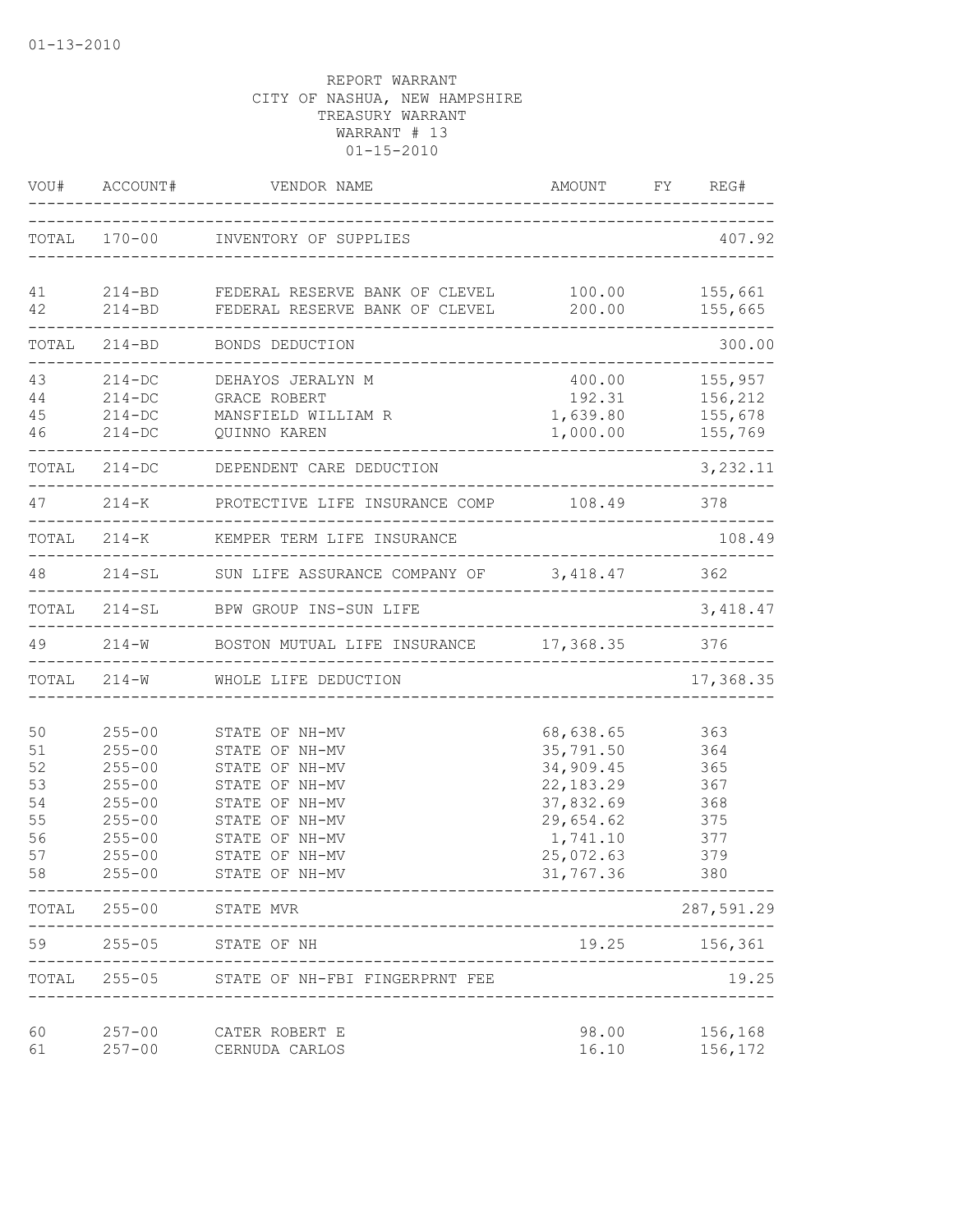REPORT WARRANT
CITY OF NASHUA, NEW HAMPSHIRE
TREASURY WARRANT
WARRANT # 13
01-15-2010

| VOU# | ACCOUNT# | VENDOR NAME | AMOUNT | FY | REG# |
|---|---|---|---|---|---|
| TOTAL | 170-00 | INVENTORY OF SUPPLIES | | | 407.92 |
| 41 | 214-BD | FEDERAL RESERVE BANK OF CLEVEL | 100.00 | | 155,661 |
| 42 | 214-BD | FEDERAL RESERVE BANK OF CLEVEL | 200.00 | | 155,665 |
| TOTAL | 214-BD | BONDS DEDUCTION | | | 300.00 |
| 43 | 214-DC | DEHAYOS JERALYN M | 400.00 | | 155,957 |
| 44 | 214-DC | GRACE ROBERT | 192.31 | | 156,212 |
| 45 | 214-DC | MANSFIELD WILLIAM R | 1,639.80 | | 155,678 |
| 46 | 214-DC | QUINNO KAREN | 1,000.00 | | 155,769 |
| TOTAL | 214-DC | DEPENDENT CARE DEDUCTION | | | 3,232.11 |
| 47 | 214-K | PROTECTIVE LIFE INSURANCE COMP | 108.49 | | 378 |
| TOTAL | 214-K | KEMPER TERM LIFE INSURANCE | | | 108.49 |
| 48 | 214-SL | SUN LIFE ASSURANCE COMPANY OF | 3,418.47 | | 362 |
| TOTAL | 214-SL | BPW GROUP INS-SUN LIFE | | | 3,418.47 |
| 49 | 214-W | BOSTON MUTUAL LIFE INSURANCE | 17,368.35 | | 376 |
| TOTAL | 214-W | WHOLE LIFE DEDUCTION | | | 17,368.35 |
| 50 | 255-00 | STATE OF NH-MV | 68,638.65 | | 363 |
| 51 | 255-00 | STATE OF NH-MV | 35,791.50 | | 364 |
| 52 | 255-00 | STATE OF NH-MV | 34,909.45 | | 365 |
| 53 | 255-00 | STATE OF NH-MV | 22,183.29 | | 367 |
| 54 | 255-00 | STATE OF NH-MV | 37,832.69 | | 368 |
| 55 | 255-00 | STATE OF NH-MV | 29,654.62 | | 375 |
| 56 | 255-00 | STATE OF NH-MV | 1,741.10 | | 377 |
| 57 | 255-00 | STATE OF NH-MV | 25,072.63 | | 379 |
| 58 | 255-00 | STATE OF NH-MV | 31,767.36 | | 380 |
| TOTAL | 255-00 | STATE MVR | | | 287,591.29 |
| 59 | 255-05 | STATE OF NH | 19.25 | | 156,361 |
| TOTAL | 255-05 | STATE OF NH-FBI FINGERPRNT FEE | | | 19.25 |
| 60 | 257-00 | CATER ROBERT E | 98.00 | | 156,168 |
| 61 | 257-00 | CERNUDA CARLOS | 16.10 | | 156,172 |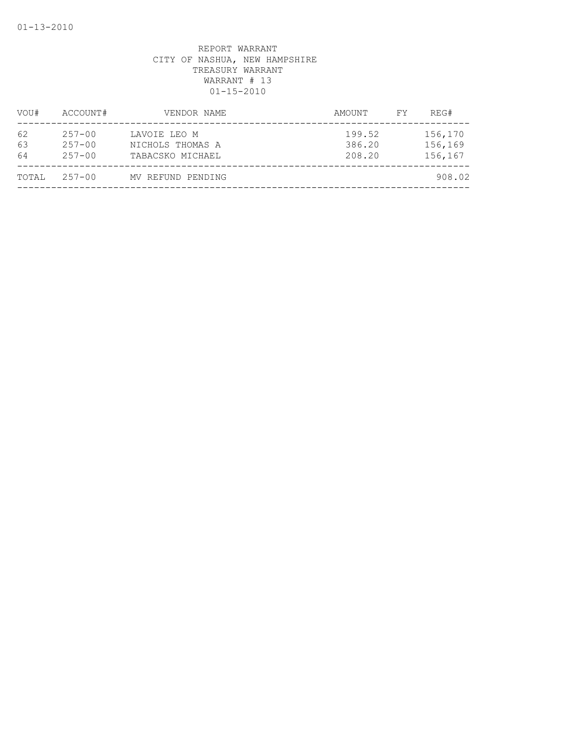REPORT WARRANT
CITY OF NASHUA, NEW HAMPSHIRE
TREASURY WARRANT
WARRANT # 13
01-15-2010

| VOU# | ACCOUNT# | VENDOR NAME | AMOUNT | FY | REG# |
|---|---|---|---|---|---|
| 62 | 257-00 | LAVOIE LEO M | 199.52 | | 156,170 |
| 63 | 257-00 | NICHOLS THOMAS A | 386.20 | | 156,169 |
| 64 | 257-00 | TABACSKO MICHAEL | 208.20 | | 156,167 |
| TOTAL | 257-00 | MV REFUND PENDING | | | 908.02 |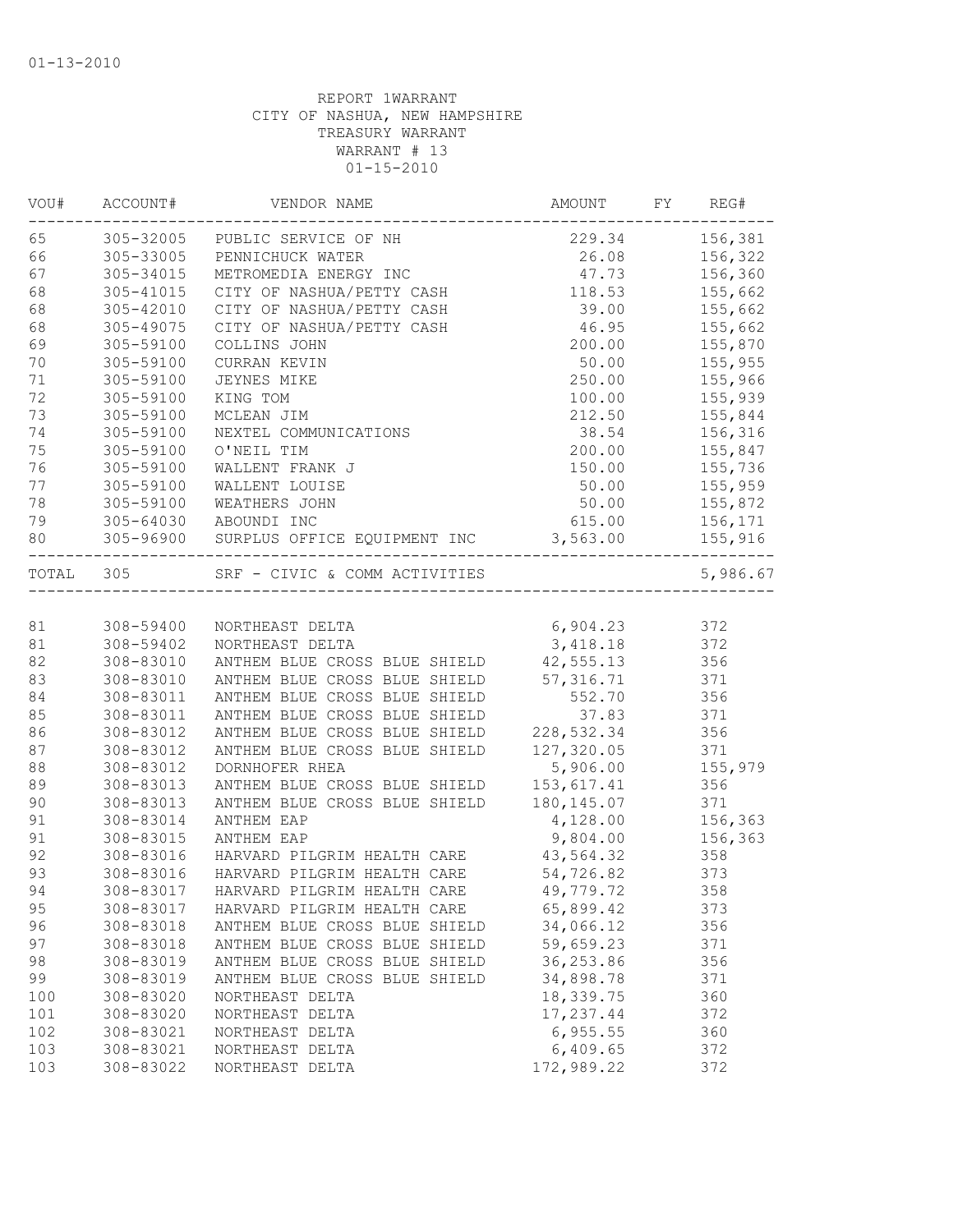01-13-2010

REPORT 1WARRANT
CITY OF NASHUA, NEW HAMPSHIRE
TREASURY WARRANT
WARRANT # 13
01-15-2010

| VOU# | ACCOUNT# | VENDOR NAME | AMOUNT | FY | REG# |
|---|---|---|---|---|---|
| 65 | 305-32005 | PUBLIC SERVICE OF NH | 229.34 | | 156,381 |
| 66 | 305-33005 | PENNICHUCK WATER | 26.08 | | 156,322 |
| 67 | 305-34015 | METROMEDIA ENERGY INC | 47.73 | | 156,360 |
| 68 | 305-41015 | CITY OF NASHUA/PETTY CASH | 118.53 | | 155,662 |
| 68 | 305-42010 | CITY OF NASHUA/PETTY CASH | 39.00 | | 155,662 |
| 68 | 305-49075 | CITY OF NASHUA/PETTY CASH | 46.95 | | 155,662 |
| 69 | 305-59100 | COLLINS JOHN | 200.00 | | 155,870 |
| 70 | 305-59100 | CURRAN KEVIN | 50.00 | | 155,955 |
| 71 | 305-59100 | JEYNES MIKE | 250.00 | | 155,966 |
| 72 | 305-59100 | KING TOM | 100.00 | | 155,939 |
| 73 | 305-59100 | MCLEAN JIM | 212.50 | | 155,844 |
| 74 | 305-59100 | NEXTEL COMMUNICATIONS | 38.54 | | 156,316 |
| 75 | 305-59100 | O'NEIL TIM | 200.00 | | 155,847 |
| 76 | 305-59100 | WALLENT FRANK J | 150.00 | | 155,736 |
| 77 | 305-59100 | WALLENT LOUISE | 50.00 | | 155,959 |
| 78 | 305-59100 | WEATHERS JOHN | 50.00 | | 155,872 |
| 79 | 305-64030 | ABOUNDI INC | 615.00 | | 156,171 |
| 80 | 305-96900 | SURPLUS OFFICE EQUIPMENT INC | 3,563.00 | | 155,916 |
| TOTAL | 305 | SRF - CIVIC & COMM ACTIVITIES | | | 5,986.67 |

| VOU# | ACCOUNT# | VENDOR NAME | AMOUNT | FY | REG# |
|---|---|---|---|---|---|
| 81 | 308-59400 | NORTHEAST DELTA | 6,904.23 | | 372 |
| 81 | 308-59402 | NORTHEAST DELTA | 3,418.18 | | 372 |
| 82 | 308-83010 | ANTHEM BLUE CROSS BLUE SHIELD | 42,555.13 | | 356 |
| 83 | 308-83010 | ANTHEM BLUE CROSS BLUE SHIELD | 57,316.71 | | 371 |
| 84 | 308-83011 | ANTHEM BLUE CROSS BLUE SHIELD | 552.70 | | 356 |
| 85 | 308-83011 | ANTHEM BLUE CROSS BLUE SHIELD | 37.83 | | 371 |
| 86 | 308-83012 | ANTHEM BLUE CROSS BLUE SHIELD | 228,532.34 | | 356 |
| 87 | 308-83012 | ANTHEM BLUE CROSS BLUE SHIELD | 127,320.05 | | 371 |
| 88 | 308-83012 | DORNHOFER RHEA | 5,906.00 | | 155,979 |
| 89 | 308-83013 | ANTHEM BLUE CROSS BLUE SHIELD | 153,617.41 | | 356 |
| 90 | 308-83013 | ANTHEM BLUE CROSS BLUE SHIELD | 180,145.07 | | 371 |
| 91 | 308-83014 | ANTHEM EAP | 4,128.00 | | 156,363 |
| 91 | 308-83015 | ANTHEM EAP | 9,804.00 | | 156,363 |
| 92 | 308-83016 | HARVARD PILGRIM HEALTH CARE | 43,564.32 | | 358 |
| 93 | 308-83016 | HARVARD PILGRIM HEALTH CARE | 54,726.82 | | 373 |
| 94 | 308-83017 | HARVARD PILGRIM HEALTH CARE | 49,779.72 | | 358 |
| 95 | 308-83017 | HARVARD PILGRIM HEALTH CARE | 65,899.42 | | 373 |
| 96 | 308-83018 | ANTHEM BLUE CROSS BLUE SHIELD | 34,066.12 | | 356 |
| 97 | 308-83018 | ANTHEM BLUE CROSS BLUE SHIELD | 59,659.23 | | 371 |
| 98 | 308-83019 | ANTHEM BLUE CROSS BLUE SHIELD | 36,253.86 | | 356 |
| 99 | 308-83019 | ANTHEM BLUE CROSS BLUE SHIELD | 34,898.78 | | 371 |
| 100 | 308-83020 | NORTHEAST DELTA | 18,339.75 | | 360 |
| 101 | 308-83020 | NORTHEAST DELTA | 17,237.44 | | 372 |
| 102 | 308-83021 | NORTHEAST DELTA | 6,955.55 | | 360 |
| 103 | 308-83021 | NORTHEAST DELTA | 6,409.65 | | 372 |
| 103 | 308-83022 | NORTHEAST DELTA | 172,989.22 | | 372 |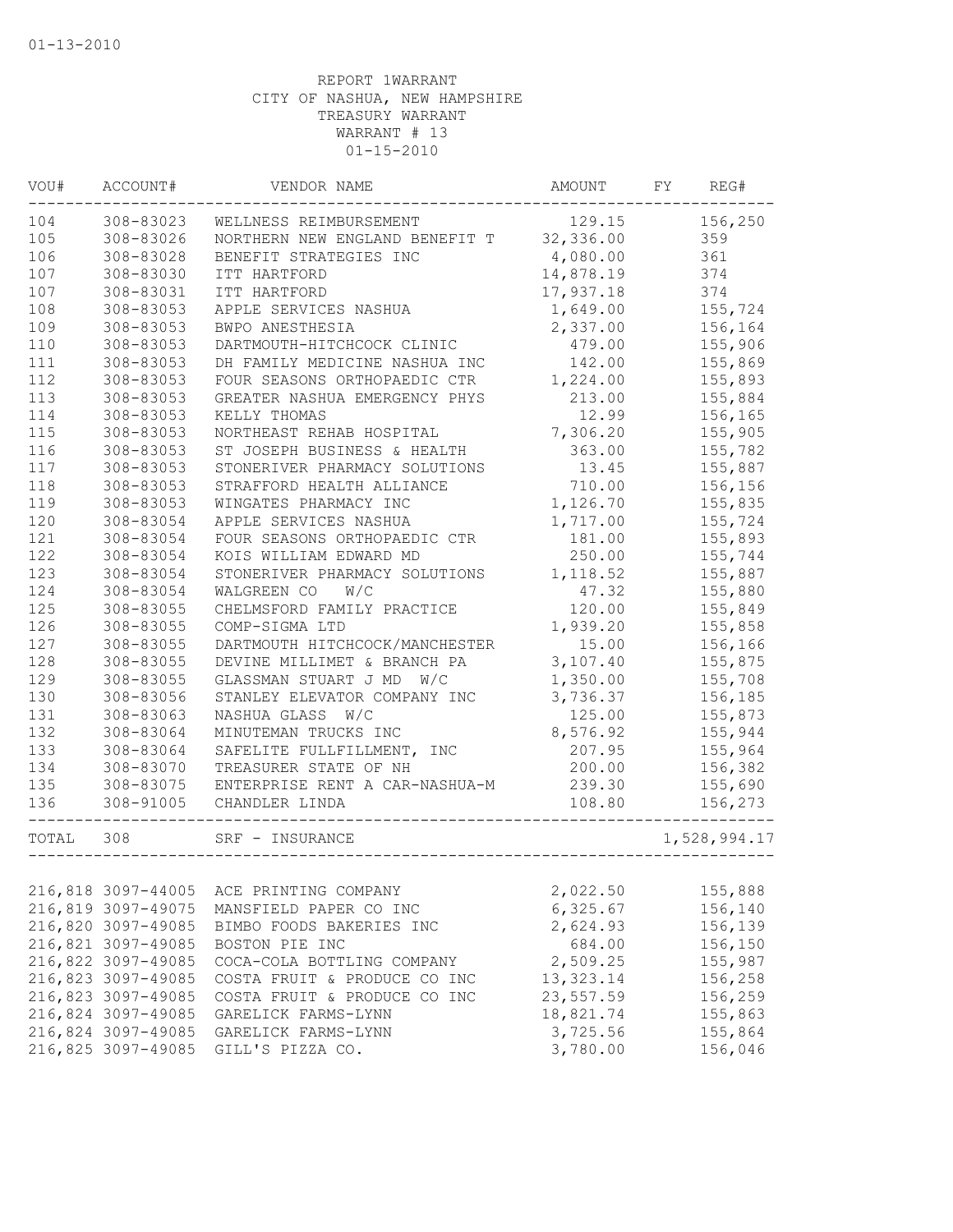01-13-2010

REPORT 1WARRANT
CITY OF NASHUA, NEW HAMPSHIRE
TREASURY WARRANT
WARRANT # 13
01-15-2010

| VOU# | ACCOUNT# | VENDOR NAME | AMOUNT | FY | REG# |
|---|---|---|---|---|---|
| 104 | 308-83023 | WELLNESS REIMBURSEMENT | 129.15 | | 156,250 |
| 105 | 308-83026 | NORTHERN NEW ENGLAND BENEFIT T | 32,336.00 | | 359 |
| 106 | 308-83028 | BENEFIT STRATEGIES INC | 4,080.00 | | 361 |
| 107 | 308-83030 | ITT HARTFORD | 14,878.19 | | 374 |
| 107 | 308-83031 | ITT HARTFORD | 17,937.18 | | 374 |
| 108 | 308-83053 | APPLE SERVICES NASHUA | 1,649.00 | | 155,724 |
| 109 | 308-83053 | BWPO ANESTHESIA | 2,337.00 | | 156,164 |
| 110 | 308-83053 | DARTMOUTH-HITCHCOCK CLINIC | 479.00 | | 155,906 |
| 111 | 308-83053 | DH FAMILY MEDICINE NASHUA INC | 142.00 | | 155,869 |
| 112 | 308-83053 | FOUR SEASONS ORTHOPAEDIC CTR | 1,224.00 | | 155,893 |
| 113 | 308-83053 | GREATER NASHUA EMERGENCY PHYS | 213.00 | | 155,884 |
| 114 | 308-83053 | KELLY THOMAS | 12.99 | | 156,165 |
| 115 | 308-83053 | NORTHEAST REHAB HOSPITAL | 7,306.20 | | 155,905 |
| 116 | 308-83053 | ST JOSEPH BUSINESS & HEALTH | 363.00 | | 155,782 |
| 117 | 308-83053 | STONERIVER PHARMACY SOLUTIONS | 13.45 | | 155,887 |
| 118 | 308-83053 | STRAFFORD HEALTH ALLIANCE | 710.00 | | 156,156 |
| 119 | 308-83053 | WINGATES PHARMACY INC | 1,126.70 | | 155,835 |
| 120 | 308-83054 | APPLE SERVICES NASHUA | 1,717.00 | | 155,724 |
| 121 | 308-83054 | FOUR SEASONS ORTHOPAEDIC CTR | 181.00 | | 155,893 |
| 122 | 308-83054 | KOIS WILLIAM EDWARD MD | 250.00 | | 155,744 |
| 123 | 308-83054 | STONERIVER PHARMACY SOLUTIONS | 1,118.52 | | 155,887 |
| 124 | 308-83054 | WALGREEN CO W/C | 47.32 | | 155,880 |
| 125 | 308-83055 | CHELMSFORD FAMILY PRACTICE | 120.00 | | 155,849 |
| 126 | 308-83055 | COMP-SIGMA LTD | 1,939.20 | | 155,858 |
| 127 | 308-83055 | DARTMOUTH HITCHCOCK/MANCHESTER | 15.00 | | 156,166 |
| 128 | 308-83055 | DEVINE MILLIMET & BRANCH PA | 3,107.40 | | 155,875 |
| 129 | 308-83055 | GLASSMAN STUART J MD W/C | 1,350.00 | | 155,708 |
| 130 | 308-83056 | STANLEY ELEVATOR COMPANY INC | 3,736.37 | | 156,185 |
| 131 | 308-83063 | NASHUA GLASS W/C | 125.00 | | 155,873 |
| 132 | 308-83064 | MINUTEMAN TRUCKS INC | 8,576.92 | | 155,944 |
| 133 | 308-83064 | SAFELITE FULLFILLMENT, INC | 207.95 | | 155,964 |
| 134 | 308-83070 | TREASURER STATE OF NH | 200.00 | | 156,382 |
| 135 | 308-83075 | ENTERPRISE RENT A CAR-NASHUA-M | 239.30 | | 155,690 |
| 136 | 308-91005 | CHANDLER LINDA | 108.80 | | 156,273 |
| TOTAL | 308 | SRF - INSURANCE | | | 1,528,994.17 |

| VOU# | ACCOUNT# | VENDOR NAME | AMOUNT | FY | REG# |
|---|---|---|---|---|---|
| 216,818 | 3097-44005 | ACE PRINTING COMPANY | 2,022.50 | | 155,888 |
| 216,819 | 3097-49075 | MANSFIELD PAPER CO INC | 6,325.67 | | 156,140 |
| 216,820 | 3097-49085 | BIMBO FOODS BAKERIES INC | 2,624.93 | | 156,139 |
| 216,821 | 3097-49085 | BOSTON PIE INC | 684.00 | | 156,150 |
| 216,822 | 3097-49085 | COCA-COLA BOTTLING COMPANY | 2,509.25 | | 155,987 |
| 216,823 | 3097-49085 | COSTA FRUIT & PRODUCE CO INC | 13,323.14 | | 156,258 |
| 216,823 | 3097-49085 | COSTA FRUIT & PRODUCE CO INC | 23,557.59 | | 156,259 |
| 216,824 | 3097-49085 | GARELICK FARMS-LYNN | 18,821.74 | | 155,863 |
| 216,824 | 3097-49085 | GARELICK FARMS-LYNN | 3,725.56 | | 155,864 |
| 216,825 | 3097-49085 | GILL'S PIZZA CO. | 3,780.00 | | 156,046 |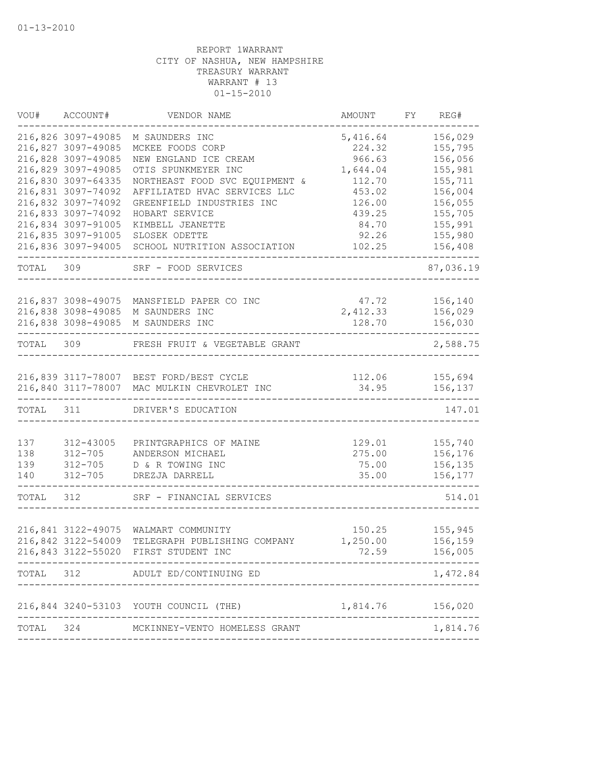01-13-2010

REPORT 1WARRANT
CITY OF NASHUA, NEW HAMPSHIRE
TREASURY WARRANT
WARRANT # 13
01-15-2010

| VOU# | ACCOUNT# | VENDOR NAME | AMOUNT | FY | REG# |
|---|---|---|---|---|---|
| 216,826 | 3097-49085 | M SAUNDERS INC | 5,416.64 | | 156,029 |
| 216,827 | 3097-49085 | MCKEE FOODS CORP | 224.32 | | 155,795 |
| 216,828 | 3097-49085 | NEW ENGLAND ICE CREAM | 966.63 | | 156,056 |
| 216,829 | 3097-49085 | OTIS SPUNKMEYER INC | 1,644.04 | | 155,981 |
| 216,830 | 3097-64335 | NORTHEAST FOOD SVC EQUIPMENT & | 112.70 | | 155,711 |
| 216,831 | 3097-74092 | AFFILIATED HVAC SERVICES LLC | 453.02 | | 156,004 |
| 216,832 | 3097-74092 | GREENFIELD INDUSTRIES INC | 126.00 | | 156,055 |
| 216,833 | 3097-74092 | HOBART SERVICE | 439.25 | | 155,705 |
| 216,834 | 3097-91005 | KIMBELL JEANETTE | 84.70 | | 155,991 |
| 216,835 | 3097-91005 | SLOSEK ODETTE | 92.26 | | 155,980 |
| 216,836 | 3097-94005 | SCHOOL NUTRITION ASSOCIATION | 102.25 | | 156,408 |
| TOTAL | 309 | SRF - FOOD SERVICES | | | 87,036.19 |
| 216,837 | 3098-49075 | MANSFIELD PAPER CO INC | 47.72 | | 156,140 |
| 216,838 | 3098-49085 | M SAUNDERS INC | 2,412.33 | | 156,029 |
| 216,838 | 3098-49085 | M SAUNDERS INC | 128.70 | | 156,030 |
| TOTAL | 309 | FRESH FRUIT & VEGETABLE GRANT | | | 2,588.75 |
| 216,839 | 3117-78007 | BEST FORD/BEST CYCLE | 112.06 | | 155,694 |
| 216,840 | 3117-78007 | MAC MULKIN CHEVROLET INC | 34.95 | | 156,137 |
| TOTAL | 311 | DRIVER'S EDUCATION | | | 147.01 |
| 137 | 312-43005 | PRINTGRAPHICS OF MAINE | 129.01 | | 155,740 |
| 138 | 312-705 | ANDERSON MICHAEL | 275.00 | | 156,176 |
| 139 | 312-705 | D & R TOWING INC | 75.00 | | 156,135 |
| 140 | 312-705 | DREZJA DARRELL | 35.00 | | 156,177 |
| TOTAL | 312 | SRF - FINANCIAL SERVICES | | | 514.01 |
| 216,841 | 3122-49075 | WALMART COMMUNITY | 150.25 | | 155,945 |
| 216,842 | 3122-54009 | TELEGRAPH PUBLISHING COMPANY | 1,250.00 | | 156,159 |
| 216,843 | 3122-55020 | FIRST STUDENT INC | 72.59 | | 156,005 |
| TOTAL | 312 | ADULT ED/CONTINUING ED | | | 1,472.84 |
| 216,844 | 3240-53103 | YOUTH COUNCIL (THE) | 1,814.76 | | 156,020 |
| TOTAL | 324 | MCKINNEY-VENTO HOMELESS GRANT | | | 1,814.76 |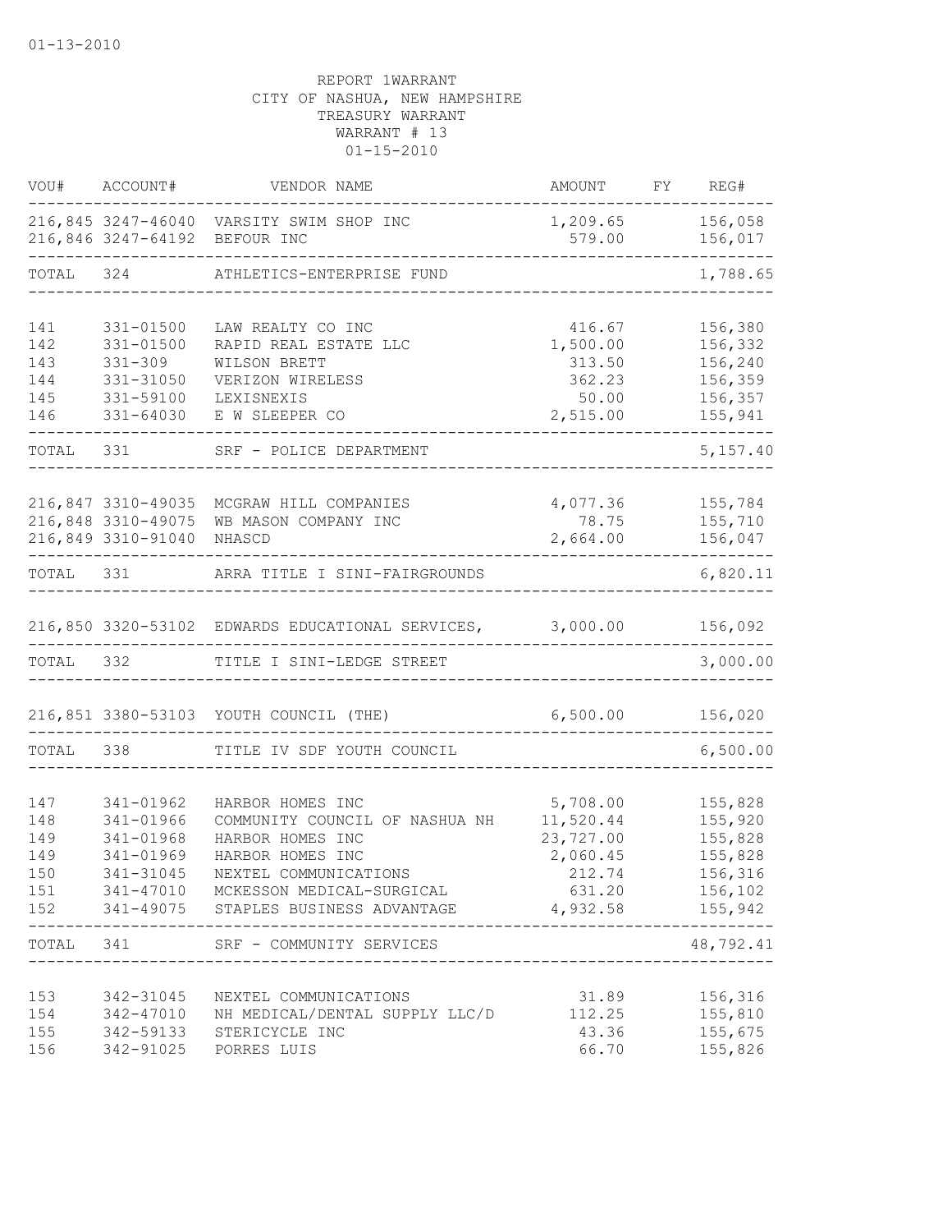01-13-2010

REPORT 1WARRANT
CITY OF NASHUA, NEW HAMPSHIRE
TREASURY WARRANT
WARRANT # 13
01-15-2010

| VOU# | ACCOUNT# | VENDOR NAME | AMOUNT | FY | REG# |
|---|---|---|---|---|---|
| 216,845 | 3247-46040 | VARSITY SWIM SHOP INC | 1,209.65 | | 156,058 |
| 216,846 | 3247-64192 | BEFOUR INC | 579.00 | | 156,017 |
| TOTAL | 324 | ATHLETICS-ENTERPRISE FUND | | | 1,788.65 |
| 141 | 331-01500 | LAW REALTY CO INC | 416.67 | | 156,380 |
| 142 | 331-01500 | RAPID REAL ESTATE LLC | 1,500.00 | | 156,332 |
| 143 | 331-309 | WILSON BRETT | 313.50 | | 156,240 |
| 144 | 331-31050 | VERIZON WIRELESS | 362.23 | | 156,359 |
| 145 | 331-59100 | LEXISNEXIS | 50.00 | | 156,357 |
| 146 | 331-64030 | E W SLEEPER CO | 2,515.00 | | 155,941 |
| TOTAL | 331 | SRF - POLICE DEPARTMENT | | | 5,157.40 |
| 216,847 | 3310-49035 | MCGRAW HILL COMPANIES | 4,077.36 | | 155,784 |
| 216,848 | 3310-49075 | WB MASON COMPANY INC | 78.75 | | 155,710 |
| 216,849 | 3310-91040 | NHASCD | 2,664.00 | | 156,047 |
| TOTAL | 331 | ARRA TITLE I SINI-FAIRGROUNDS | | | 6,820.11 |
| 216,850 | 3320-53102 | EDWARDS EDUCATIONAL SERVICES, | 3,000.00 | | 156,092 |
| TOTAL | 332 | TITLE I SINI-LEDGE STREET | | | 3,000.00 |
| 216,851 | 3380-53103 | YOUTH COUNCIL (THE) | 6,500.00 | | 156,020 |
| TOTAL | 338 | TITLE IV SDF YOUTH COUNCIL | | | 6,500.00 |
| 147 | 341-01962 | HARBOR HOMES INC | 5,708.00 | | 155,828 |
| 148 | 341-01966 | COMMUNITY COUNCIL OF NASHUA NH | 11,520.44 | | 155,920 |
| 149 | 341-01968 | HARBOR HOMES INC | 23,727.00 | | 155,828 |
| 149 | 341-01969 | HARBOR HOMES INC | 2,060.45 | | 155,828 |
| 150 | 341-31045 | NEXTEL COMMUNICATIONS | 212.74 | | 156,316 |
| 151 | 341-47010 | MCKESSON MEDICAL-SURGICAL | 631.20 | | 156,102 |
| 152 | 341-49075 | STAPLES BUSINESS ADVANTAGE | 4,932.58 | | 155,942 |
| TOTAL | 341 | SRF - COMMUNITY SERVICES | | | 48,792.41 |
| 153 | 342-31045 | NEXTEL COMMUNICATIONS | 31.89 | | 156,316 |
| 154 | 342-47010 | NH MEDICAL/DENTAL SUPPLY LLC/D | 112.25 | | 155,810 |
| 155 | 342-59133 | STERICYCLE INC | 43.36 | | 155,675 |
| 156 | 342-91025 | PORRES LUIS | 66.70 | | 155,826 |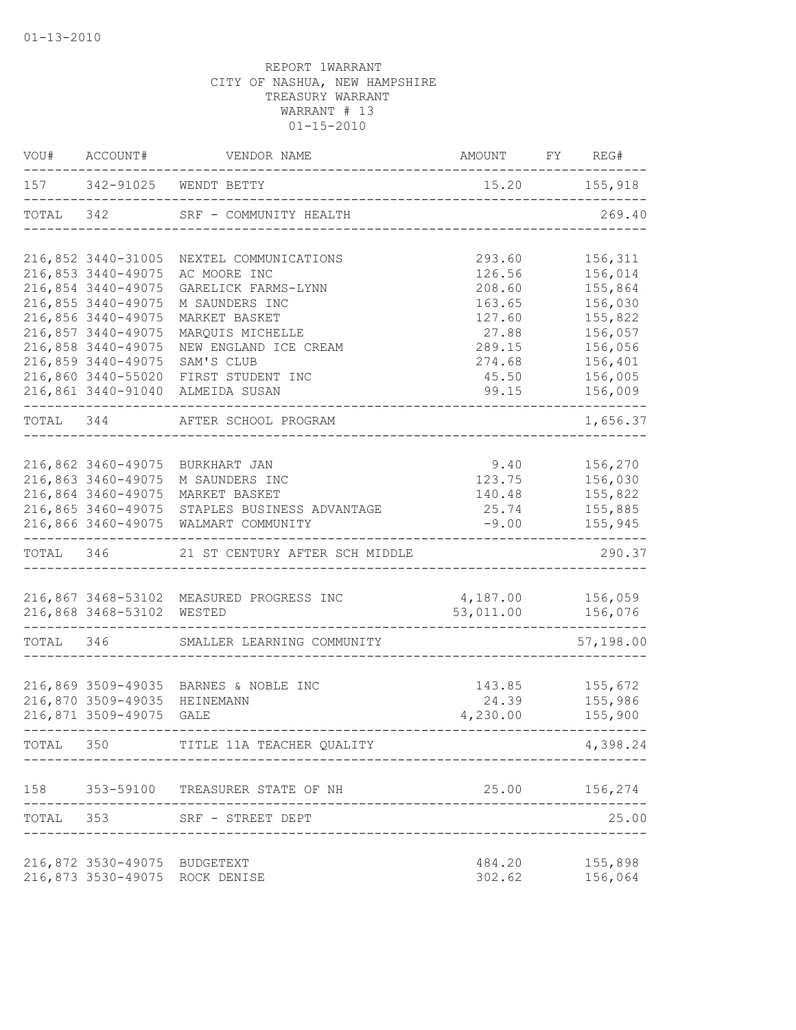01-13-2010

REPORT 1WARRANT
CITY OF NASHUA, NEW HAMPSHIRE
TREASURY WARRANT
WARRANT # 13
01-15-2010

| VOU# | ACCOUNT# | VENDOR NAME | AMOUNT | FY | REG# |
|---|---|---|---|---|---|
| 157 | 342-91025 | WENDT BETTY | 15.20 | | 155,918 |
| TOTAL | 342 | SRF - COMMUNITY HEALTH | | | 269.40 |
| 216,852 | 3440-31005 | NEXTEL COMMUNICATIONS | 293.60 | | 156,311 |
| 216,853 | 3440-49075 | AC MOORE INC | 126.56 | | 156,014 |
| 216,854 | 3440-49075 | GARELICK FARMS-LYNN | 208.60 | | 155,864 |
| 216,855 | 3440-49075 | M SAUNDERS INC | 163.65 | | 156,030 |
| 216,856 | 3440-49075 | MARKET BASKET | 127.60 | | 155,822 |
| 216,857 | 3440-49075 | MARQUIS MICHELLE | 27.88 | | 156,057 |
| 216,858 | 3440-49075 | NEW ENGLAND ICE CREAM | 289.15 | | 156,056 |
| 216,859 | 3440-49075 | SAM'S CLUB | 274.68 | | 156,401 |
| 216,860 | 3440-55020 | FIRST STUDENT INC | 45.50 | | 156,005 |
| 216,861 | 3440-91040 | ALMEIDA SUSAN | 99.15 | | 156,009 |
| TOTAL | 344 | AFTER SCHOOL PROGRAM | | | 1,656.37 |
| 216,862 | 3460-49075 | BURKHART JAN | 9.40 | | 156,270 |
| 216,863 | 3460-49075 | M SAUNDERS INC | 123.75 | | 156,030 |
| 216,864 | 3460-49075 | MARKET BASKET | 140.48 | | 155,822 |
| 216,865 | 3460-49075 | STAPLES BUSINESS ADVANTAGE | 25.74 | | 155,885 |
| 216,866 | 3460-49075 | WALMART COMMUNITY | -9.00 | | 155,945 |
| TOTAL | 346 | 21 ST CENTURY AFTER SCH MIDDLE | | | 290.37 |
| 216,867 | 3468-53102 | MEASURED PROGRESS INC | 4,187.00 | | 156,059 |
| 216,868 | 3468-53102 | WESTED | 53,011.00 | | 156,076 |
| TOTAL | 346 | SMALLER LEARNING COMMUNITY | | | 57,198.00 |
| 216,869 | 3509-49035 | BARNES & NOBLE INC | 143.85 | | 155,672 |
| 216,870 | 3509-49035 | HEINEMANN | 24.39 | | 155,986 |
| 216,871 | 3509-49075 | GALE | 4,230.00 | | 155,900 |
| TOTAL | 350 | TITLE 11A TEACHER QUALITY | | | 4,398.24 |
| 158 | 353-59100 | TREASURER STATE OF NH | 25.00 | | 156,274 |
| TOTAL | 353 | SRF - STREET DEPT | | | 25.00 |
| 216,872 | 3530-49075 | BUDGETEXT | 484.20 | | 155,898 |
| 216,873 | 3530-49075 | ROCK DENISE | 302.62 | | 156,064 |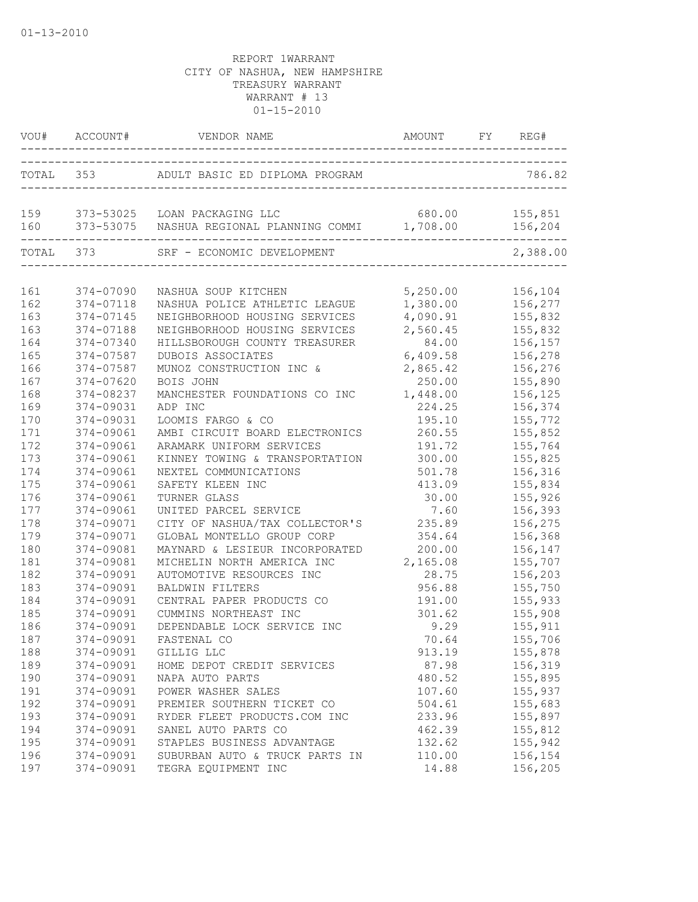01-13-2010

REPORT 1WARRANT
CITY OF NASHUA, NEW HAMPSHIRE
TREASURY WARRANT
WARRANT # 13
01-15-2010

| VOU# | ACCOUNT# | VENDOR NAME | AMOUNT | FY | REG# |
|---|---|---|---|---|---|
| TOTAL | 353 | ADULT BASIC ED DIPLOMA PROGRAM | | | 786.82 |
| 159 | 373-53025 | LOAN PACKAGING LLC | 680.00 | | 155,851 |
| 160 | 373-53075 | NASHUA REGIONAL PLANNING COMMI | 1,708.00 | | 156,204 |
| TOTAL | 373 | SRF - ECONOMIC DEVELOPMENT | | | 2,388.00 |
| 161 | 374-07090 | NASHUA SOUP KITCHEN | 5,250.00 | | 156,104 |
| 162 | 374-07118 | NASHUA POLICE ATHLETIC LEAGUE | 1,380.00 | | 156,277 |
| 163 | 374-07145 | NEIGHBORHOOD HOUSING SERVICES | 4,090.91 | | 155,832 |
| 163 | 374-07188 | NEIGHBORHOOD HOUSING SERVICES | 2,560.45 | | 155,832 |
| 164 | 374-07340 | HILLSBOROUGH COUNTY TREASURER | 84.00 | | 156,157 |
| 165 | 374-07587 | DUBOIS ASSOCIATES | 6,409.58 | | 156,278 |
| 166 | 374-07587 | MUNOZ CONSTRUCTION INC & | 2,865.42 | | 156,276 |
| 167 | 374-07620 | BOIS JOHN | 250.00 | | 155,890 |
| 168 | 374-08237 | MANCHESTER FOUNDATIONS CO INC | 1,448.00 | | 156,125 |
| 169 | 374-09031 | ADP INC | 224.25 | | 156,374 |
| 170 | 374-09031 | LOOMIS FARGO & CO | 195.10 | | 155,772 |
| 171 | 374-09061 | AMBI CIRCUIT BOARD ELECTRONICS | 260.55 | | 155,852 |
| 172 | 374-09061 | ARAMARK UNIFORM SERVICES | 191.72 | | 155,764 |
| 173 | 374-09061 | KINNEY TOWING & TRANSPORTATION | 300.00 | | 155,825 |
| 174 | 374-09061 | NEXTEL COMMUNICATIONS | 501.78 | | 156,316 |
| 175 | 374-09061 | SAFETY KLEEN INC | 413.09 | | 155,834 |
| 176 | 374-09061 | TURNER GLASS | 30.00 | | 155,926 |
| 177 | 374-09061 | UNITED PARCEL SERVICE | 7.60 | | 156,393 |
| 178 | 374-09071 | CITY OF NASHUA/TAX COLLECTOR'S | 235.89 | | 156,275 |
| 179 | 374-09071 | GLOBAL MONTELLO GROUP CORP | 354.64 | | 156,368 |
| 180 | 374-09081 | MAYNARD & LESIEUR INCORPORATED | 200.00 | | 156,147 |
| 181 | 374-09081 | MICHELIN NORTH AMERICA INC | 2,165.08 | | 155,707 |
| 182 | 374-09091 | AUTOMOTIVE RESOURCES INC | 28.75 | | 156,203 |
| 183 | 374-09091 | BALDWIN FILTERS | 956.88 | | 155,750 |
| 184 | 374-09091 | CENTRAL PAPER PRODUCTS CO | 191.00 | | 155,933 |
| 185 | 374-09091 | CUMMINS NORTHEAST INC | 301.62 | | 155,908 |
| 186 | 374-09091 | DEPENDABLE LOCK SERVICE INC | 9.29 | | 155,911 |
| 187 | 374-09091 | FASTENAL CO | 70.64 | | 155,706 |
| 188 | 374-09091 | GILLIG LLC | 913.19 | | 155,878 |
| 189 | 374-09091 | HOME DEPOT CREDIT SERVICES | 87.98 | | 156,319 |
| 190 | 374-09091 | NAPA AUTO PARTS | 480.52 | | 155,895 |
| 191 | 374-09091 | POWER WASHER SALES | 107.60 | | 155,937 |
| 192 | 374-09091 | PREMIER SOUTHERN TICKET CO | 504.61 | | 155,683 |
| 193 | 374-09091 | RYDER FLEET PRODUCTS.COM INC | 233.96 | | 155,897 |
| 194 | 374-09091 | SANEL AUTO PARTS CO | 462.39 | | 155,812 |
| 195 | 374-09091 | STAPLES BUSINESS ADVANTAGE | 132.62 | | 155,942 |
| 196 | 374-09091 | SUBURBAN AUTO & TRUCK PARTS IN | 110.00 | | 156,154 |
| 197 | 374-09091 | TEGRA EQUIPMENT INC | 14.88 | | 156,205 |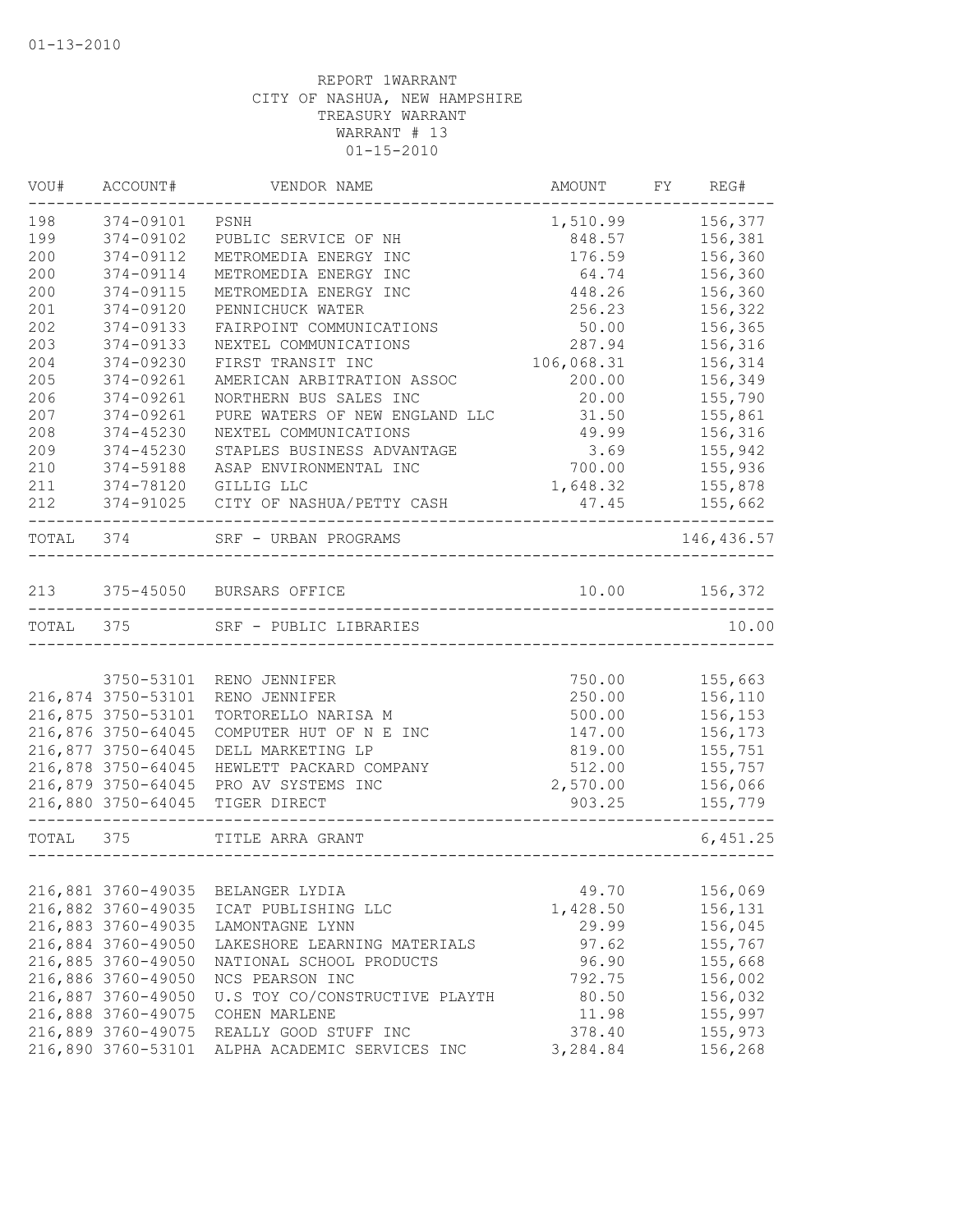01-13-2010

REPORT 1WARRANT
CITY OF NASHUA, NEW HAMPSHIRE
TREASURY WARRANT
WARRANT # 13
01-15-2010

| VOU# | ACCOUNT# | VENDOR NAME | AMOUNT | FY | REG# |
|---|---|---|---|---|---|
| 198 | 374-09101 | PSNH | 1,510.99 | | 156,377 |
| 199 | 374-09102 | PUBLIC SERVICE OF NH | 848.57 | | 156,381 |
| 200 | 374-09112 | METROMEDIA ENERGY INC | 176.59 | | 156,360 |
| 200 | 374-09114 | METROMEDIA ENERGY INC | 64.74 | | 156,360 |
| 200 | 374-09115 | METROMEDIA ENERGY INC | 448.26 | | 156,360 |
| 201 | 374-09120 | PENNICHUCK WATER | 256.23 | | 156,322 |
| 202 | 374-09133 | FAIRPOINT COMMUNICATIONS | 50.00 | | 156,365 |
| 203 | 374-09133 | NEXTEL COMMUNICATIONS | 287.94 | | 156,316 |
| 204 | 374-09230 | FIRST TRANSIT INC | 106,068.31 | | 156,314 |
| 205 | 374-09261 | AMERICAN ARBITRATION ASSOC | 200.00 | | 156,349 |
| 206 | 374-09261 | NORTHERN BUS SALES INC | 20.00 | | 155,790 |
| 207 | 374-09261 | PURE WATERS OF NEW ENGLAND LLC | 31.50 | | 155,861 |
| 208 | 374-45230 | NEXTEL COMMUNICATIONS | 49.99 | | 156,316 |
| 209 | 374-45230 | STAPLES BUSINESS ADVANTAGE | 3.69 | | 155,942 |
| 210 | 374-59188 | ASAP ENVIRONMENTAL INC | 700.00 | | 155,936 |
| 211 | 374-78120 | GILLIG LLC | 1,648.32 | | 155,878 |
| 212 | 374-91025 | CITY OF NASHUA/PETTY CASH | 47.45 | | 155,662 |
| TOTAL | 374 | SRF - URBAN PROGRAMS | | | 146,436.57 |
| 213 | 375-45050 | BURSARS OFFICE | 10.00 | | 156,372 |
| TOTAL | 375 | SRF - PUBLIC LIBRARIES | | | 10.00 |
| | 3750-53101 | RENO JENNIFER | 750.00 | | 155,663 |
| 216,874 | 3750-53101 | RENO JENNIFER | 250.00 | | 156,110 |
| 216,875 | 3750-53101 | TORTORELLO NARISA M | 500.00 | | 156,153 |
| 216,876 | 3750-64045 | COMPUTER HUT OF N E INC | 147.00 | | 156,173 |
| 216,877 | 3750-64045 | DELL MARKETING LP | 819.00 | | 155,751 |
| 216,878 | 3750-64045 | HEWLETT PACKARD COMPANY | 512.00 | | 155,757 |
| 216,879 | 3750-64045 | PRO AV SYSTEMS INC | 2,570.00 | | 156,066 |
| 216,880 | 3750-64045 | TIGER DIRECT | 903.25 | | 155,779 |
| TOTAL | 375 | TITLE ARRA GRANT | | | 6,451.25 |
| 216,881 | 3760-49035 | BELANGER LYDIA | 49.70 | | 156,069 |
| 216,882 | 3760-49035 | ICAT PUBLISHING LLC | 1,428.50 | | 156,131 |
| 216,883 | 3760-49035 | LAMONTAGNE LYNN | 29.99 | | 156,045 |
| 216,884 | 3760-49050 | LAKESHORE LEARNING MATERIALS | 97.62 | | 155,767 |
| 216,885 | 3760-49050 | NATIONAL SCHOOL PRODUCTS | 96.90 | | 155,668 |
| 216,886 | 3760-49050 | NCS PEARSON INC | 792.75 | | 156,002 |
| 216,887 | 3760-49050 | U.S TOY CO/CONSTRUCTIVE PLAYTH | 80.50 | | 156,032 |
| 216,888 | 3760-49075 | COHEN MARLENE | 11.98 | | 155,997 |
| 216,889 | 3760-49075 | REALLY GOOD STUFF INC | 378.40 | | 155,973 |
| 216,890 | 3760-53101 | ALPHA ACADEMIC SERVICES INC | 3,284.84 | | 156,268 |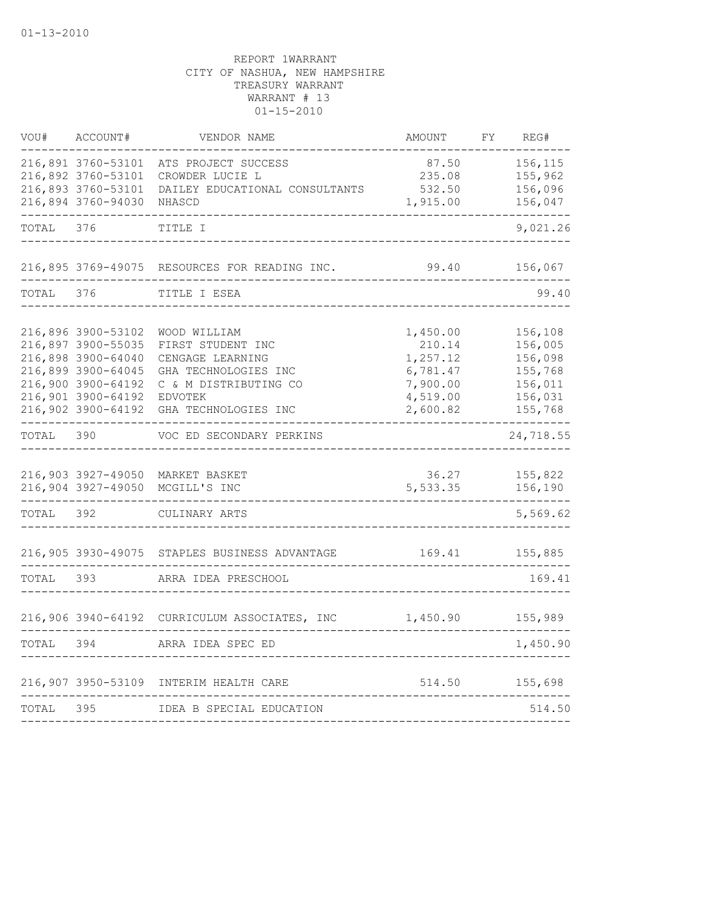01-13-2010

REPORT 1WARRANT
CITY OF NASHUA, NEW HAMPSHIRE
TREASURY WARRANT
WARRANT # 13
01-15-2010

| VOU# | ACCOUNT# | VENDOR NAME | AMOUNT | FY | REG# |
|---|---|---|---|---|---|
| 216,891 | 3760-53101 | ATS PROJECT SUCCESS | 87.50 | | 156,115 |
| 216,892 | 3760-53101 | CROWDER LUCIE L | 235.08 | | 155,962 |
| 216,893 | 3760-53101 | DAILEY EDUCATIONAL CONSULTANTS | 532.50 | | 156,096 |
| 216,894 | 3760-94030 | NHASCD | 1,915.00 | | 156,047 |
| TOTAL | 376 | TITLE I | | | 9,021.26 |
| 216,895 | 3769-49075 | RESOURCES FOR READING INC. | 99.40 | | 156,067 |
| TOTAL | 376 | TITLE I ESEA | | | 99.40 |
| 216,896 | 3900-53102 | WOOD WILLIAM | 1,450.00 | | 156,108 |
| 216,897 | 3900-55035 | FIRST STUDENT INC | 210.14 | | 156,005 |
| 216,898 | 3900-64040 | CENGAGE LEARNING | 1,257.12 | | 156,098 |
| 216,899 | 3900-64045 | GHA TECHNOLOGIES INC | 6,781.47 | | 155,768 |
| 216,900 | 3900-64192 | C & M DISTRIBUTING CO | 7,900.00 | | 156,011 |
| 216,901 | 3900-64192 | EDVOTEK | 4,519.00 | | 156,031 |
| 216,902 | 3900-64192 | GHA TECHNOLOGIES INC | 2,600.82 | | 155,768 |
| TOTAL | 390 | VOC ED SECONDARY PERKINS | | | 24,718.55 |
| 216,903 | 3927-49050 | MARKET BASKET | 36.27 | | 155,822 |
| 216,904 | 3927-49050 | MCGILL'S INC | 5,533.35 | | 156,190 |
| TOTAL | 392 | CULINARY ARTS | | | 5,569.62 |
| 216,905 | 3930-49075 | STAPLES BUSINESS ADVANTAGE | 169.41 | | 155,885 |
| TOTAL | 393 | ARRA IDEA PRESCHOOL | | | 169.41 |
| 216,906 | 3940-64192 | CURRICULUM ASSOCIATES, INC | 1,450.90 | | 155,989 |
| TOTAL | 394 | ARRA IDEA SPEC ED | | | 1,450.90 |
| 216,907 | 3950-53109 | INTERIM HEALTH CARE | 514.50 | | 155,698 |
| TOTAL | 395 | IDEA B SPECIAL EDUCATION | | | 514.50 |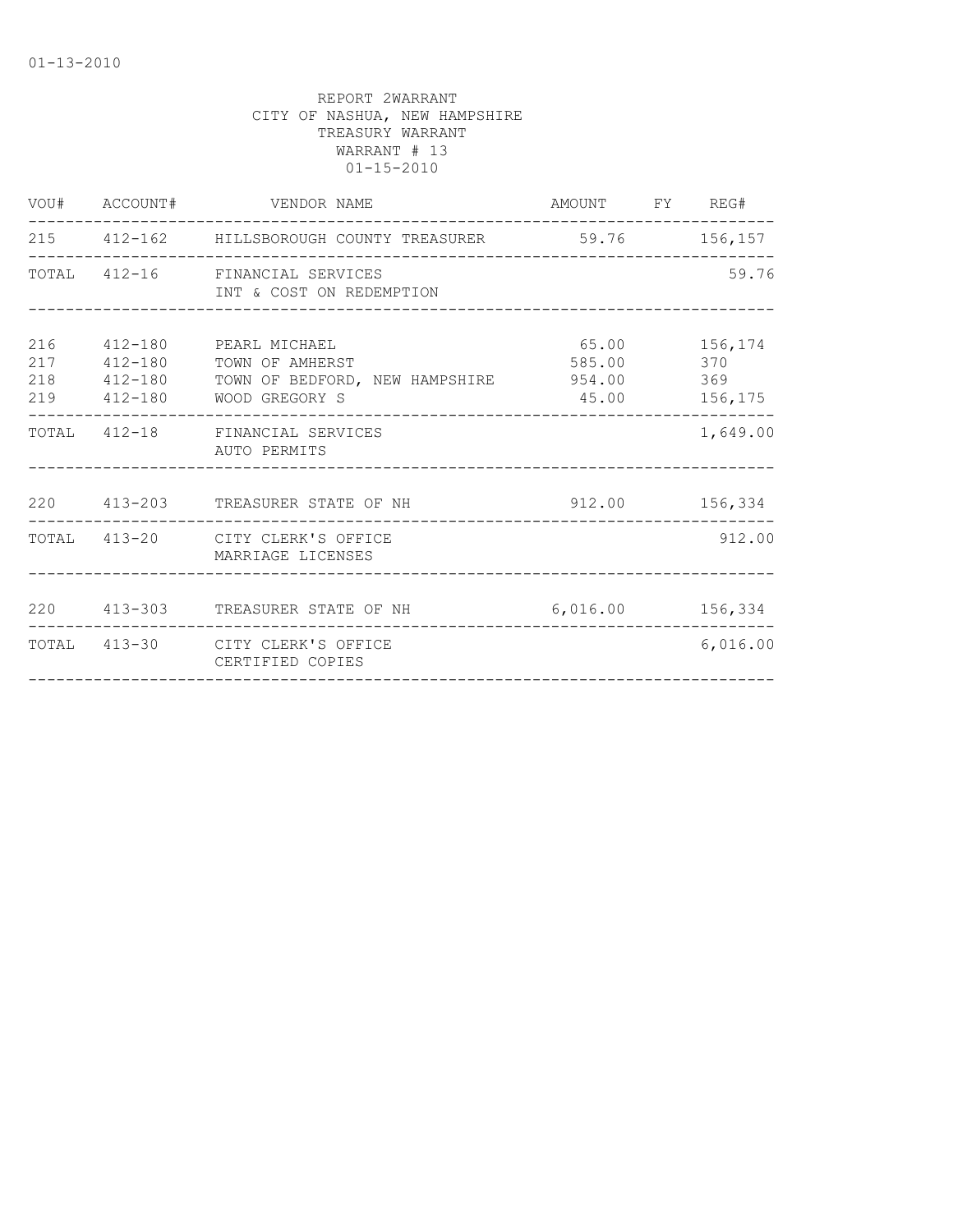01-13-2010

REPORT 2WARRANT
CITY OF NASHUA, NEW HAMPSHIRE
TREASURY WARRANT
WARRANT # 13
01-15-2010

| VOU# | ACCOUNT# | VENDOR NAME | AMOUNT | FY | REG# |
|---|---|---|---|---|---|
| 215 | 412-162 | HILLSBOROUGH COUNTY TREASURER | 59.76 | | 156,157 |
| TOTAL | 412-16 | FINANCIAL SERVICES<br>INT & COST ON REDEMPTION | | | 59.76 |
| 216 | 412-180 | PEARL MICHAEL | 65.00 | | 156,174 |
| 217 | 412-180 | TOWN OF AMHERST | 585.00 | | 370 |
| 218 | 412-180 | TOWN OF BEDFORD, NEW HAMPSHIRE | 954.00 | | 369 |
| 219 | 412-180 | WOOD GREGORY S | 45.00 | | 156,175 |
| TOTAL | 412-18 | FINANCIAL SERVICES<br>AUTO PERMITS | | | 1,649.00 |
| 220 | 413-203 | TREASURER STATE OF NH | 912.00 | | 156,334 |
| TOTAL | 413-20 | CITY CLERK'S OFFICE<br>MARRIAGE LICENSES | | | 912.00 |
| 220 | 413-303 | TREASURER STATE OF NH | 6,016.00 | | 156,334 |
| TOTAL | 413-30 | CITY CLERK'S OFFICE<br>CERTIFIED COPIES | | | 6,016.00 |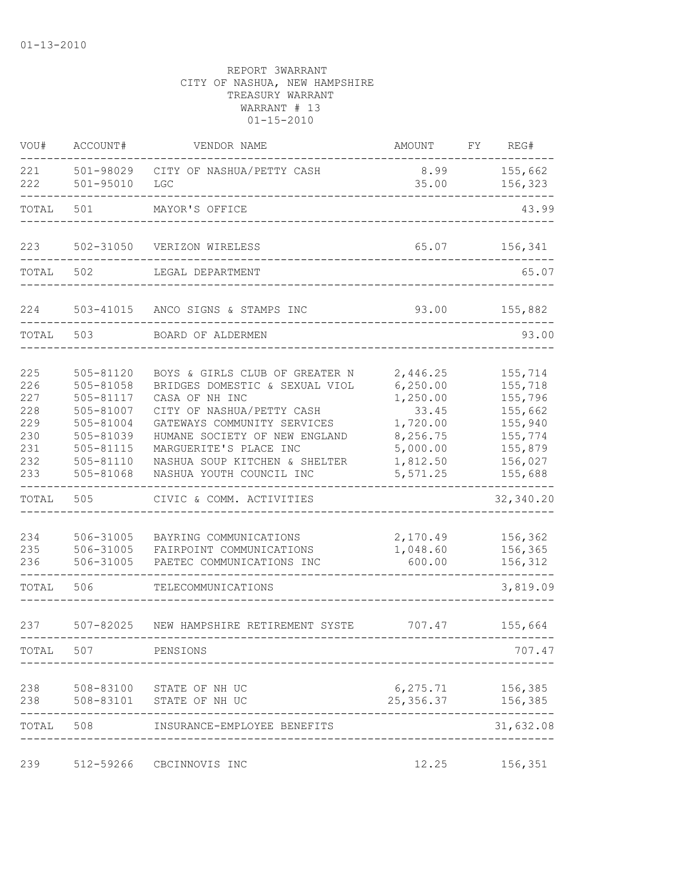01-13-2010

REPORT 3WARRANT
CITY OF NASHUA, NEW HAMPSHIRE
TREASURY WARRANT
WARRANT # 13
01-15-2010

| VOU# | ACCOUNT# | VENDOR NAME | AMOUNT | FY | REG# |
|---|---|---|---|---|---|
| 221 | 501-98029 | CITY OF NASHUA/PETTY CASH | 8.99 | | 155,662 |
| 222 | 501-95010 | LGC | 35.00 | | 156,323 |
| TOTAL | 501 | MAYOR'S OFFICE | | | 43.99 |
| 223 | 502-31050 | VERIZON WIRELESS | 65.07 | | 156,341 |
| TOTAL | 502 | LEGAL DEPARTMENT | | | 65.07 |
| 224 | 503-41015 | ANCO SIGNS & STAMPS INC | 93.00 | | 155,882 |
| TOTAL | 503 | BOARD OF ALDERMEN | | | 93.00 |
| 225 | 505-81120 | BOYS & GIRLS CLUB OF GREATER N | 2,446.25 | | 155,714 |
| 226 | 505-81058 | BRIDGES DOMESTIC & SEXUAL VIOL | 6,250.00 | | 155,718 |
| 227 | 505-81117 | CASA OF NH INC | 1,250.00 | | 155,796 |
| 228 | 505-81007 | CITY OF NASHUA/PETTY CASH | 33.45 | | 155,662 |
| 229 | 505-81004 | GATEWAYS COMMUNITY SERVICES | 1,720.00 | | 155,940 |
| 230 | 505-81039 | HUMANE SOCIETY OF NEW ENGLAND | 8,256.75 | | 155,774 |
| 231 | 505-81115 | MARGUERITE'S PLACE INC | 5,000.00 | | 155,879 |
| 232 | 505-81110 | NASHUA SOUP KITCHEN & SHELTER | 1,812.50 | | 156,027 |
| 233 | 505-81068 | NASHUA YOUTH COUNCIL INC | 5,571.25 | | 155,688 |
| TOTAL | 505 | CIVIC & COMM. ACTIVITIES | | | 32,340.20 |
| 234 | 506-31005 | BAYRING COMMUNICATIONS | 2,170.49 | | 156,362 |
| 235 | 506-31005 | FAIRPOINT COMMUNICATIONS | 1,048.60 | | 156,365 |
| 236 | 506-31005 | PAETEC COMMUNICATIONS INC | 600.00 | | 156,312 |
| TOTAL | 506 | TELECOMMUNICATIONS | | | 3,819.09 |
| 237 | 507-82025 | NEW HAMPSHIRE RETIREMENT SYSTE | 707.47 | | 155,664 |
| TOTAL | 507 | PENSIONS | | | 707.47 |
| 238 | 508-83100 | STATE OF NH UC | 6,275.71 | | 156,385 |
| 238 | 508-83101 | STATE OF NH UC | 25,356.37 | | 156,385 |
| TOTAL | 508 | INSURANCE-EMPLOYEE BENEFITS | | | 31,632.08 |
| 239 | 512-59266 | CBCINNOVIS INC | 12.25 | | 156,351 |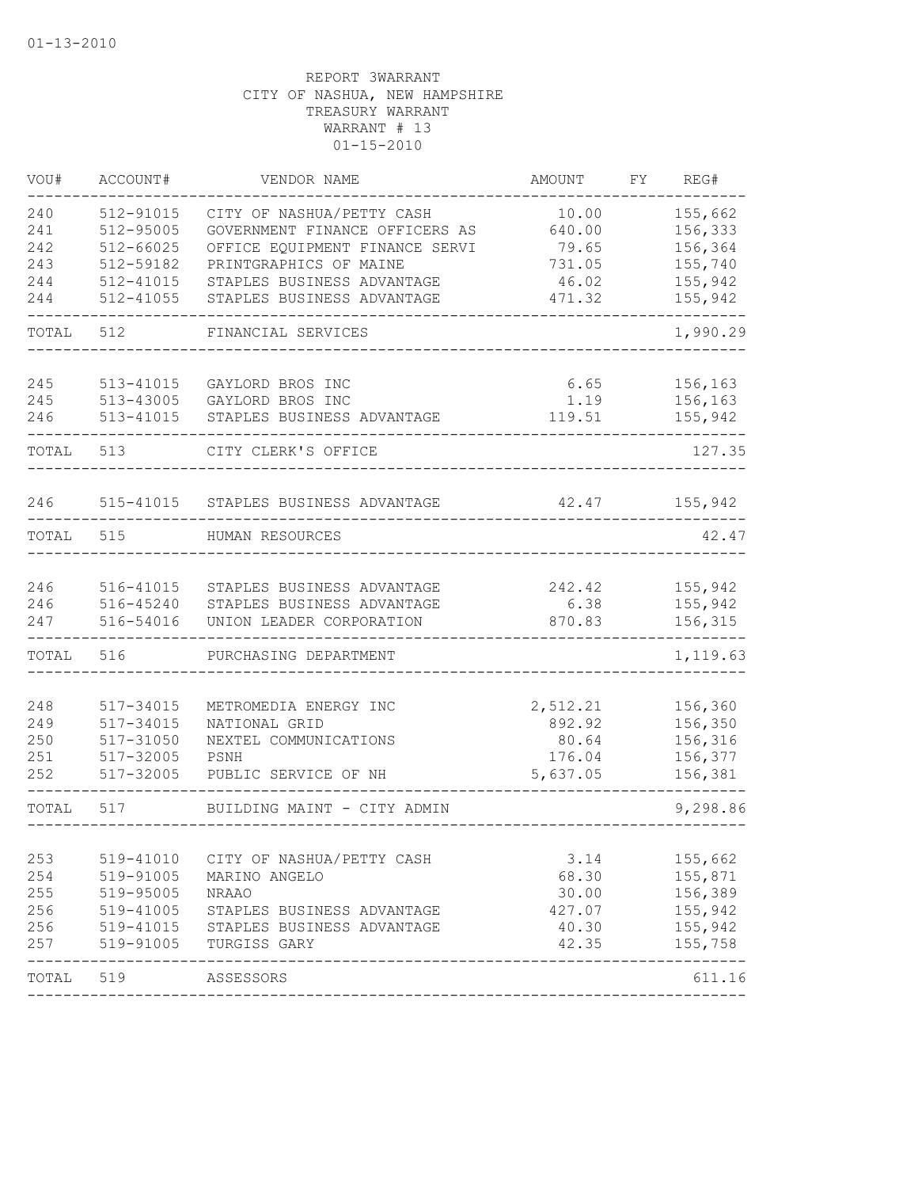01-13-2010

REPORT 3WARRANT
CITY OF NASHUA, NEW HAMPSHIRE
TREASURY WARRANT
WARRANT # 13
01-15-2010

| VOU# | ACCOUNT# | VENDOR NAME | AMOUNT | FY | REG# |
|---|---|---|---|---|---|
| 240 | 512-91015 | CITY OF NASHUA/PETTY CASH | 10.00 | | 155,662 |
| 241 | 512-95005 | GOVERNMENT FINANCE OFFICERS AS | 640.00 | | 156,333 |
| 242 | 512-66025 | OFFICE EQUIPMENT FINANCE SERVI | 79.65 | | 156,364 |
| 243 | 512-59182 | PRINTGRAPHICS OF MAINE | 731.05 | | 155,740 |
| 244 | 512-41015 | STAPLES BUSINESS ADVANTAGE | 46.02 | | 155,942 |
| 244 | 512-41055 | STAPLES BUSINESS ADVANTAGE | 471.32 | | 155,942 |
| TOTAL | 512 | FINANCIAL SERVICES | | | 1,990.29 |
| 245 | 513-41015 | GAYLORD BROS INC | 6.65 | | 156,163 |
| 245 | 513-43005 | GAYLORD BROS INC | 1.19 | | 156,163 |
| 246 | 513-41015 | STAPLES BUSINESS ADVANTAGE | 119.51 | | 155,942 |
| TOTAL | 513 | CITY CLERK'S OFFICE | | | 127.35 |
| 246 | 515-41015 | STAPLES BUSINESS ADVANTAGE | 42.47 | | 155,942 |
| TOTAL | 515 | HUMAN RESOURCES | | | 42.47 |
| 246 | 516-41015 | STAPLES BUSINESS ADVANTAGE | 242.42 | | 155,942 |
| 246 | 516-45240 | STAPLES BUSINESS ADVANTAGE | 6.38 | | 155,942 |
| 247 | 516-54016 | UNION LEADER CORPORATION | 870.83 | | 156,315 |
| TOTAL | 516 | PURCHASING DEPARTMENT | | | 1,119.63 |
| 248 | 517-34015 | METROMEDIA ENERGY INC | 2,512.21 | | 156,360 |
| 249 | 517-34015 | NATIONAL GRID | 892.92 | | 156,350 |
| 250 | 517-31050 | NEXTEL COMMUNICATIONS | 80.64 | | 156,316 |
| 251 | 517-32005 | PSNH | 176.04 | | 156,377 |
| 252 | 517-32005 | PUBLIC SERVICE OF NH | 5,637.05 | | 156,381 |
| TOTAL | 517 | BUILDING MAINT - CITY ADMIN | | | 9,298.86 |
| 253 | 519-41010 | CITY OF NASHUA/PETTY CASH | 3.14 | | 155,662 |
| 254 | 519-91005 | MARINO ANGELO | 68.30 | | 155,871 |
| 255 | 519-95005 | NRAAO | 30.00 | | 156,389 |
| 256 | 519-41005 | STAPLES BUSINESS ADVANTAGE | 427.07 | | 155,942 |
| 256 | 519-41015 | STAPLES BUSINESS ADVANTAGE | 40.30 | | 155,942 |
| 257 | 519-91005 | TURGISS GARY | 42.35 | | 155,758 |
| TOTAL | 519 | ASSESSORS | | | 611.16 |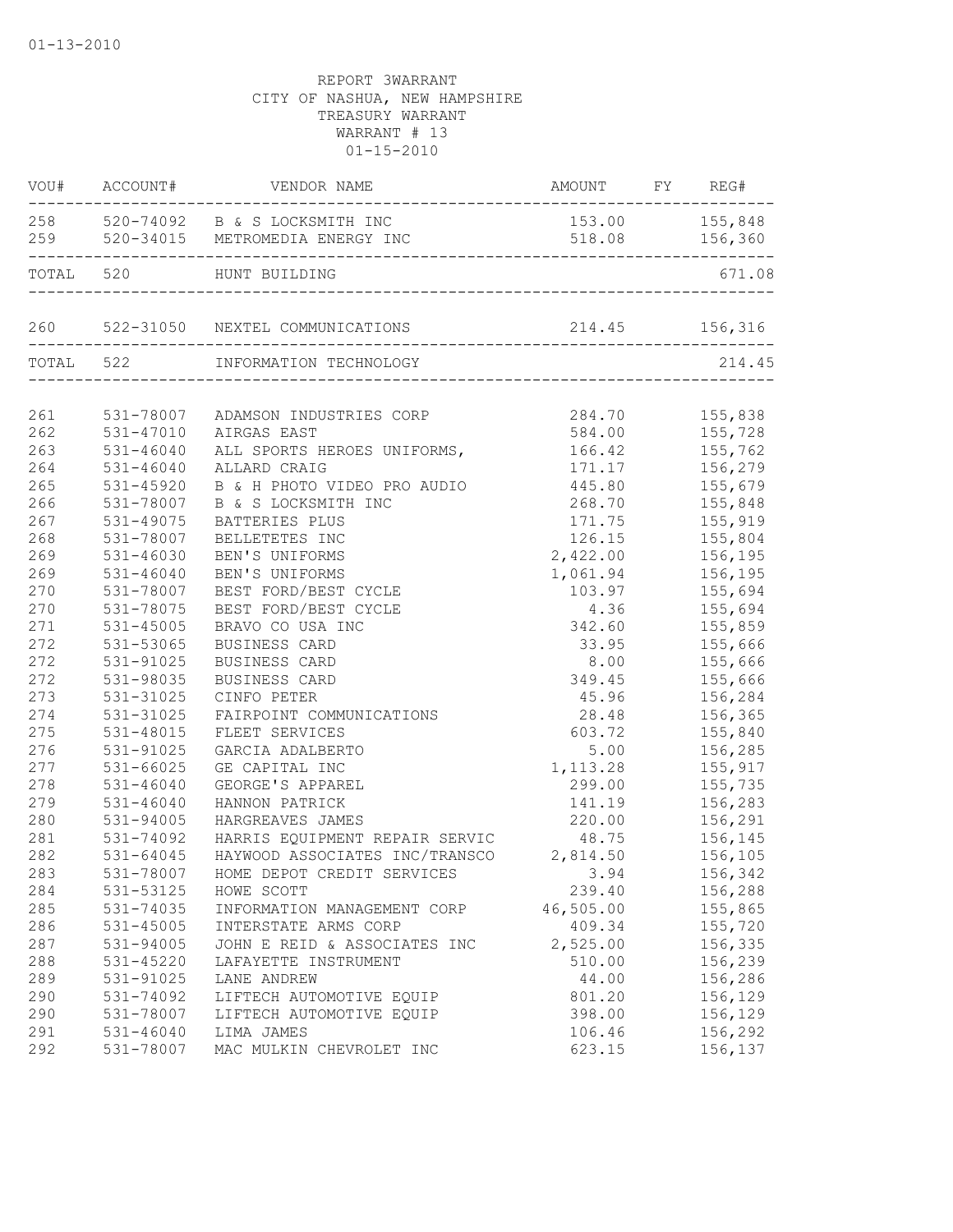01-13-2010

REPORT 3WARRANT
CITY OF NASHUA, NEW HAMPSHIRE
TREASURY WARRANT
WARRANT # 13
01-15-2010

| VOU# | ACCOUNT# | VENDOR NAME | AMOUNT | FY | REG# |
|---|---|---|---|---|---|
| 258 | 520-74092 | B & S LOCKSMITH INC | 153.00 | | 155,848 |
| 259 | 520-34015 | METROMEDIA ENERGY INC | 518.08 | | 156,360 |
| TOTAL | 520 | HUNT BUILDING | | | 671.08 |
| 260 | 522-31050 | NEXTEL COMMUNICATIONS | 214.45 | | 156,316 |
| TOTAL | 522 | INFORMATION TECHNOLOGY | | | 214.45 |
| 261 | 531-78007 | ADAMSON INDUSTRIES CORP | 284.70 | | 155,838 |
| 262 | 531-47010 | AIRGAS EAST | 584.00 | | 155,728 |
| 263 | 531-46040 | ALL SPORTS HEROES UNIFORMS, | 166.42 | | 155,762 |
| 264 | 531-46040 | ALLARD CRAIG | 171.17 | | 156,279 |
| 265 | 531-45920 | B & H PHOTO VIDEO PRO AUDIO | 445.80 | | 155,679 |
| 266 | 531-78007 | B & S LOCKSMITH INC | 268.70 | | 155,848 |
| 267 | 531-49075 | BATTERIES PLUS | 171.75 | | 155,919 |
| 268 | 531-78007 | BELLETETES INC | 126.15 | | 155,804 |
| 269 | 531-46030 | BEN'S UNIFORMS | 2,422.00 | | 156,195 |
| 269 | 531-46040 | BEN'S UNIFORMS | 1,061.94 | | 156,195 |
| 270 | 531-78007 | BEST FORD/BEST CYCLE | 103.97 | | 155,694 |
| 270 | 531-78075 | BEST FORD/BEST CYCLE | 4.36 | | 155,694 |
| 271 | 531-45005 | BRAVO CO USA INC | 342.60 | | 155,859 |
| 272 | 531-53065 | BUSINESS CARD | 33.95 | | 155,666 |
| 272 | 531-91025 | BUSINESS CARD | 8.00 | | 155,666 |
| 272 | 531-98035 | BUSINESS CARD | 349.45 | | 155,666 |
| 273 | 531-31025 | CINFO PETER | 45.96 | | 156,284 |
| 274 | 531-31025 | FAIRPOINT COMMUNICATIONS | 28.48 | | 156,365 |
| 275 | 531-48015 | FLEET SERVICES | 603.72 | | 155,840 |
| 276 | 531-91025 | GARCIA ADALBERTO | 5.00 | | 156,285 |
| 277 | 531-66025 | GE CAPITAL INC | 1,113.28 | | 155,917 |
| 278 | 531-46040 | GEORGE'S APPAREL | 299.00 | | 155,735 |
| 279 | 531-46040 | HANNON PATRICK | 141.19 | | 156,283 |
| 280 | 531-94005 | HARGREAVES JAMES | 220.00 | | 156,291 |
| 281 | 531-74092 | HARRIS EQUIPMENT REPAIR SERVIC | 48.75 | | 156,145 |
| 282 | 531-64045 | HAYWOOD ASSOCIATES INC/TRANSCO | 2,814.50 | | 156,105 |
| 283 | 531-78007 | HOME DEPOT CREDIT SERVICES | 3.94 | | 156,342 |
| 284 | 531-53125 | HOWE SCOTT | 239.40 | | 156,288 |
| 285 | 531-74035 | INFORMATION MANAGEMENT CORP | 46,505.00 | | 155,865 |
| 286 | 531-45005 | INTERSTATE ARMS CORP | 409.34 | | 155,720 |
| 287 | 531-94005 | JOHN E REID & ASSOCIATES INC | 2,525.00 | | 156,335 |
| 288 | 531-45220 | LAFAYETTE INSTRUMENT | 510.00 | | 156,239 |
| 289 | 531-91025 | LANE ANDREW | 44.00 | | 156,286 |
| 290 | 531-74092 | LIFTECH AUTOMOTIVE EQUIP | 801.20 | | 156,129 |
| 290 | 531-78007 | LIFTECH AUTOMOTIVE EQUIP | 398.00 | | 156,129 |
| 291 | 531-46040 | LIMA JAMES | 106.46 | | 156,292 |
| 292 | 531-78007 | MAC MULKIN CHEVROLET INC | 623.15 | | 156,137 |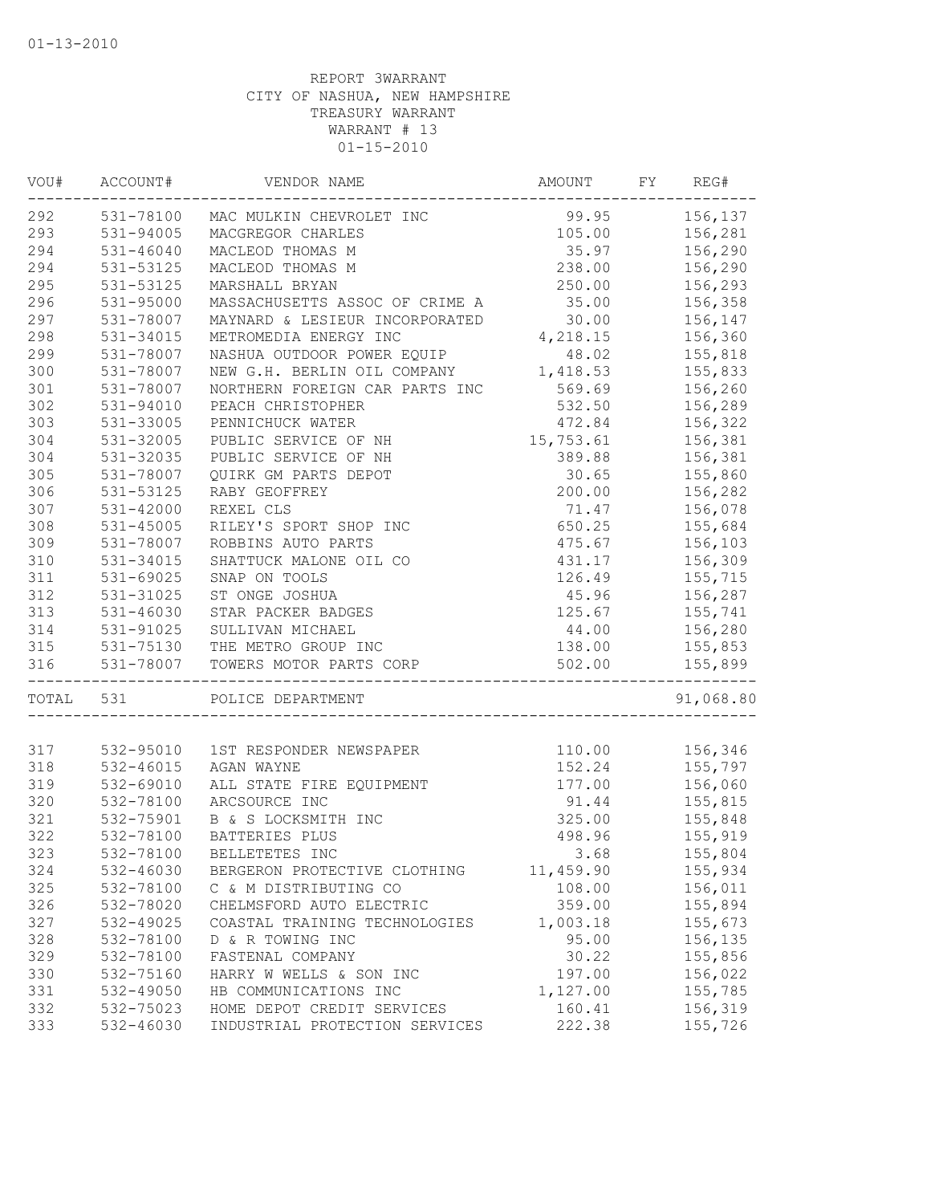01-13-2010

REPORT 3WARRANT
CITY OF NASHUA, NEW HAMPSHIRE
TREASURY WARRANT
WARRANT # 13
01-15-2010

| VOU# | ACCOUNT# | VENDOR NAME | AMOUNT | FY | REG# |
|---|---|---|---|---|---|
| 292 | 531-78100 | MAC MULKIN CHEVROLET INC | 99.95 | | 156,137 |
| 293 | 531-94005 | MACGREGOR CHARLES | 105.00 | | 156,281 |
| 294 | 531-46040 | MACLEOD THOMAS M | 35.97 | | 156,290 |
| 294 | 531-53125 | MACLEOD THOMAS M | 238.00 | | 156,290 |
| 295 | 531-53125 | MARSHALL BRYAN | 250.00 | | 156,293 |
| 296 | 531-95000 | MASSACHUSETTS ASSOC OF CRIME A | 35.00 | | 156,358 |
| 297 | 531-78007 | MAYNARD & LESIEUR INCORPORATED | 30.00 | | 156,147 |
| 298 | 531-34015 | METROMEDIA ENERGY INC | 4,218.15 | | 156,360 |
| 299 | 531-78007 | NASHUA OUTDOOR POWER EQUIP | 48.02 | | 155,818 |
| 300 | 531-78007 | NEW G.H. BERLIN OIL COMPANY | 1,418.53 | | 155,833 |
| 301 | 531-78007 | NORTHERN FOREIGN CAR PARTS INC | 569.69 | | 156,260 |
| 302 | 531-94010 | PEACH CHRISTOPHER | 532.50 | | 156,289 |
| 303 | 531-33005 | PENNICHUCK WATER | 472.84 | | 156,322 |
| 304 | 531-32005 | PUBLIC SERVICE OF NH | 15,753.61 | | 156,381 |
| 304 | 531-32035 | PUBLIC SERVICE OF NH | 389.88 | | 156,381 |
| 305 | 531-78007 | QUIRK GM PARTS DEPOT | 30.65 | | 155,860 |
| 306 | 531-53125 | RABY GEOFFREY | 200.00 | | 156,282 |
| 307 | 531-42000 | REXEL CLS | 71.47 | | 156,078 |
| 308 | 531-45005 | RILEY'S SPORT SHOP INC | 650.25 | | 155,684 |
| 309 | 531-78007 | ROBBINS AUTO PARTS | 475.67 | | 156,103 |
| 310 | 531-34015 | SHATTUCK MALONE OIL CO | 431.17 | | 156,309 |
| 311 | 531-69025 | SNAP ON TOOLS | 126.49 | | 155,715 |
| 312 | 531-31025 | ST ONGE JOSHUA | 45.96 | | 156,287 |
| 313 | 531-46030 | STAR PACKER BADGES | 125.67 | | 155,741 |
| 314 | 531-91025 | SULLIVAN MICHAEL | 44.00 | | 156,280 |
| 315 | 531-75130 | THE METRO GROUP INC | 138.00 | | 155,853 |
| 316 | 531-78007 | TOWERS MOTOR PARTS CORP | 502.00 | | 155,899 |
| TOTAL | 531 | POLICE DEPARTMENT | | | 91,068.80 |
| 317 | 532-95010 | 1ST RESPONDER NEWSPAPER | 110.00 | | 156,346 |
| 318 | 532-46015 | AGAN WAYNE | 152.24 | | 155,797 |
| 319 | 532-69010 | ALL STATE FIRE EQUIPMENT | 177.00 | | 156,060 |
| 320 | 532-78100 | ARCSOURCE INC | 91.44 | | 155,815 |
| 321 | 532-75901 | B & S LOCKSMITH INC | 325.00 | | 155,848 |
| 322 | 532-78100 | BATTERIES PLUS | 498.96 | | 155,919 |
| 323 | 532-78100 | BELLETETES INC | 3.68 | | 155,804 |
| 324 | 532-46030 | BERGERON PROTECTIVE CLOTHING | 11,459.90 | | 155,934 |
| 325 | 532-78100 | C & M DISTRIBUTING CO | 108.00 | | 156,011 |
| 326 | 532-78020 | CHELMSFORD AUTO ELECTRIC | 359.00 | | 155,894 |
| 327 | 532-49025 | COASTAL TRAINING TECHNOLOGIES | 1,003.18 | | 155,673 |
| 328 | 532-78100 | D & R TOWING INC | 95.00 | | 156,135 |
| 329 | 532-78100 | FASTENAL COMPANY | 30.22 | | 155,856 |
| 330 | 532-75160 | HARRY W WELLS & SON INC | 197.00 | | 156,022 |
| 331 | 532-49050 | HB COMMUNICATIONS INC | 1,127.00 | | 155,785 |
| 332 | 532-75023 | HOME DEPOT CREDIT SERVICES | 160.41 | | 156,319 |
| 333 | 532-46030 | INDUSTRIAL PROTECTION SERVICES | 222.38 | | 155,726 |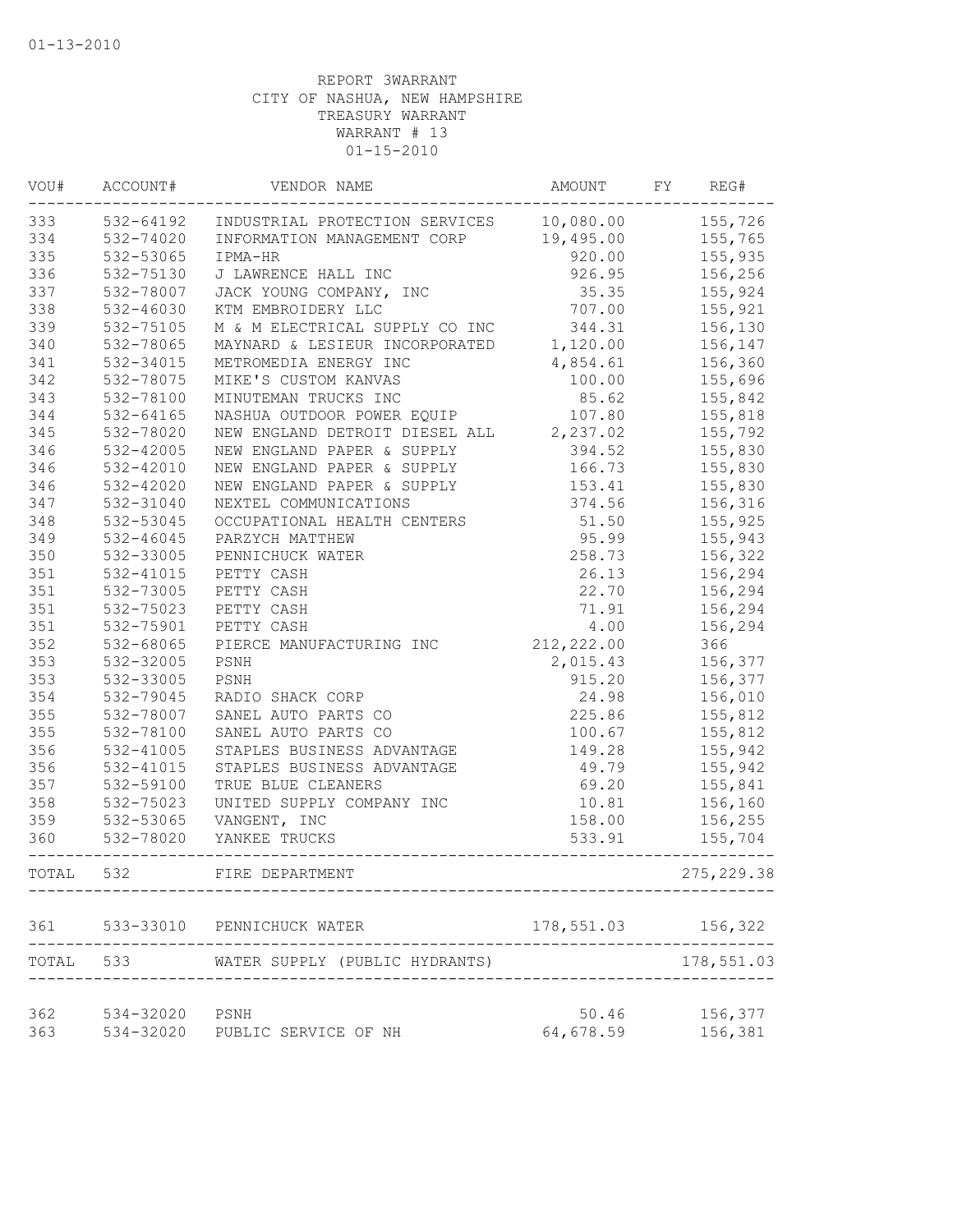01-13-2010

REPORT 3WARRANT
CITY OF NASHUA, NEW HAMPSHIRE
TREASURY WARRANT
WARRANT # 13
01-15-2010

| VOU# | ACCOUNT# | VENDOR NAME | AMOUNT | FY | REG# |
|---|---|---|---|---|---|
| 333 | 532-64192 | INDUSTRIAL PROTECTION SERVICES | 10,080.00 | | 155,726 |
| 334 | 532-74020 | INFORMATION MANAGEMENT CORP | 19,495.00 | | 155,765 |
| 335 | 532-53065 | IPMA-HR | 920.00 | | 155,935 |
| 336 | 532-75130 | J LAWRENCE HALL INC | 926.95 | | 156,256 |
| 337 | 532-78007 | JACK YOUNG COMPANY, INC | 35.35 | | 155,924 |
| 338 | 532-46030 | KTM EMBROIDERY LLC | 707.00 | | 155,921 |
| 339 | 532-75105 | M & M ELECTRICAL SUPPLY CO INC | 344.31 | | 156,130 |
| 340 | 532-78065 | MAYNARD & LESIEUR INCORPORATED | 1,120.00 | | 156,147 |
| 341 | 532-34015 | METROMEDIA ENERGY INC | 4,854.61 | | 156,360 |
| 342 | 532-78075 | MIKE'S CUSTOM KANVAS | 100.00 | | 155,696 |
| 343 | 532-78100 | MINUTEMAN TRUCKS INC | 85.62 | | 155,842 |
| 344 | 532-64165 | NASHUA OUTDOOR POWER EQUIP | 107.80 | | 155,818 |
| 345 | 532-78020 | NEW ENGLAND DETROIT DIESEL ALL | 2,237.02 | | 155,792 |
| 346 | 532-42005 | NEW ENGLAND PAPER & SUPPLY | 394.52 | | 155,830 |
| 346 | 532-42010 | NEW ENGLAND PAPER & SUPPLY | 166.73 | | 155,830 |
| 346 | 532-42020 | NEW ENGLAND PAPER & SUPPLY | 153.41 | | 155,830 |
| 347 | 532-31040 | NEXTEL COMMUNICATIONS | 374.56 | | 156,316 |
| 348 | 532-53045 | OCCUPATIONAL HEALTH CENTERS | 51.50 | | 155,925 |
| 349 | 532-46045 | PARZYCH MATTHEW | 95.99 | | 155,943 |
| 350 | 532-33005 | PENNICHUCK WATER | 258.73 | | 156,322 |
| 351 | 532-41015 | PETTY CASH | 26.13 | | 156,294 |
| 351 | 532-73005 | PETTY CASH | 22.70 | | 156,294 |
| 351 | 532-75023 | PETTY CASH | 71.91 | | 156,294 |
| 351 | 532-75901 | PETTY CASH | 4.00 | | 156,294 |
| 352 | 532-68065 | PIERCE MANUFACTURING INC | 212,222.00 | | 366 |
| 353 | 532-32005 | PSNH | 2,015.43 | | 156,377 |
| 353 | 532-33005 | PSNH | 915.20 | | 156,377 |
| 354 | 532-79045 | RADIO SHACK CORP | 24.98 | | 156,010 |
| 355 | 532-78007 | SANEL AUTO PARTS CO | 225.86 | | 155,812 |
| 355 | 532-78100 | SANEL AUTO PARTS CO | 100.67 | | 155,812 |
| 356 | 532-41005 | STAPLES BUSINESS ADVANTAGE | 149.28 | | 155,942 |
| 356 | 532-41015 | STAPLES BUSINESS ADVANTAGE | 49.79 | | 155,942 |
| 357 | 532-59100 | TRUE BLUE CLEANERS | 69.20 | | 155,841 |
| 358 | 532-75023 | UNITED SUPPLY COMPANY INC | 10.81 | | 156,160 |
| 359 | 532-53065 | VANGENT, INC | 158.00 | | 156,255 |
| 360 | 532-78020 | YANKEE TRUCKS | 533.91 | | 155,704 |
| TOTAL | 532 | FIRE DEPARTMENT | | | 275,229.38 |
| 361 | 533-33010 | PENNICHUCK WATER | 178,551.03 | | 156,322 |
| TOTAL | 533 | WATER SUPPLY (PUBLIC HYDRANTS) | | | 178,551.03 |
| 362 | 534-32020 | PSNH | 50.46 | | 156,377 |
| 363 | 534-32020 | PUBLIC SERVICE OF NH | 64,678.59 | | 156,381 |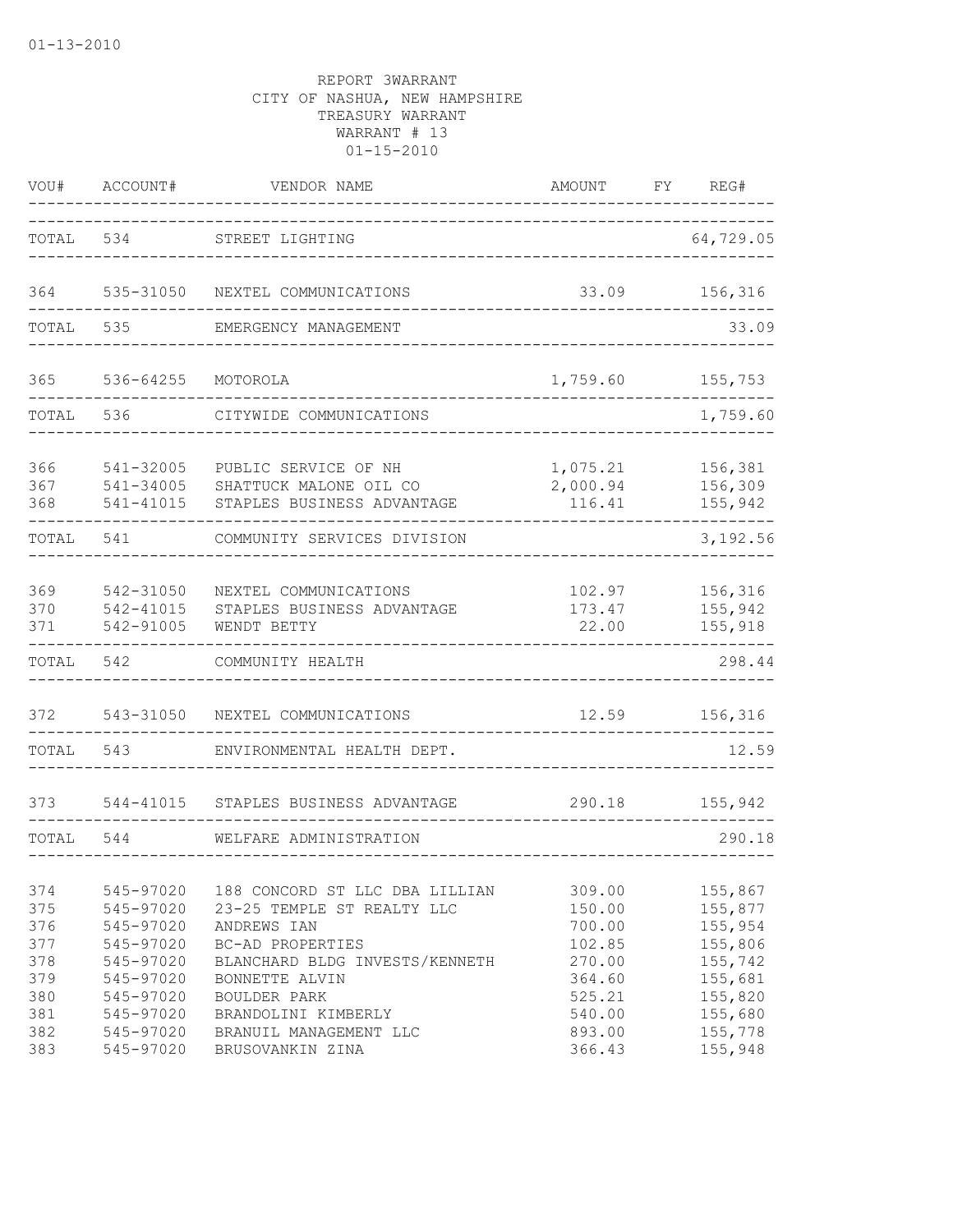01-13-2010

REPORT 3WARRANT
CITY OF NASHUA, NEW HAMPSHIRE
TREASURY WARRANT
WARRANT # 13
01-15-2010

| VOU# | ACCOUNT# | VENDOR NAME | AMOUNT | FY | REG# |
|---|---|---|---|---|---|
| TOTAL | 534 | STREET LIGHTING | | | 64,729.05 |
| 364 | 535-31050 | NEXTEL COMMUNICATIONS | 33.09 | | 156,316 |
| TOTAL | 535 | EMERGENCY MANAGEMENT | | | 33.09 |
| 365 | 536-64255 | MOTOROLA | 1,759.60 | | 155,753 |
| TOTAL | 536 | CITYWIDE COMMUNICATIONS | | | 1,759.60 |
| 366 | 541-32005 | PUBLIC SERVICE OF NH | 1,075.21 | | 156,381 |
| 367 | 541-34005 | SHATTUCK MALONE OIL CO | 2,000.94 | | 156,309 |
| 368 | 541-41015 | STAPLES BUSINESS ADVANTAGE | 116.41 | | 155,942 |
| TOTAL | 541 | COMMUNITY SERVICES DIVISION | | | 3,192.56 |
| 369 | 542-31050 | NEXTEL COMMUNICATIONS | 102.97 | | 156,316 |
| 370 | 542-41015 | STAPLES BUSINESS ADVANTAGE | 173.47 | | 155,942 |
| 371 | 542-91005 | WENDT BETTY | 22.00 | | 155,918 |
| TOTAL | 542 | COMMUNITY HEALTH | | | 298.44 |
| 372 | 543-31050 | NEXTEL COMMUNICATIONS | 12.59 | | 156,316 |
| TOTAL | 543 | ENVIRONMENTAL HEALTH DEPT. | | | 12.59 |
| 373 | 544-41015 | STAPLES BUSINESS ADVANTAGE | 290.18 | | 155,942 |
| TOTAL | 544 | WELFARE ADMINISTRATION | | | 290.18 |
| 374 | 545-97020 | 188 CONCORD ST LLC DBA LILLIAN | 309.00 | | 155,867 |
| 375 | 545-97020 | 23-25 TEMPLE ST REALTY LLC | 150.00 | | 155,877 |
| 376 | 545-97020 | ANDREWS IAN | 700.00 | | 155,954 |
| 377 | 545-97020 | BC-AD PROPERTIES | 102.85 | | 155,806 |
| 378 | 545-97020 | BLANCHARD BLDG INVESTS/KENNETH | 270.00 | | 155,742 |
| 379 | 545-97020 | BONNETTE ALVIN | 364.60 | | 155,681 |
| 380 | 545-97020 | BOULDER PARK | 525.21 | | 155,820 |
| 381 | 545-97020 | BRANDOLINI KIMBERLY | 540.00 | | 155,680 |
| 382 | 545-97020 | BRANUIL MANAGEMENT LLC | 893.00 | | 155,778 |
| 383 | 545-97020 | BRUSOVANKIN ZINA | 366.43 | | 155,948 |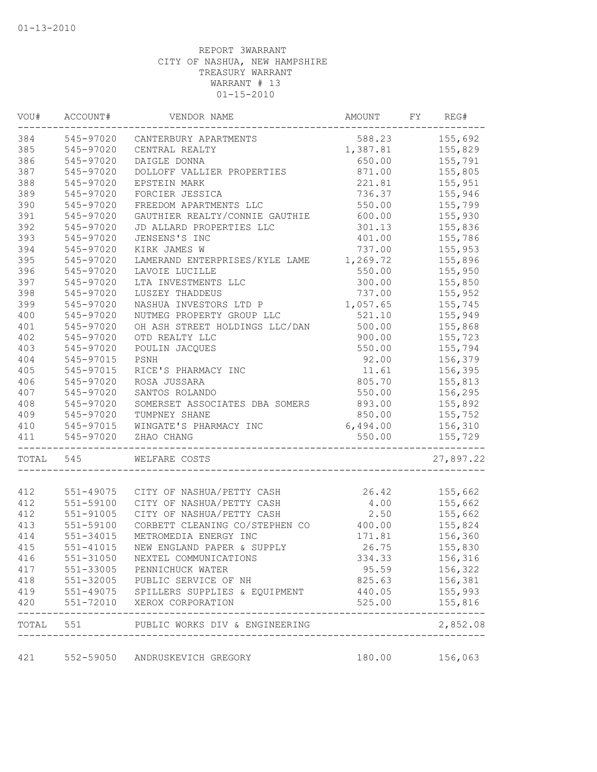01-13-2010

REPORT 3WARRANT
CITY OF NASHUA, NEW HAMPSHIRE
TREASURY WARRANT
WARRANT # 13
01-15-2010

| VOU# | ACCOUNT# | VENDOR NAME | AMOUNT | FY | REG# |
|---|---|---|---|---|---|
| 384 | 545-97020 | CANTERBURY APARTMENTS | 588.23 | | 155,692 |
| 385 | 545-97020 | CENTRAL REALTY | 1,387.81 | | 155,829 |
| 386 | 545-97020 | DAIGLE DONNA | 650.00 | | 155,791 |
| 387 | 545-97020 | DOLLOFF VALLIER PROPERTIES | 871.00 | | 155,805 |
| 388 | 545-97020 | EPSTEIN MARK | 221.81 | | 155,951 |
| 389 | 545-97020 | FORCIER JESSICA | 736.37 | | 155,946 |
| 390 | 545-97020 | FREEDOM APARTMENTS LLC | 550.00 | | 155,799 |
| 391 | 545-97020 | GAUTHIER REALTY/CONNIE GAUTHIE | 600.00 | | 155,930 |
| 392 | 545-97020 | JD ALLARD PROPERTIES LLC | 301.13 | | 155,836 |
| 393 | 545-97020 | JENSENS'S INC | 401.00 | | 155,786 |
| 394 | 545-97020 | KIRK JAMES W | 737.00 | | 155,953 |
| 395 | 545-97020 | LAMERAND ENTERPRISES/KYLE LAME | 1,269.72 | | 155,896 |
| 396 | 545-97020 | LAVOIE LUCILLE | 550.00 | | 155,950 |
| 397 | 545-97020 | LTA INVESTMENTS LLC | 300.00 | | 155,850 |
| 398 | 545-97020 | LUSZEY THADDEUS | 737.00 | | 155,952 |
| 399 | 545-97020 | NASHUA INVESTORS LTD P | 1,057.65 | | 155,745 |
| 400 | 545-97020 | NUTMEG PROPERTY GROUP LLC | 521.10 | | 155,949 |
| 401 | 545-97020 | OH ASH STREET HOLDINGS LLC/DAN | 500.00 | | 155,868 |
| 402 | 545-97020 | OTD REALTY LLC | 900.00 | | 155,723 |
| 403 | 545-97020 | POULIN JACQUES | 550.00 | | 155,794 |
| 404 | 545-97015 | PSNH | 92.00 | | 156,379 |
| 405 | 545-97015 | RICE'S PHARMACY INC | 11.61 | | 156,395 |
| 406 | 545-97020 | ROSA JUSSARA | 805.70 | | 155,813 |
| 407 | 545-97020 | SANTOS ROLANDO | 550.00 | | 156,295 |
| 408 | 545-97020 | SOMERSET ASSOCIATES DBA SOMERS | 893.00 | | 155,892 |
| 409 | 545-97020 | TUMPNEY SHANE | 850.00 | | 155,752 |
| 410 | 545-97015 | WINGATE'S PHARMACY INC | 6,494.00 | | 156,310 |
| 411 | 545-97020 | ZHAO CHANG | 550.00 | | 155,729 |
| TOTAL | 545 | WELFARE COSTS | | | 27,897.22 |
| 412 | 551-49075 | CITY OF NASHUA/PETTY CASH | 26.42 | | 155,662 |
| 412 | 551-59100 | CITY OF NASHUA/PETTY CASH | 4.00 | | 155,662 |
| 412 | 551-91005 | CITY OF NASHUA/PETTY CASH | 2.50 | | 155,662 |
| 413 | 551-59100 | CORBETT CLEANING CO/STEPHEN CO | 400.00 | | 155,824 |
| 414 | 551-34015 | METROMEDIA ENERGY INC | 171.81 | | 156,360 |
| 415 | 551-41015 | NEW ENGLAND PAPER & SUPPLY | 26.75 | | 155,830 |
| 416 | 551-31050 | NEXTEL COMMUNICATIONS | 334.33 | | 156,316 |
| 417 | 551-33005 | PENNICHUCK WATER | 95.59 | | 156,322 |
| 418 | 551-32005 | PUBLIC SERVICE OF NH | 825.63 | | 156,381 |
| 419 | 551-49075 | SPILLERS SUPPLIES & EQUIPMENT | 440.05 | | 155,993 |
| 420 | 551-72010 | XEROX CORPORATION | 525.00 | | 155,816 |
| TOTAL | 551 | PUBLIC WORKS DIV & ENGINEERING | | | 2,852.08 |
| 421 | 552-59050 | ANDRUSKEVICH GREGORY | 180.00 | | 156,063 |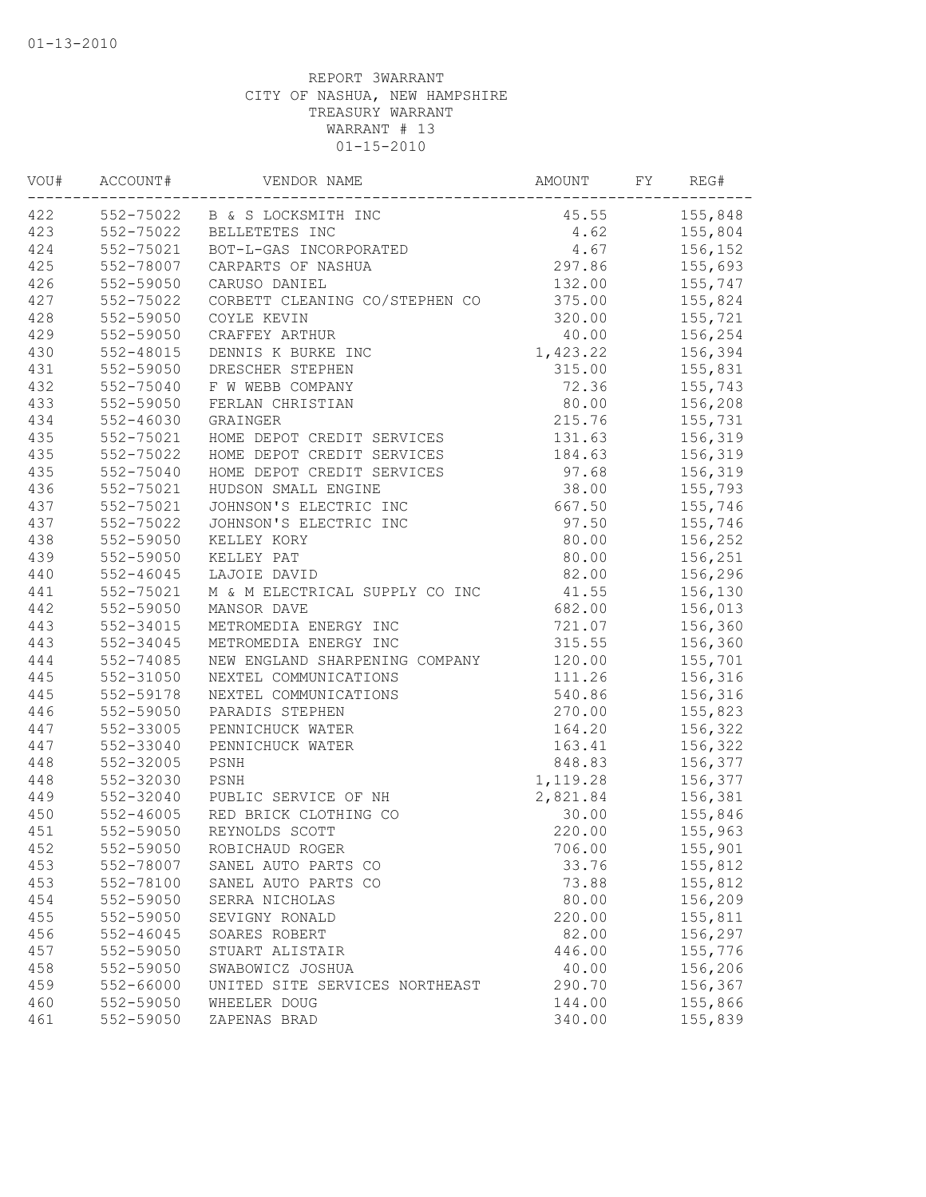01-13-2010

REPORT 3WARRANT
CITY OF NASHUA, NEW HAMPSHIRE
TREASURY WARRANT
WARRANT # 13
01-15-2010

| VOU# | ACCOUNT# | VENDOR NAME | AMOUNT | FY | REG# |
|---|---|---|---|---|---|
| 422 | 552-75022 | B & S LOCKSMITH INC | 45.55 | | 155,848 |
| 423 | 552-75022 | BELLETETES INC | 4.62 | | 155,804 |
| 424 | 552-75021 | BOT-L-GAS INCORPORATED | 4.67 | | 156,152 |
| 425 | 552-78007 | CARPARTS OF NASHUA | 297.86 | | 155,693 |
| 426 | 552-59050 | CARUSO DANIEL | 132.00 | | 155,747 |
| 427 | 552-75022 | CORBETT CLEANING CO/STEPHEN CO | 375.00 | | 155,824 |
| 428 | 552-59050 | COYLE KEVIN | 320.00 | | 155,721 |
| 429 | 552-59050 | CRAFFEY ARTHUR | 40.00 | | 156,254 |
| 430 | 552-48015 | DENNIS K BURKE INC | 1,423.22 | | 156,394 |
| 431 | 552-59050 | DRESCHER STEPHEN | 315.00 | | 155,831 |
| 432 | 552-75040 | F W WEBB COMPANY | 72.36 | | 155,743 |
| 433 | 552-59050 | FERLAN CHRISTIAN | 80.00 | | 156,208 |
| 434 | 552-46030 | GRAINGER | 215.76 | | 155,731 |
| 435 | 552-75021 | HOME DEPOT CREDIT SERVICES | 131.63 | | 156,319 |
| 435 | 552-75022 | HOME DEPOT CREDIT SERVICES | 184.63 | | 156,319 |
| 435 | 552-75040 | HOME DEPOT CREDIT SERVICES | 97.68 | | 156,319 |
| 436 | 552-75021 | HUDSON SMALL ENGINE | 38.00 | | 155,793 |
| 437 | 552-75021 | JOHNSON'S ELECTRIC INC | 667.50 | | 155,746 |
| 437 | 552-75022 | JOHNSON'S ELECTRIC INC | 97.50 | | 155,746 |
| 438 | 552-59050 | KELLEY KORY | 80.00 | | 156,252 |
| 439 | 552-59050 | KELLEY PAT | 80.00 | | 156,251 |
| 440 | 552-46045 | LAJOIE DAVID | 82.00 | | 156,296 |
| 441 | 552-75021 | M & M ELECTRICAL SUPPLY CO INC | 41.55 | | 156,130 |
| 442 | 552-59050 | MANSOR DAVE | 682.00 | | 156,013 |
| 443 | 552-34015 | METROMEDIA ENERGY INC | 721.07 | | 156,360 |
| 443 | 552-34045 | METROMEDIA ENERGY INC | 315.55 | | 156,360 |
| 444 | 552-74085 | NEW ENGLAND SHARPENING COMPANY | 120.00 | | 155,701 |
| 445 | 552-31050 | NEXTEL COMMUNICATIONS | 111.26 | | 156,316 |
| 445 | 552-59178 | NEXTEL COMMUNICATIONS | 540.86 | | 156,316 |
| 446 | 552-59050 | PARADIS STEPHEN | 270.00 | | 155,823 |
| 447 | 552-33005 | PENNICHUCK WATER | 164.20 | | 156,322 |
| 447 | 552-33040 | PENNICHUCK WATER | 163.41 | | 156,322 |
| 448 | 552-32005 | PSNH | 848.83 | | 156,377 |
| 448 | 552-32030 | PSNH | 1,119.28 | | 156,377 |
| 449 | 552-32040 | PUBLIC SERVICE OF NH | 2,821.84 | | 156,381 |
| 450 | 552-46005 | RED BRICK CLOTHING CO | 30.00 | | 155,846 |
| 451 | 552-59050 | REYNOLDS SCOTT | 220.00 | | 155,963 |
| 452 | 552-59050 | ROBICHAUD ROGER | 706.00 | | 155,901 |
| 453 | 552-78007 | SANEL AUTO PARTS CO | 33.76 | | 155,812 |
| 453 | 552-78100 | SANEL AUTO PARTS CO | 73.88 | | 155,812 |
| 454 | 552-59050 | SERRA NICHOLAS | 80.00 | | 156,209 |
| 455 | 552-59050 | SEVIGNY RONALD | 220.00 | | 155,811 |
| 456 | 552-46045 | SOARES ROBERT | 82.00 | | 156,297 |
| 457 | 552-59050 | STUART ALISTAIR | 446.00 | | 155,776 |
| 458 | 552-59050 | SWABOWICZ JOSHUA | 40.00 | | 156,206 |
| 459 | 552-66000 | UNITED SITE SERVICES NORTHEAST | 290.70 | | 156,367 |
| 460 | 552-59050 | WHEELER DOUG | 144.00 | | 155,866 |
| 461 | 552-59050 | ZAPENAS BRAD | 340.00 | | 155,839 |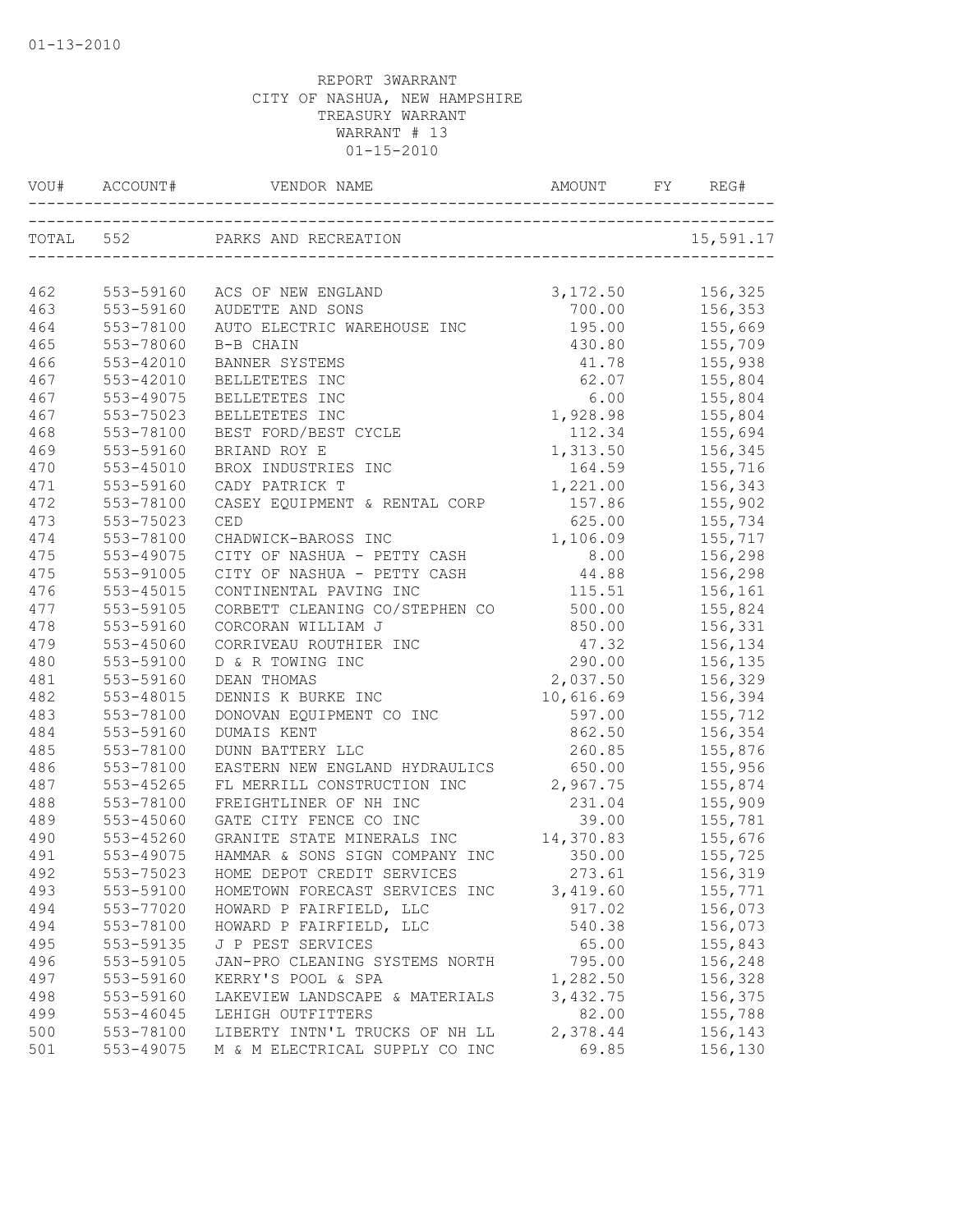REPORT 3WARRANT
CITY OF NASHUA, NEW HAMPSHIRE
TREASURY WARRANT
WARRANT # 13
01-15-2010

| VOU# | ACCOUNT# | VENDOR NAME | AMOUNT | FY | REG# |
|---|---|---|---|---|---|
| TOTAL | 552 | PARKS AND RECREATION | | | 15,591.17 |
| 462 | 553-59160 | ACS OF NEW ENGLAND | 3,172.50 | | 156,325 |
| 463 | 553-59160 | AUDETTE AND SONS | 700.00 | | 156,353 |
| 464 | 553-78100 | AUTO ELECTRIC WAREHOUSE INC | 195.00 | | 155,669 |
| 465 | 553-78060 | B-B CHAIN | 430.80 | | 155,709 |
| 466 | 553-42010 | BANNER SYSTEMS | 41.78 | | 155,938 |
| 467 | 553-42010 | BELLETETES INC | 62.07 | | 155,804 |
| 467 | 553-49075 | BELLETETES INC | 6.00 | | 155,804 |
| 467 | 553-75023 | BELLETETES INC | 1,928.98 | | 155,804 |
| 468 | 553-78100 | BEST FORD/BEST CYCLE | 112.34 | | 155,694 |
| 469 | 553-59160 | BRIAND ROY E | 1,313.50 | | 156,345 |
| 470 | 553-45010 | BROX INDUSTRIES INC | 164.59 | | 155,716 |
| 471 | 553-59160 | CADY PATRICK T | 1,221.00 | | 156,343 |
| 472 | 553-78100 | CASEY EQUIPMENT & RENTAL CORP | 157.86 | | 155,902 |
| 473 | 553-75023 | CED | 625.00 | | 155,734 |
| 474 | 553-78100 | CHADWICK-BAROSS INC | 1,106.09 | | 155,717 |
| 475 | 553-49075 | CITY OF NASHUA - PETTY CASH | 8.00 | | 156,298 |
| 475 | 553-91005 | CITY OF NASHUA - PETTY CASH | 44.88 | | 156,298 |
| 476 | 553-45015 | CONTINENTAL PAVING INC | 115.51 | | 156,161 |
| 477 | 553-59105 | CORBETT CLEANING CO/STEPHEN CO | 500.00 | | 155,824 |
| 478 | 553-59160 | CORCORAN WILLIAM J | 850.00 | | 156,331 |
| 479 | 553-45060 | CORRIVEAU ROUTHIER INC | 47.32 | | 156,134 |
| 480 | 553-59100 | D & R TOWING INC | 290.00 | | 156,135 |
| 481 | 553-59160 | DEAN THOMAS | 2,037.50 | | 156,329 |
| 482 | 553-48015 | DENNIS K BURKE INC | 10,616.69 | | 156,394 |
| 483 | 553-78100 | DONOVAN EQUIPMENT CO INC | 597.00 | | 155,712 |
| 484 | 553-59160 | DUMAIS KENT | 862.50 | | 156,354 |
| 485 | 553-78100 | DUNN BATTERY LLC | 260.85 | | 155,876 |
| 486 | 553-78100 | EASTERN NEW ENGLAND HYDRAULICS | 650.00 | | 155,956 |
| 487 | 553-45265 | FL MERRILL CONSTRUCTION INC | 2,967.75 | | 155,874 |
| 488 | 553-78100 | FREIGHTLINER OF NH INC | 231.04 | | 155,909 |
| 489 | 553-45060 | GATE CITY FENCE CO INC | 39.00 | | 155,781 |
| 490 | 553-45260 | GRANITE STATE MINERALS INC | 14,370.83 | | 155,676 |
| 491 | 553-49075 | HAMMAR & SONS SIGN COMPANY INC | 350.00 | | 155,725 |
| 492 | 553-75023 | HOME DEPOT CREDIT SERVICES | 273.61 | | 156,319 |
| 493 | 553-59100 | HOMETOWN FORECAST SERVICES INC | 3,419.60 | | 155,771 |
| 494 | 553-77020 | HOWARD P FAIRFIELD, LLC | 917.02 | | 156,073 |
| 494 | 553-78100 | HOWARD P FAIRFIELD, LLC | 540.38 | | 156,073 |
| 495 | 553-59135 | J P PEST SERVICES | 65.00 | | 155,843 |
| 496 | 553-59105 | JAN-PRO CLEANING SYSTEMS NORTH | 795.00 | | 156,248 |
| 497 | 553-59160 | KERRY'S POOL & SPA | 1,282.50 | | 156,328 |
| 498 | 553-59160 | LAKEVIEW LANDSCAPE & MATERIALS | 3,432.75 | | 156,375 |
| 499 | 553-46045 | LEHIGH OUTFITTERS | 82.00 | | 155,788 |
| 500 | 553-78100 | LIBERTY INTN'L TRUCKS OF NH LL | 2,378.44 | | 156,143 |
| 501 | 553-49075 | M & M ELECTRICAL SUPPLY CO INC | 69.85 | | 156,130 |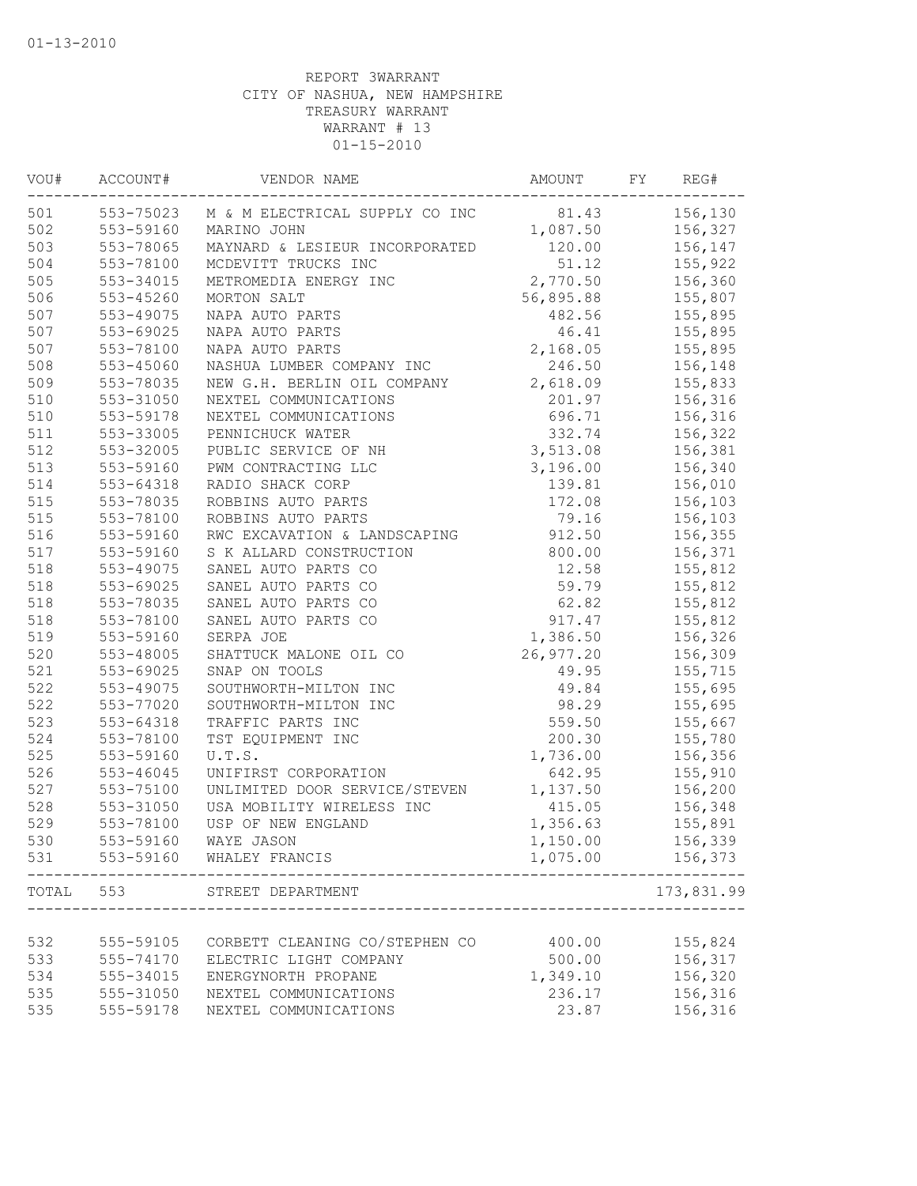01-13-2010

REPORT 3WARRANT
CITY OF NASHUA, NEW HAMPSHIRE
TREASURY WARRANT
WARRANT # 13
01-15-2010

| VOU# | ACCOUNT# | VENDOR NAME | AMOUNT | FY | REG# |
|---|---|---|---|---|---|
| 501 | 553-75023 | M & M ELECTRICAL SUPPLY CO INC | 81.43 | | 156,130 |
| 502 | 553-59160 | MARINO JOHN | 1,087.50 | | 156,327 |
| 503 | 553-78065 | MAYNARD & LESIEUR INCORPORATED | 120.00 | | 156,147 |
| 504 | 553-78100 | MCDEVITT TRUCKS INC | 51.12 | | 155,922 |
| 505 | 553-34015 | METROMEDIA ENERGY INC | 2,770.50 | | 156,360 |
| 506 | 553-45260 | MORTON SALT | 56,895.88 | | 155,807 |
| 507 | 553-49075 | NAPA AUTO PARTS | 482.56 | | 155,895 |
| 507 | 553-69025 | NAPA AUTO PARTS | 46.41 | | 155,895 |
| 507 | 553-78100 | NAPA AUTO PARTS | 2,168.05 | | 155,895 |
| 508 | 553-45060 | NASHUA LUMBER COMPANY INC | 246.50 | | 156,148 |
| 509 | 553-78035 | NEW G.H. BERLIN OIL COMPANY | 2,618.09 | | 155,833 |
| 510 | 553-31050 | NEXTEL COMMUNICATIONS | 201.97 | | 156,316 |
| 510 | 553-59178 | NEXTEL COMMUNICATIONS | 696.71 | | 156,316 |
| 511 | 553-33005 | PENNICHUCK WATER | 332.74 | | 156,322 |
| 512 | 553-32005 | PUBLIC SERVICE OF NH | 3,513.08 | | 156,381 |
| 513 | 553-59160 | PWM CONTRACTING LLC | 3,196.00 | | 156,340 |
| 514 | 553-64318 | RADIO SHACK CORP | 139.81 | | 156,010 |
| 515 | 553-78035 | ROBBINS AUTO PARTS | 172.08 | | 156,103 |
| 515 | 553-78100 | ROBBINS AUTO PARTS | 79.16 | | 156,103 |
| 516 | 553-59160 | RWC EXCAVATION & LANDSCAPING | 912.50 | | 156,355 |
| 517 | 553-59160 | S K ALLARD CONSTRUCTION | 800.00 | | 156,371 |
| 518 | 553-49075 | SANEL AUTO PARTS CO | 12.58 | | 155,812 |
| 518 | 553-69025 | SANEL AUTO PARTS CO | 59.79 | | 155,812 |
| 518 | 553-78035 | SANEL AUTO PARTS CO | 62.82 | | 155,812 |
| 518 | 553-78100 | SANEL AUTO PARTS CO | 917.47 | | 155,812 |
| 519 | 553-59160 | SERPA JOE | 1,386.50 | | 156,326 |
| 520 | 553-48005 | SHATTUCK MALONE OIL CO | 26,977.20 | | 156,309 |
| 521 | 553-69025 | SNAP ON TOOLS | 49.95 | | 155,715 |
| 522 | 553-49075 | SOUTHWORTH-MILTON INC | 49.84 | | 155,695 |
| 522 | 553-77020 | SOUTHWORTH-MILTON INC | 98.29 | | 155,695 |
| 523 | 553-64318 | TRAFFIC PARTS INC | 559.50 | | 155,667 |
| 524 | 553-78100 | TST EQUIPMENT INC | 200.30 | | 155,780 |
| 525 | 553-59160 | U.T.S. | 1,736.00 | | 156,356 |
| 526 | 553-46045 | UNIFIRST CORPORATION | 642.95 | | 155,910 |
| 527 | 553-75100 | UNLIMITED DOOR SERVICE/STEVEN | 1,137.50 | | 156,200 |
| 528 | 553-31050 | USA MOBILITY WIRELESS INC | 415.05 | | 156,348 |
| 529 | 553-78100 | USP OF NEW ENGLAND | 1,356.63 | | 155,891 |
| 530 | 553-59160 | WAYE JASON | 1,150.00 | | 156,339 |
| 531 | 553-59160 | WHALEY FRANCIS | 1,075.00 | | 156,373 |
| TOTAL | 553 | STREET DEPARTMENT | | | 173,831.99 |
| 532 | 555-59105 | CORBETT CLEANING CO/STEPHEN CO | 400.00 | | 155,824 |
| 533 | 555-74170 | ELECTRIC LIGHT COMPANY | 500.00 | | 156,317 |
| 534 | 555-34015 | ENERGYNORTH PROPANE | 1,349.10 | | 156,320 |
| 535 | 555-31050 | NEXTEL COMMUNICATIONS | 236.17 | | 156,316 |
| 535 | 555-59178 | NEXTEL COMMUNICATIONS | 23.87 | | 156,316 |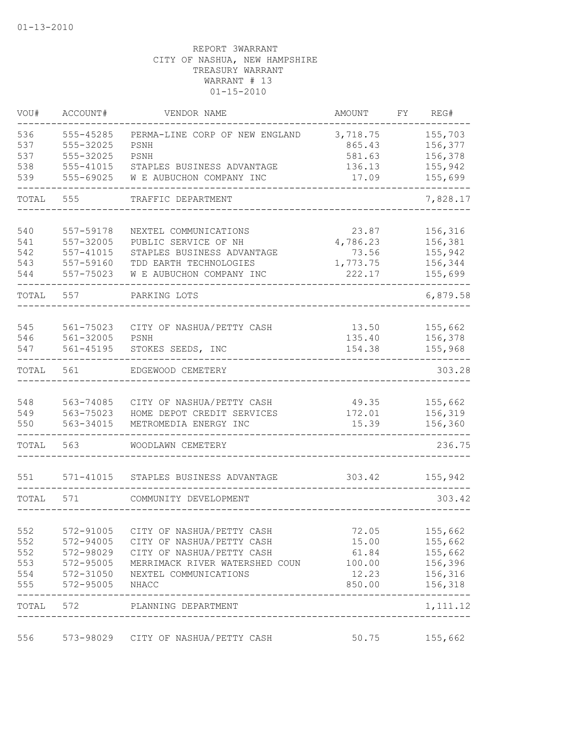01-13-2010

REPORT 3WARRANT
CITY OF NASHUA, NEW HAMPSHIRE
TREASURY WARRANT
WARRANT # 13
01-15-2010

| VOU# | ACCOUNT# | VENDOR NAME | AMOUNT | FY | REG# |
|---|---|---|---|---|---|
| 536 | 555-45285 | PERMA-LINE CORP OF NEW ENGLAND | 3,718.75 | | 155,703 |
| 537 | 555-32025 | PSNH | 865.43 | | 156,377 |
| 537 | 555-32025 | PSNH | 581.63 | | 156,378 |
| 538 | 555-41015 | STAPLES BUSINESS ADVANTAGE | 136.13 | | 155,942 |
| 539 | 555-69025 | W E AUBUCHON COMPANY INC | 17.09 | | 155,699 |
| TOTAL | 555 | TRAFFIC DEPARTMENT | | | 7,828.17 |
| 540 | 557-59178 | NEXTEL COMMUNICATIONS | 23.87 | | 156,316 |
| 541 | 557-32005 | PUBLIC SERVICE OF NH | 4,786.23 | | 156,381 |
| 542 | 557-41015 | STAPLES BUSINESS ADVANTAGE | 73.56 | | 155,942 |
| 543 | 557-59160 | TDD EARTH TECHNOLOGIES | 1,773.75 | | 156,344 |
| 544 | 557-75023 | W E AUBUCHON COMPANY INC | 222.17 | | 155,699 |
| TOTAL | 557 | PARKING LOTS | | | 6,879.58 |
| 545 | 561-75023 | CITY OF NASHUA/PETTY CASH | 13.50 | | 155,662 |
| 546 | 561-32005 | PSNH | 135.40 | | 156,378 |
| 547 | 561-45195 | STOKES SEEDS, INC | 154.38 | | 155,968 |
| TOTAL | 561 | EDGEWOOD CEMETERY | | | 303.28 |
| 548 | 563-74085 | CITY OF NASHUA/PETTY CASH | 49.35 | | 155,662 |
| 549 | 563-75023 | HOME DEPOT CREDIT SERVICES | 172.01 | | 156,319 |
| 550 | 563-34015 | METROMEDIA ENERGY INC | 15.39 | | 156,360 |
| TOTAL | 563 | WOODLAWN CEMETERY | | | 236.75 |
| 551 | 571-41015 | STAPLES BUSINESS ADVANTAGE | 303.42 | | 155,942 |
| TOTAL | 571 | COMMUNITY DEVELOPMENT | | | 303.42 |
| 552 | 572-91005 | CITY OF NASHUA/PETTY CASH | 72.05 | | 155,662 |
| 552 | 572-94005 | CITY OF NASHUA/PETTY CASH | 15.00 | | 155,662 |
| 552 | 572-98029 | CITY OF NASHUA/PETTY CASH | 61.84 | | 155,662 |
| 553 | 572-95005 | MERRIMACK RIVER WATERSHED COUN | 100.00 | | 156,396 |
| 554 | 572-31050 | NEXTEL COMMUNICATIONS | 12.23 | | 156,316 |
| 555 | 572-95005 | NHACC | 850.00 | | 156,318 |
| TOTAL | 572 | PLANNING DEPARTMENT | | | 1,111.12 |
| 556 | 573-98029 | CITY OF NASHUA/PETTY CASH | 50.75 | | 155,662 |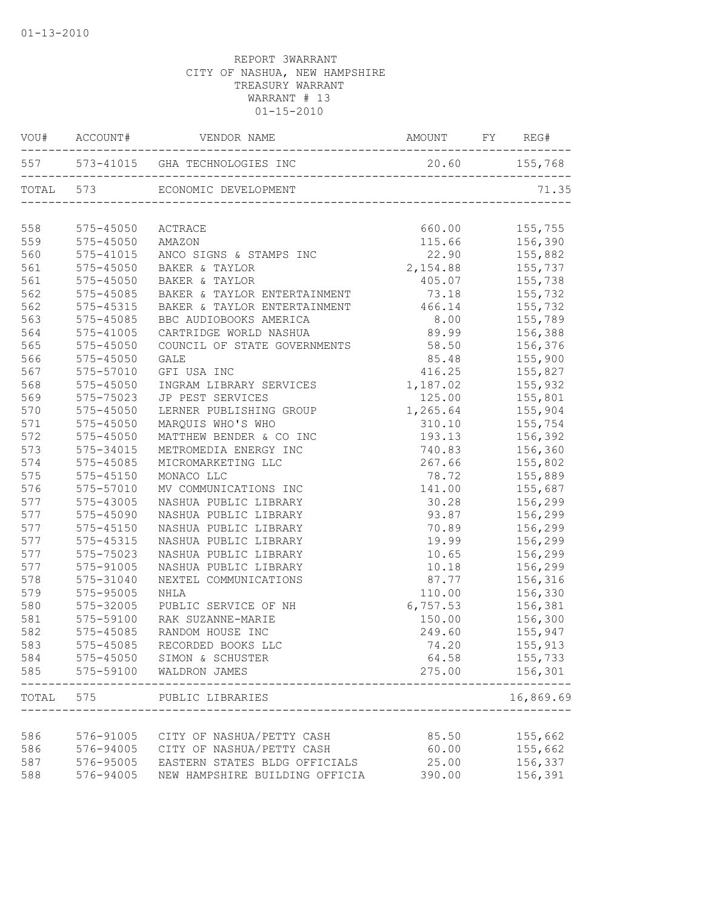01-13-2010

REPORT 3WARRANT
CITY OF NASHUA, NEW HAMPSHIRE
TREASURY WARRANT
WARRANT # 13
01-15-2010

| VOU# | ACCOUNT# | VENDOR NAME | AMOUNT | FY | REG# |
|---|---|---|---|---|---|
| 557 | 573-41015 | GHA TECHNOLOGIES INC | 20.60 | | 155,768 |
| TOTAL | 573 | ECONOMIC DEVELOPMENT | | | 71.35 |
| 558 | 575-45050 | ACTRACE | 660.00 | | 155,755 |
| 559 | 575-45050 | AMAZON | 115.66 | | 156,390 |
| 560 | 575-41015 | ANCO SIGNS & STAMPS INC | 22.90 | | 155,882 |
| 561 | 575-45050 | BAKER & TAYLOR | 2,154.88 | | 155,737 |
| 561 | 575-45050 | BAKER & TAYLOR | 405.07 | | 155,738 |
| 562 | 575-45085 | BAKER & TAYLOR ENTERTAINMENT | 73.18 | | 155,732 |
| 562 | 575-45315 | BAKER & TAYLOR ENTERTAINMENT | 466.14 | | 155,732 |
| 563 | 575-45085 | BBC AUDIOBOOKS AMERICA | 8.00 | | 155,789 |
| 564 | 575-41005 | CARTRIDGE WORLD NASHUA | 89.99 | | 156,388 |
| 565 | 575-45050 | COUNCIL OF STATE GOVERNMENTS | 58.50 | | 156,376 |
| 566 | 575-45050 | GALE | 85.48 | | 155,900 |
| 567 | 575-57010 | GFI USA INC | 416.25 | | 155,827 |
| 568 | 575-45050 | INGRAM LIBRARY SERVICES | 1,187.02 | | 155,932 |
| 569 | 575-75023 | JP PEST SERVICES | 125.00 | | 155,801 |
| 570 | 575-45050 | LERNER PUBLISHING GROUP | 1,265.64 | | 155,904 |
| 571 | 575-45050 | MARQUIS WHO'S WHO | 310.10 | | 155,754 |
| 572 | 575-45050 | MATTHEW BENDER & CO INC | 193.13 | | 156,392 |
| 573 | 575-34015 | METROMEDIA ENERGY INC | 740.83 | | 156,360 |
| 574 | 575-45085 | MICROMARKETING LLC | 267.66 | | 155,802 |
| 575 | 575-45150 | MONACO LLC | 78.72 | | 155,889 |
| 576 | 575-57010 | MV COMMUNICATIONS INC | 141.00 | | 155,687 |
| 577 | 575-43005 | NASHUA PUBLIC LIBRARY | 30.28 | | 156,299 |
| 577 | 575-45090 | NASHUA PUBLIC LIBRARY | 93.87 | | 156,299 |
| 577 | 575-45150 | NASHUA PUBLIC LIBRARY | 70.89 | | 156,299 |
| 577 | 575-45315 | NASHUA PUBLIC LIBRARY | 19.99 | | 156,299 |
| 577 | 575-75023 | NASHUA PUBLIC LIBRARY | 10.65 | | 156,299 |
| 577 | 575-91005 | NASHUA PUBLIC LIBRARY | 10.18 | | 156,299 |
| 578 | 575-31040 | NEXTEL COMMUNICATIONS | 87.77 | | 156,316 |
| 579 | 575-95005 | NHLA | 110.00 | | 156,330 |
| 580 | 575-32005 | PUBLIC SERVICE OF NH | 6,757.53 | | 156,381 |
| 581 | 575-59100 | RAK SUZANNE-MARIE | 150.00 | | 156,300 |
| 582 | 575-45085 | RANDOM HOUSE INC | 249.60 | | 155,947 |
| 583 | 575-45085 | RECORDED BOOKS LLC | 74.20 | | 155,913 |
| 584 | 575-45050 | SIMON & SCHUSTER | 64.58 | | 155,733 |
| 585 | 575-59100 | WALDRON JAMES | 275.00 | | 156,301 |
| TOTAL | 575 | PUBLIC LIBRARIES | | | 16,869.69 |
| 586 | 576-91005 | CITY OF NASHUA/PETTY CASH | 85.50 | | 155,662 |
| 586 | 576-94005 | CITY OF NASHUA/PETTY CASH | 60.00 | | 155,662 |
| 587 | 576-95005 | EASTERN STATES BLDG OFFICIALS | 25.00 | | 156,337 |
| 588 | 576-94005 | NEW HAMPSHIRE BUILDING OFFICIA | 390.00 | | 156,391 |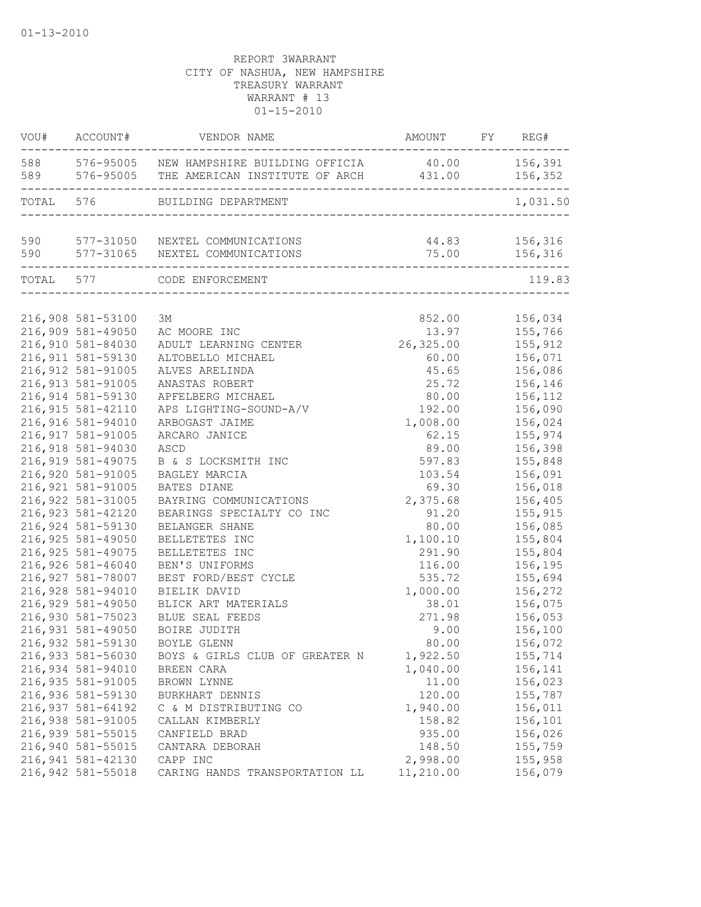01-13-2010

REPORT 3WARRANT
CITY OF NASHUA, NEW HAMPSHIRE
TREASURY WARRANT
WARRANT # 13
01-15-2010

| VOU# | ACCOUNT# | VENDOR NAME | AMOUNT | FY | REG# |
|---|---|---|---|---|---|
| 588 | 576-95005 | NEW HAMPSHIRE BUILDING OFFICIA | 40.00 | | 156,391 |
| 589 | 576-95005 | THE AMERICAN INSTITUTE OF ARCH | 431.00 | | 156,352 |
| TOTAL | 576 | BUILDING DEPARTMENT | | | 1,031.50 |
| 590 | 577-31050 | NEXTEL COMMUNICATIONS | 44.83 | | 156,316 |
| 590 | 577-31065 | NEXTEL COMMUNICATIONS | 75.00 | | 156,316 |
| TOTAL | 577 | CODE ENFORCEMENT | | | 119.83 |
| 216,908 | 581-53100 | 3M | 852.00 | | 156,034 |
| 216,909 | 581-49050 | AC MOORE INC | 13.97 | | 155,766 |
| 216,910 | 581-84030 | ADULT LEARNING CENTER | 26,325.00 | | 155,912 |
| 216,911 | 581-59130 | ALTOBELLO MICHAEL | 60.00 | | 156,071 |
| 216,912 | 581-91005 | ALVES ARELINDA | 45.65 | | 156,086 |
| 216,913 | 581-91005 | ANASTAS ROBERT | 25.72 | | 156,146 |
| 216,914 | 581-59130 | APFELBERG MICHAEL | 80.00 | | 156,112 |
| 216,915 | 581-42110 | APS LIGHTING-SOUND-A/V | 192.00 | | 156,090 |
| 216,916 | 581-94010 | ARBOGAST JAIME | 1,008.00 | | 156,024 |
| 216,917 | 581-91005 | ARCARO JANICE | 62.15 | | 155,974 |
| 216,918 | 581-94030 | ASCD | 89.00 | | 156,398 |
| 216,919 | 581-49075 | B & S LOCKSMITH INC | 597.83 | | 155,848 |
| 216,920 | 581-91005 | BAGLEY MARCIA | 103.54 | | 156,091 |
| 216,921 | 581-91005 | BATES DIANE | 69.30 | | 156,018 |
| 216,922 | 581-31005 | BAYRING COMMUNICATIONS | 2,375.68 | | 156,405 |
| 216,923 | 581-42120 | BEARINGS SPECIALTY CO INC | 91.20 | | 155,915 |
| 216,924 | 581-59130 | BELANGER SHANE | 80.00 | | 156,085 |
| 216,925 | 581-49050 | BELLETETES INC | 1,100.10 | | 155,804 |
| 216,925 | 581-49075 | BELLETETES INC | 291.90 | | 155,804 |
| 216,926 | 581-46040 | BEN'S UNIFORMS | 116.00 | | 156,195 |
| 216,927 | 581-78007 | BEST FORD/BEST CYCLE | 535.72 | | 155,694 |
| 216,928 | 581-94010 | BIELIK DAVID | 1,000.00 | | 156,272 |
| 216,929 | 581-49050 | BLICK ART MATERIALS | 38.01 | | 156,075 |
| 216,930 | 581-75023 | BLUE SEAL FEEDS | 271.98 | | 156,053 |
| 216,931 | 581-49050 | BOIRE JUDITH | 9.00 | | 156,100 |
| 216,932 | 581-59130 | BOYLE GLENN | 80.00 | | 156,072 |
| 216,933 | 581-56030 | BOYS & GIRLS CLUB OF GREATER N | 1,922.50 | | 155,714 |
| 216,934 | 581-94010 | BREEN CARA | 1,040.00 | | 156,141 |
| 216,935 | 581-91005 | BROWN LYNNE | 11.00 | | 156,023 |
| 216,936 | 581-59130 | BURKHART DENNIS | 120.00 | | 155,787 |
| 216,937 | 581-64192 | C & M DISTRIBUTING CO | 1,940.00 | | 156,011 |
| 216,938 | 581-91005 | CALLAN KIMBERLY | 158.82 | | 156,101 |
| 216,939 | 581-55015 | CANFIELD BRAD | 935.00 | | 156,026 |
| 216,940 | 581-55015 | CANTARA DEBORAH | 148.50 | | 155,759 |
| 216,941 | 581-42130 | CAPP INC | 2,998.00 | | 155,958 |
| 216,942 | 581-55018 | CARING HANDS TRANSPORTATION LL | 11,210.00 | | 156,079 |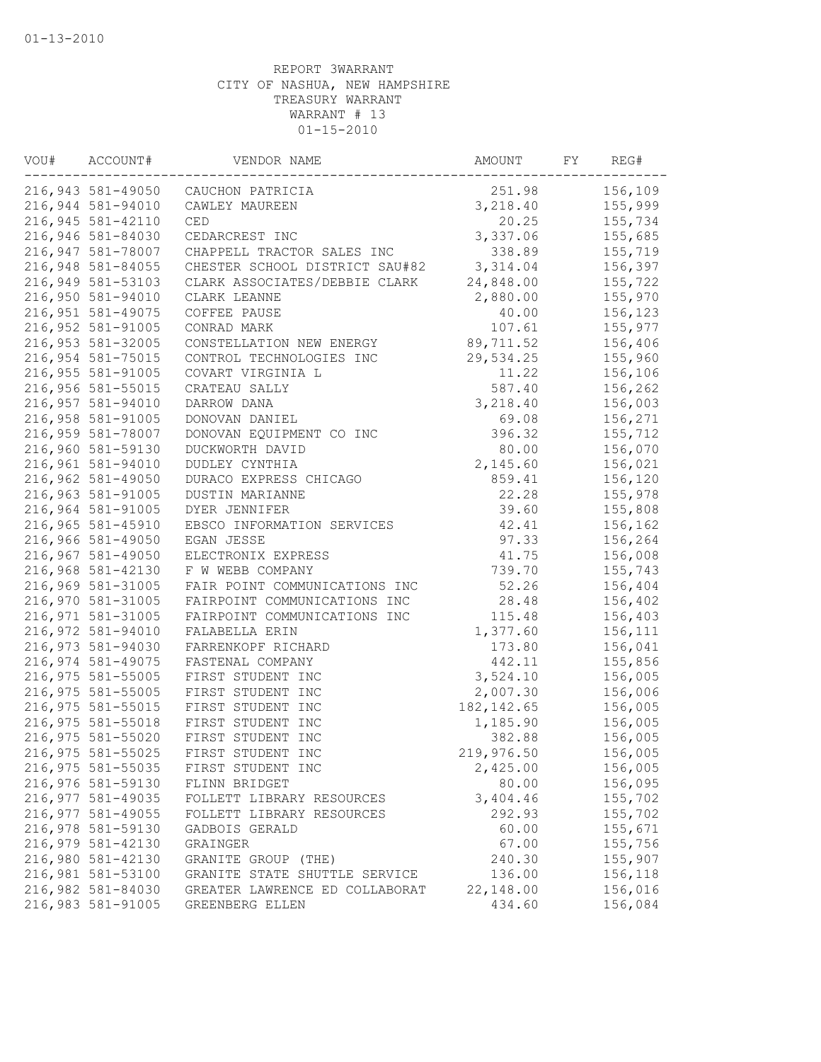01-13-2010

REPORT 3WARRANT
CITY OF NASHUA, NEW HAMPSHIRE
TREASURY WARRANT
WARRANT # 13
01-15-2010

| VOU# | ACCOUNT# | VENDOR NAME | AMOUNT | FY | REG# |
|---|---|---|---|---|---|
| 216,943 | 581-49050 | CAUCHON PATRICIA | 251.98 | | 156,109 |
| 216,944 | 581-94010 | CAWLEY MAUREEN | 3,218.40 | | 155,999 |
| 216,945 | 581-42110 | CED | 20.25 | | 155,734 |
| 216,946 | 581-84030 | CEDARCREST INC | 3,337.06 | | 155,685 |
| 216,947 | 581-78007 | CHAPPELL TRACTOR SALES INC | 338.89 | | 155,719 |
| 216,948 | 581-84055 | CHESTER SCHOOL DISTRICT SAU#82 | 3,314.04 | | 156,397 |
| 216,949 | 581-53103 | CLARK ASSOCIATES/DEBBIE CLARK | 24,848.00 | | 155,722 |
| 216,950 | 581-94010 | CLARK LEANNE | 2,880.00 | | 155,970 |
| 216,951 | 581-49075 | COFFEE PAUSE | 40.00 | | 156,123 |
| 216,952 | 581-91005 | CONRAD MARK | 107.61 | | 155,977 |
| 216,953 | 581-32005 | CONSTELLATION NEW ENERGY | 89,711.52 | | 156,406 |
| 216,954 | 581-75015 | CONTROL TECHNOLOGIES INC | 29,534.25 | | 155,960 |
| 216,955 | 581-91005 | COVART VIRGINIA L | 11.22 | | 156,106 |
| 216,956 | 581-55015 | CRATEAU SALLY | 587.40 | | 156,262 |
| 216,957 | 581-94010 | DARROW DANA | 3,218.40 | | 156,003 |
| 216,958 | 581-91005 | DONOVAN DANIEL | 69.08 | | 156,271 |
| 216,959 | 581-78007 | DONOVAN EQUIPMENT CO INC | 396.32 | | 155,712 |
| 216,960 | 581-59130 | DUCKWORTH DAVID | 80.00 | | 156,070 |
| 216,961 | 581-94010 | DUDLEY CYNTHIA | 2,145.60 | | 156,021 |
| 216,962 | 581-49050 | DURACO EXPRESS CHICAGO | 859.41 | | 156,120 |
| 216,963 | 581-91005 | DUSTIN MARIANNE | 22.28 | | 155,978 |
| 216,964 | 581-91005 | DYER JENNIFER | 39.60 | | 155,808 |
| 216,965 | 581-45910 | EBSCO INFORMATION SERVICES | 42.41 | | 156,162 |
| 216,966 | 581-49050 | EGAN JESSE | 97.33 | | 156,264 |
| 216,967 | 581-49050 | ELECTRONIX EXPRESS | 41.75 | | 156,008 |
| 216,968 | 581-42130 | F W WEBB COMPANY | 739.70 | | 155,743 |
| 216,969 | 581-31005 | FAIR POINT COMMUNICATIONS INC | 52.26 | | 156,404 |
| 216,970 | 581-31005 | FAIRPOINT COMMUNICATIONS INC | 28.48 | | 156,402 |
| 216,971 | 581-31005 | FAIRPOINT COMMUNICATIONS INC | 115.48 | | 156,403 |
| 216,972 | 581-94010 | FALABELLA ERIN | 1,377.60 | | 156,111 |
| 216,973 | 581-94030 | FARRENKOPF RICHARD | 173.80 | | 156,041 |
| 216,974 | 581-49075 | FASTENAL COMPANY | 442.11 | | 155,856 |
| 216,975 | 581-55005 | FIRST STUDENT INC | 3,524.10 | | 156,005 |
| 216,975 | 581-55005 | FIRST STUDENT INC | 2,007.30 | | 156,006 |
| 216,975 | 581-55015 | FIRST STUDENT INC | 182,142.65 | | 156,005 |
| 216,975 | 581-55018 | FIRST STUDENT INC | 1,185.90 | | 156,005 |
| 216,975 | 581-55020 | FIRST STUDENT INC | 382.88 | | 156,005 |
| 216,975 | 581-55025 | FIRST STUDENT INC | 219,976.50 | | 156,005 |
| 216,975 | 581-55035 | FIRST STUDENT INC | 2,425.00 | | 156,005 |
| 216,976 | 581-59130 | FLINN BRIDGET | 80.00 | | 156,095 |
| 216,977 | 581-49035 | FOLLETT LIBRARY RESOURCES | 3,404.46 | | 155,702 |
| 216,977 | 581-49055 | FOLLETT LIBRARY RESOURCES | 292.93 | | 155,702 |
| 216,978 | 581-59130 | GADBOIS GERALD | 60.00 | | 155,671 |
| 216,979 | 581-42130 | GRAINGER | 67.00 | | 155,756 |
| 216,980 | 581-42130 | GRANITE GROUP (THE) | 240.30 | | 155,907 |
| 216,981 | 581-53100 | GRANITE STATE SHUTTLE SERVICE | 136.00 | | 156,118 |
| 216,982 | 581-84030 | GREATER LAWRENCE ED COLLABORAT | 22,148.00 | | 156,016 |
| 216,983 | 581-91005 | GREENBERG ELLEN | 434.60 | | 156,084 |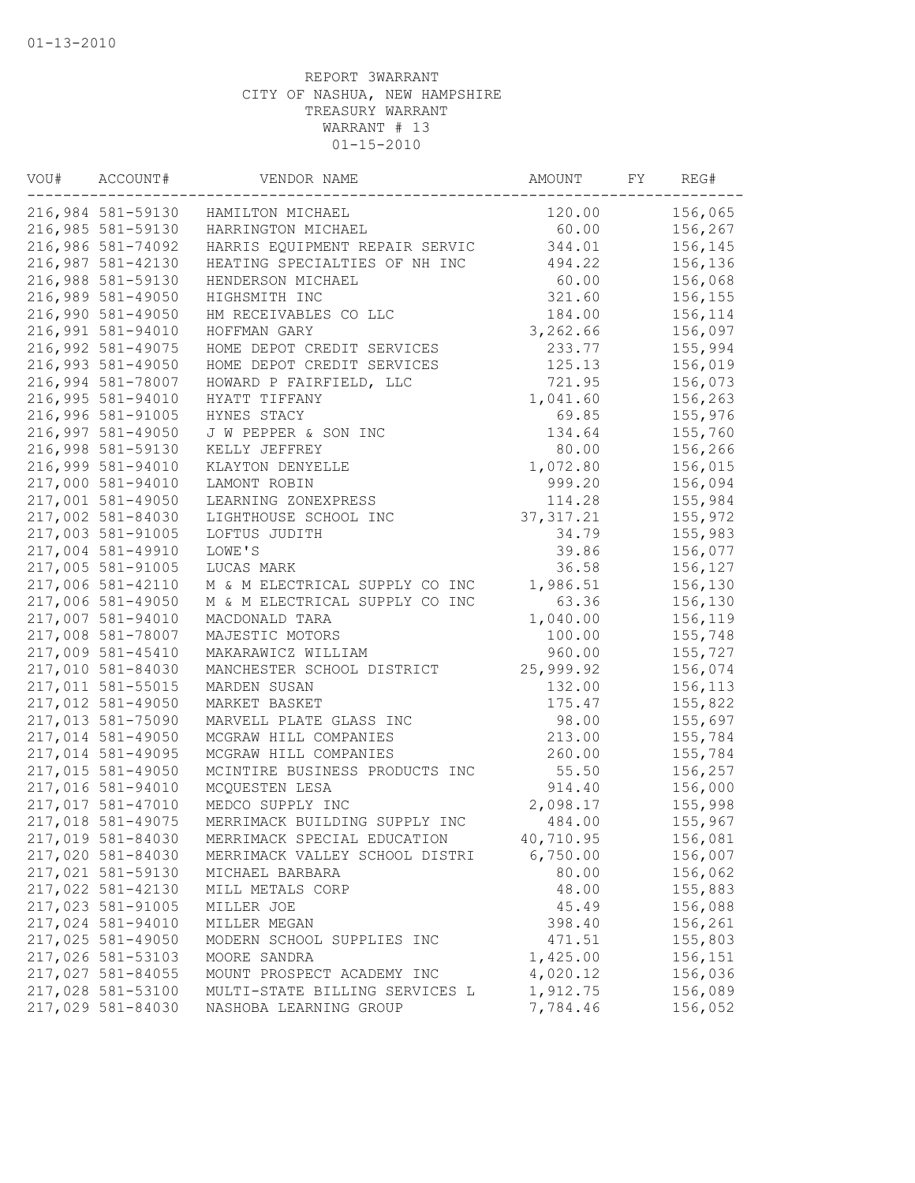01-13-2010

REPORT 3WARRANT
CITY OF NASHUA, NEW HAMPSHIRE
TREASURY WARRANT
WARRANT # 13
01-15-2010

| VOU# | ACCOUNT# | VENDOR NAME | AMOUNT | FY | REG# |
|---|---|---|---|---|---|
| 216,984 | 581-59130 | HAMILTON MICHAEL | 120.00 | | 156,065 |
| 216,985 | 581-59130 | HARRINGTON MICHAEL | 60.00 | | 156,267 |
| 216,986 | 581-74092 | HARRIS EQUIPMENT REPAIR SERVIC | 344.01 | | 156,145 |
| 216,987 | 581-42130 | HEATING SPECIALTIES OF NH INC | 494.22 | | 156,136 |
| 216,988 | 581-59130 | HENDERSON MICHAEL | 60.00 | | 156,068 |
| 216,989 | 581-49050 | HIGHSMITH INC | 321.60 | | 156,155 |
| 216,990 | 581-49050 | HM RECEIVABLES CO LLC | 184.00 | | 156,114 |
| 216,991 | 581-94010 | HOFFMAN GARY | 3,262.66 | | 156,097 |
| 216,992 | 581-49075 | HOME DEPOT CREDIT SERVICES | 233.77 | | 155,994 |
| 216,993 | 581-49050 | HOME DEPOT CREDIT SERVICES | 125.13 | | 156,019 |
| 216,994 | 581-78007 | HOWARD P FAIRFIELD, LLC | 721.95 | | 156,073 |
| 216,995 | 581-94010 | HYATT TIFFANY | 1,041.60 | | 156,263 |
| 216,996 | 581-91005 | HYNES STACY | 69.85 | | 155,976 |
| 216,997 | 581-49050 | J W PEPPER & SON INC | 134.64 | | 155,760 |
| 216,998 | 581-59130 | KELLY JEFFREY | 80.00 | | 156,266 |
| 216,999 | 581-94010 | KLAYTON DENYELLE | 1,072.80 | | 156,015 |
| 217,000 | 581-94010 | LAMONT ROBIN | 999.20 | | 156,094 |
| 217,001 | 581-49050 | LEARNING ZONEXPRESS | 114.28 | | 155,984 |
| 217,002 | 581-84030 | LIGHTHOUSE SCHOOL INC | 37,317.21 | | 155,972 |
| 217,003 | 581-91005 | LOFTUS JUDITH | 34.79 | | 155,983 |
| 217,004 | 581-49910 | LOWE'S | 39.86 | | 156,077 |
| 217,005 | 581-91005 | LUCAS MARK | 36.58 | | 156,127 |
| 217,006 | 581-42110 | M & M ELECTRICAL SUPPLY CO INC | 1,986.51 | | 156,130 |
| 217,006 | 581-49050 | M & M ELECTRICAL SUPPLY CO INC | 63.36 | | 156,130 |
| 217,007 | 581-94010 | MACDONALD TARA | 1,040.00 | | 156,119 |
| 217,008 | 581-78007 | MAJESTIC MOTORS | 100.00 | | 155,748 |
| 217,009 | 581-45410 | MAKARAWICZ WILLIAM | 960.00 | | 155,727 |
| 217,010 | 581-84030 | MANCHESTER SCHOOL DISTRICT | 25,999.92 | | 156,074 |
| 217,011 | 581-55015 | MARDEN SUSAN | 132.00 | | 156,113 |
| 217,012 | 581-49050 | MARKET BASKET | 175.47 | | 155,822 |
| 217,013 | 581-75090 | MARVELL PLATE GLASS INC | 98.00 | | 155,697 |
| 217,014 | 581-49050 | MCGRAW HILL COMPANIES | 213.00 | | 155,784 |
| 217,014 | 581-49095 | MCGRAW HILL COMPANIES | 260.00 | | 155,784 |
| 217,015 | 581-49050 | MCINTIRE BUSINESS PRODUCTS INC | 55.50 | | 156,257 |
| 217,016 | 581-94010 | MCQUESTEN LESA | 914.40 | | 156,000 |
| 217,017 | 581-47010 | MEDCO SUPPLY INC | 2,098.17 | | 155,998 |
| 217,018 | 581-49075 | MERRIMACK BUILDING SUPPLY INC | 484.00 | | 155,967 |
| 217,019 | 581-84030 | MERRIMACK SPECIAL EDUCATION | 40,710.95 | | 156,081 |
| 217,020 | 581-84030 | MERRIMACK VALLEY SCHOOL DISTRI | 6,750.00 | | 156,007 |
| 217,021 | 581-59130 | MICHAEL BARBARA | 80.00 | | 156,062 |
| 217,022 | 581-42130 | MILL METALS CORP | 48.00 | | 155,883 |
| 217,023 | 581-91005 | MILLER JOE | 45.49 | | 156,088 |
| 217,024 | 581-94010 | MILLER MEGAN | 398.40 | | 156,261 |
| 217,025 | 581-49050 | MODERN SCHOOL SUPPLIES INC | 471.51 | | 155,803 |
| 217,026 | 581-53103 | MOORE SANDRA | 1,425.00 | | 156,151 |
| 217,027 | 581-84055 | MOUNT PROSPECT ACADEMY INC | 4,020.12 | | 156,036 |
| 217,028 | 581-53100 | MULTI-STATE BILLING SERVICES L | 1,912.75 | | 156,089 |
| 217,029 | 581-84030 | NASHOBA LEARNING GROUP | 7,784.46 | | 156,052 |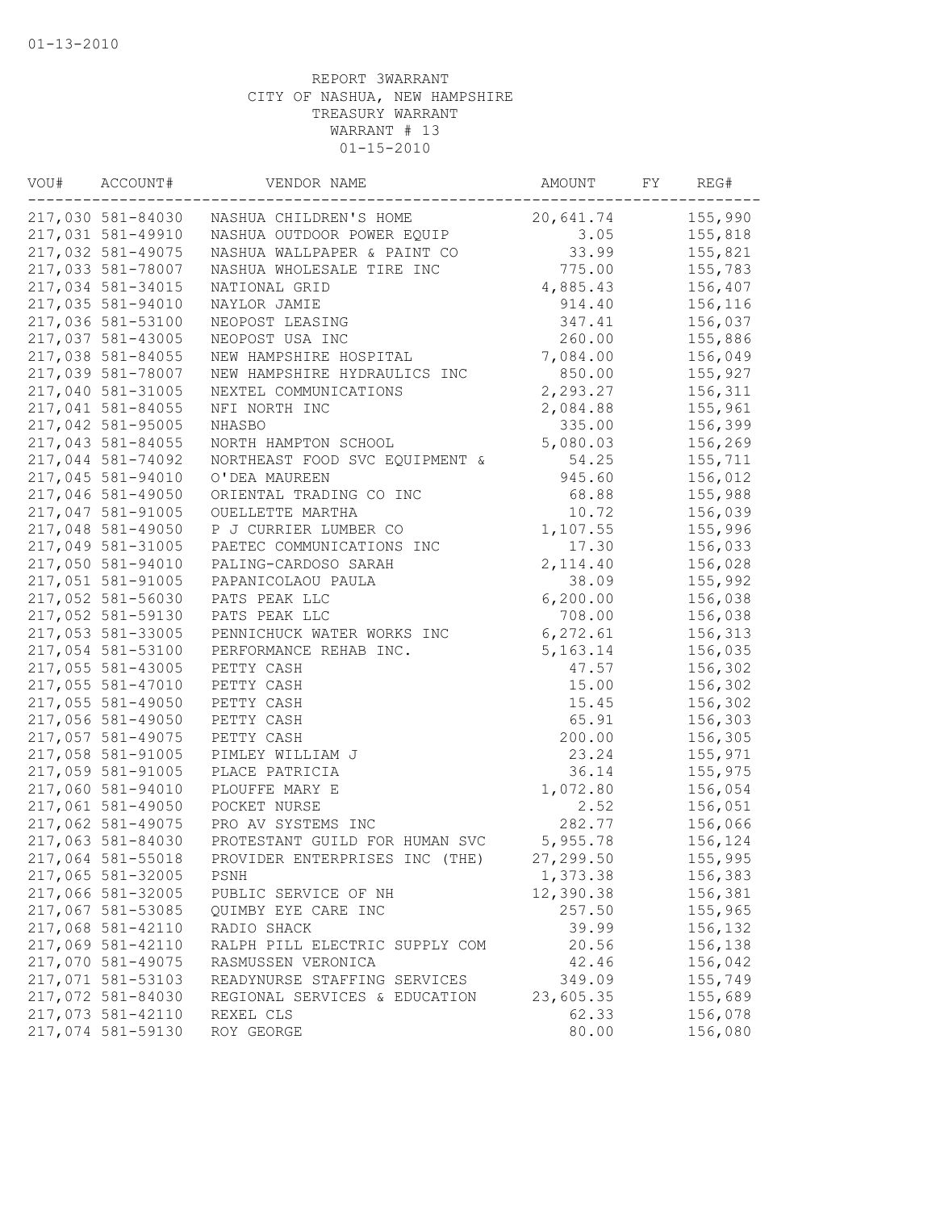01-13-2010

REPORT 3WARRANT
CITY OF NASHUA, NEW HAMPSHIRE
TREASURY WARRANT
WARRANT # 13
01-15-2010

| VOU# | ACCOUNT# | VENDOR NAME | AMOUNT | FY | REG# |
|---|---|---|---|---|---|
| 217,030 | 581-84030 | NASHUA CHILDREN'S HOME | 20,641.74 | | 155,990 |
| 217,031 | 581-49910 | NASHUA OUTDOOR POWER EQUIP | 3.05 | | 155,818 |
| 217,032 | 581-49075 | NASHUA WALLPAPER & PAINT CO | 33.99 | | 155,821 |
| 217,033 | 581-78007 | NASHUA WHOLESALE TIRE INC | 775.00 | | 155,783 |
| 217,034 | 581-34015 | NATIONAL GRID | 4,885.43 | | 156,407 |
| 217,035 | 581-94010 | NAYLOR JAMIE | 914.40 | | 156,116 |
| 217,036 | 581-53100 | NEOPOST LEASING | 347.41 | | 156,037 |
| 217,037 | 581-43005 | NEOPOST USA INC | 260.00 | | 155,886 |
| 217,038 | 581-84055 | NEW HAMPSHIRE HOSPITAL | 7,084.00 | | 156,049 |
| 217,039 | 581-78007 | NEW HAMPSHIRE HYDRAULICS INC | 850.00 | | 155,927 |
| 217,040 | 581-31005 | NEXTEL COMMUNICATIONS | 2,293.27 | | 156,311 |
| 217,041 | 581-84055 | NFI NORTH INC | 2,084.88 | | 155,961 |
| 217,042 | 581-95005 | NHASBO | 335.00 | | 156,399 |
| 217,043 | 581-84055 | NORTH HAMPTON SCHOOL | 5,080.03 | | 156,269 |
| 217,044 | 581-74092 | NORTHEAST FOOD SVC EQUIPMENT & | 54.25 | | 155,711 |
| 217,045 | 581-94010 | O'DEA MAUREEN | 945.60 | | 156,012 |
| 217,046 | 581-49050 | ORIENTAL TRADING CO INC | 68.88 | | 155,988 |
| 217,047 | 581-91005 | OUELLETTE MARTHA | 10.72 | | 156,039 |
| 217,048 | 581-49050 | P J CURRIER LUMBER CO | 1,107.55 | | 155,996 |
| 217,049 | 581-31005 | PAETEC COMMUNICATIONS INC | 17.30 | | 156,033 |
| 217,050 | 581-94010 | PALING-CARDOSO SARAH | 2,114.40 | | 156,028 |
| 217,051 | 581-91005 | PAPANICOLAOU PAULA | 38.09 | | 155,992 |
| 217,052 | 581-56030 | PATS PEAK LLC | 6,200.00 | | 156,038 |
| 217,052 | 581-59130 | PATS PEAK LLC | 708.00 | | 156,038 |
| 217,053 | 581-33005 | PENNICHUCK WATER WORKS INC | 6,272.61 | | 156,313 |
| 217,054 | 581-53100 | PERFORMANCE REHAB INC. | 5,163.14 | | 156,035 |
| 217,055 | 581-43005 | PETTY CASH | 47.57 | | 156,302 |
| 217,055 | 581-47010 | PETTY CASH | 15.00 | | 156,302 |
| 217,055 | 581-49050 | PETTY CASH | 15.45 | | 156,302 |
| 217,056 | 581-49050 | PETTY CASH | 65.91 | | 156,303 |
| 217,057 | 581-49075 | PETTY CASH | 200.00 | | 156,305 |
| 217,058 | 581-91005 | PIMLEY WILLIAM J | 23.24 | | 155,971 |
| 217,059 | 581-91005 | PLACE PATRICIA | 36.14 | | 155,975 |
| 217,060 | 581-94010 | PLOUFFE MARY E | 1,072.80 | | 156,054 |
| 217,061 | 581-49050 | POCKET NURSE | 2.52 | | 156,051 |
| 217,062 | 581-49075 | PRO AV SYSTEMS INC | 282.77 | | 156,066 |
| 217,063 | 581-84030 | PROTESTANT GUILD FOR HUMAN SVC | 5,955.78 | | 156,124 |
| 217,064 | 581-55018 | PROVIDER ENTERPRISES INC (THE) | 27,299.50 | | 155,995 |
| 217,065 | 581-32005 | PSNH | 1,373.38 | | 156,383 |
| 217,066 | 581-32005 | PUBLIC SERVICE OF NH | 12,390.38 | | 156,381 |
| 217,067 | 581-53085 | QUIMBY EYE CARE INC | 257.50 | | 155,965 |
| 217,068 | 581-42110 | RADIO SHACK | 39.99 | | 156,132 |
| 217,069 | 581-42110 | RALPH PILL ELECTRIC SUPPLY COM | 20.56 | | 156,138 |
| 217,070 | 581-49075 | RASMUSSEN VERONICA | 42.46 | | 156,042 |
| 217,071 | 581-53103 | READYNURSE STAFFING SERVICES | 349.09 | | 155,749 |
| 217,072 | 581-84030 | REGIONAL SERVICES & EDUCATION | 23,605.35 | | 155,689 |
| 217,073 | 581-42110 | REXEL CLS | 62.33 | | 156,078 |
| 217,074 | 581-59130 | ROY GEORGE | 80.00 | | 156,080 |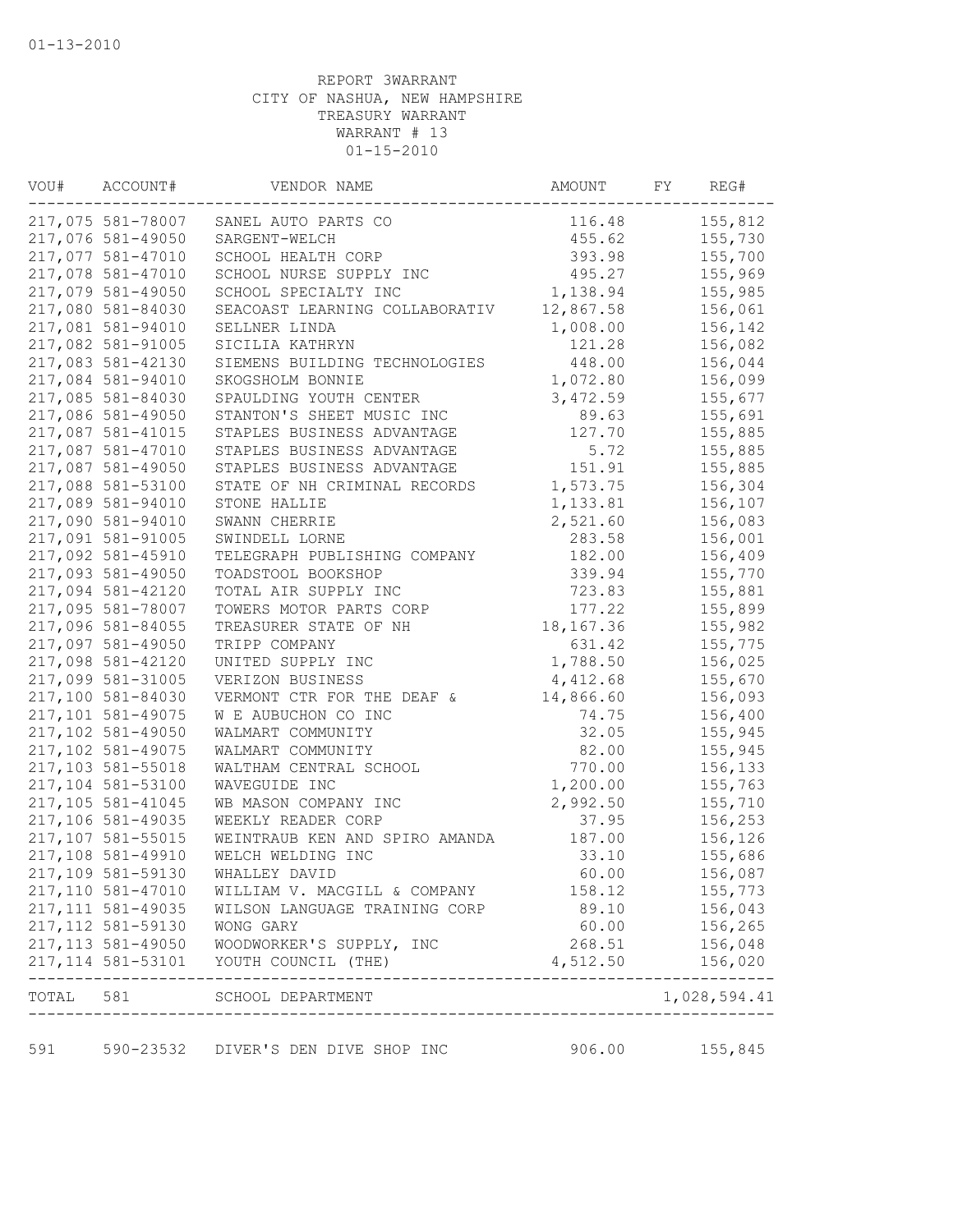01-13-2010

REPORT 3WARRANT
CITY OF NASHUA, NEW HAMPSHIRE
TREASURY WARRANT
WARRANT # 13
01-15-2010

| VOU# | ACCOUNT# | VENDOR NAME | AMOUNT | FY | REG# |
|---|---|---|---|---|---|
| 217,075 | 581-78007 | SANEL AUTO PARTS CO | 116.48 | | 155,812 |
| 217,076 | 581-49050 | SARGENT-WELCH | 455.62 | | 155,730 |
| 217,077 | 581-47010 | SCHOOL HEALTH CORP | 393.98 | | 155,700 |
| 217,078 | 581-47010 | SCHOOL NURSE SUPPLY INC | 495.27 | | 155,969 |
| 217,079 | 581-49050 | SCHOOL SPECIALTY INC | 1,138.94 | | 155,985 |
| 217,080 | 581-84030 | SEACOAST LEARNING COLLABORATIV | 12,867.58 | | 156,061 |
| 217,081 | 581-94010 | SELLNER LINDA | 1,008.00 | | 156,142 |
| 217,082 | 581-91005 | SICILIA KATHRYN | 121.28 | | 156,082 |
| 217,083 | 581-42130 | SIEMENS BUILDING TECHNOLOGIES | 448.00 | | 156,044 |
| 217,084 | 581-94010 | SKOGSHOLM BONNIE | 1,072.80 | | 156,099 |
| 217,085 | 581-84030 | SPAULDING YOUTH CENTER | 3,472.59 | | 155,677 |
| 217,086 | 581-49050 | STANTON'S SHEET MUSIC INC | 89.63 | | 155,691 |
| 217,087 | 581-41015 | STAPLES BUSINESS ADVANTAGE | 127.70 | | 155,885 |
| 217,087 | 581-47010 | STAPLES BUSINESS ADVANTAGE | 5.72 | | 155,885 |
| 217,087 | 581-49050 | STAPLES BUSINESS ADVANTAGE | 151.91 | | 155,885 |
| 217,088 | 581-53100 | STATE OF NH CRIMINAL RECORDS | 1,573.75 | | 156,304 |
| 217,089 | 581-94010 | STONE HALLIE | 1,133.81 | | 156,107 |
| 217,090 | 581-94010 | SWANN CHERRIE | 2,521.60 | | 156,083 |
| 217,091 | 581-91005 | SWINDELL LORNE | 283.58 | | 156,001 |
| 217,092 | 581-45910 | TELEGRAPH PUBLISHING COMPANY | 182.00 | | 156,409 |
| 217,093 | 581-49050 | TOADSTOOL BOOKSHOP | 339.94 | | 155,770 |
| 217,094 | 581-42120 | TOTAL AIR SUPPLY INC | 723.83 | | 155,881 |
| 217,095 | 581-78007 | TOWERS MOTOR PARTS CORP | 177.22 | | 155,899 |
| 217,096 | 581-84055 | TREASURER STATE OF NH | 18,167.36 | | 155,982 |
| 217,097 | 581-49050 | TRIPP COMPANY | 631.42 | | 155,775 |
| 217,098 | 581-42120 | UNITED SUPPLY INC | 1,788.50 | | 156,025 |
| 217,099 | 581-31005 | VERIZON BUSINESS | 4,412.68 | | 155,670 |
| 217,100 | 581-84030 | VERMONT CTR FOR THE DEAF & | 14,866.60 | | 156,093 |
| 217,101 | 581-49075 | W E AUBUCHON CO INC | 74.75 | | 156,400 |
| 217,102 | 581-49050 | WALMART COMMUNITY | 32.05 | | 155,945 |
| 217,102 | 581-49075 | WALMART COMMUNITY | 82.00 | | 155,945 |
| 217,103 | 581-55018 | WALTHAM CENTRAL SCHOOL | 770.00 | | 156,133 |
| 217,104 | 581-53100 | WAVEGUIDE INC | 1,200.00 | | 155,763 |
| 217,105 | 581-41045 | WB MASON COMPANY INC | 2,992.50 | | 155,710 |
| 217,106 | 581-49035 | WEEKLY READER CORP | 37.95 | | 156,253 |
| 217,107 | 581-55015 | WEINTRAUB KEN AND SPIRO AMANDA | 187.00 | | 156,126 |
| 217,108 | 581-49910 | WELCH WELDING INC | 33.10 | | 155,686 |
| 217,109 | 581-59130 | WHALLEY DAVID | 60.00 | | 156,087 |
| 217,110 | 581-47010 | WILLIAM V. MACGILL & COMPANY | 158.12 | | 155,773 |
| 217,111 | 581-49035 | WILSON LANGUAGE TRAINING CORP | 89.10 | | 156,043 |
| 217,112 | 581-59130 | WONG GARY | 60.00 | | 156,265 |
| 217,113 | 581-49050 | WOODWORKER'S SUPPLY, INC | 268.51 | | 156,048 |
| 217,114 | 581-53101 | YOUTH COUNCIL (THE) | 4,512.50 | | 156,020 |
| TOTAL | 581 | SCHOOL DEPARTMENT | | | 1,028,594.41 |
| 591 | 590-23532 | DIVER'S DEN DIVE SHOP INC | 906.00 | | 155,845 |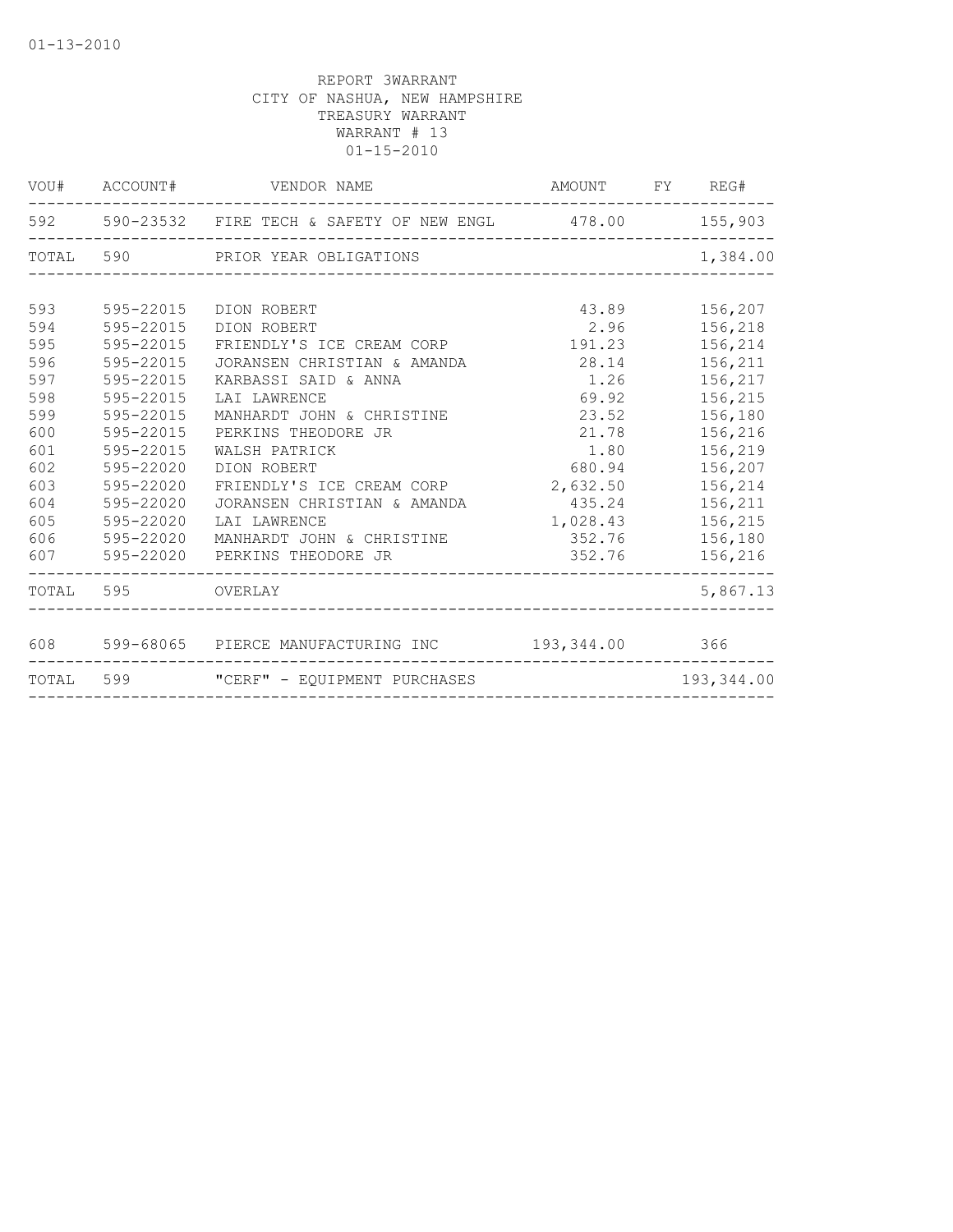01-13-2010

REPORT 3WARRANT
CITY OF NASHUA, NEW HAMPSHIRE
TREASURY WARRANT
WARRANT # 13
01-15-2010

| VOU# | ACCOUNT# | VENDOR NAME | AMOUNT | FY | REG# |
|---|---|---|---|---|---|
| 592 | 590-23532 | FIRE TECH & SAFETY OF NEW ENGL | 478.00 | | 155,903 |
| TOTAL | 590 | PRIOR YEAR OBLIGATIONS | | | 1,384.00 |
| 593 | 595-22015 | DION ROBERT | 43.89 | | 156,207 |
| 594 | 595-22015 | DION ROBERT | 2.96 | | 156,218 |
| 595 | 595-22015 | FRIENDLY'S ICE CREAM CORP | 191.23 | | 156,214 |
| 596 | 595-22015 | JORANSEN CHRISTIAN & AMANDA | 28.14 | | 156,211 |
| 597 | 595-22015 | KARBASSI SAID & ANNA | 1.26 | | 156,217 |
| 598 | 595-22015 | LAI LAWRENCE | 69.92 | | 156,215 |
| 599 | 595-22015 | MANHARDT JOHN & CHRISTINE | 23.52 | | 156,180 |
| 600 | 595-22015 | PERKINS THEODORE JR | 21.78 | | 156,216 |
| 601 | 595-22015 | WALSH PATRICK | 1.80 | | 156,219 |
| 602 | 595-22020 | DION ROBERT | 680.94 | | 156,207 |
| 603 | 595-22020 | FRIENDLY'S ICE CREAM CORP | 2,632.50 | | 156,214 |
| 604 | 595-22020 | JORANSEN CHRISTIAN & AMANDA | 435.24 | | 156,211 |
| 605 | 595-22020 | LAI LAWRENCE | 1,028.43 | | 156,215 |
| 606 | 595-22020 | MANHARDT JOHN & CHRISTINE | 352.76 | | 156,180 |
| 607 | 595-22020 | PERKINS THEODORE JR | 352.76 | | 156,216 |
| TOTAL | 595 | OVERLAY | | | 5,867.13 |
| 608 | 599-68065 | PIERCE MANUFACTURING INC | 193,344.00 | | 366 |
| TOTAL | 599 | "CERF" - EQUIPMENT PURCHASES | | | 193,344.00 |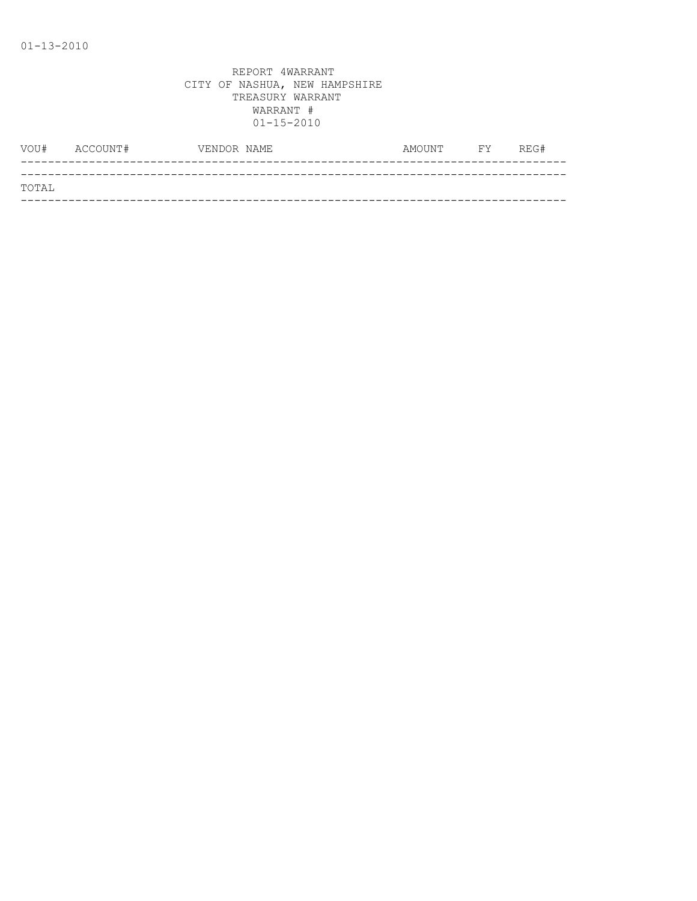01-13-2010

REPORT 4WARRANT
CITY OF NASHUA, NEW HAMPSHIRE
TREASURY WARRANT
WARRANT #
01-15-2010

| VOU# | ACCOUNT# | VENDOR NAME | AMOUNT | FY | REG# |
|---|---|---|---|---|---|
| TOTAL | | | | | |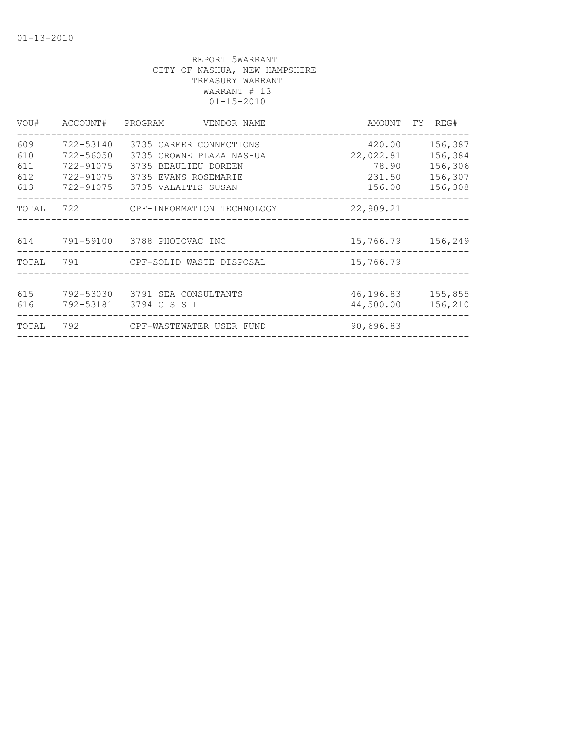01-13-2010

REPORT 5WARRANT
CITY OF NASHUA, NEW HAMPSHIRE
TREASURY WARRANT
WARRANT # 13
01-15-2010

| VOU# | ACCOUNT# | PROGRAM | VENDOR NAME | AMOUNT | FY | REG# |
|---|---|---|---|---|---|---|
| 609 | 722-53140 | 3735 | CAREER CONNECTIONS | 420.00 | | 156,387 |
| 610 | 722-56050 | 3735 | CROWNE PLAZA NASHUA | 22,022.81 | | 156,384 |
| 611 | 722-91075 | 3735 | BEAULIEU DOREEN | 78.90 | | 156,306 |
| 612 | 722-91075 | 3735 | EVANS ROSEMARIE | 231.50 | | 156,307 |
| 613 | 722-91075 | 3735 | VALAITIS SUSAN | 156.00 | | 156,308 |
| TOTAL | 722 | | CPF-INFORMATION TECHNOLOGY | 22,909.21 | | |
| 614 | 791-59100 | 3788 | PHOTOVAC INC | 15,766.79 | | 156,249 |
| TOTAL | 791 | | CPF-SOLID WASTE DISPOSAL | 15,766.79 | | |
| 615 | 792-53030 | 3791 | SEA CONSULTANTS | 46,196.83 | | 155,855 |
| 616 | 792-53181 | 3794 | C S S I | 44,500.00 | | 156,210 |
| TOTAL | 792 | | CPF-WASTEWATER USER FUND | 90,696.83 | | |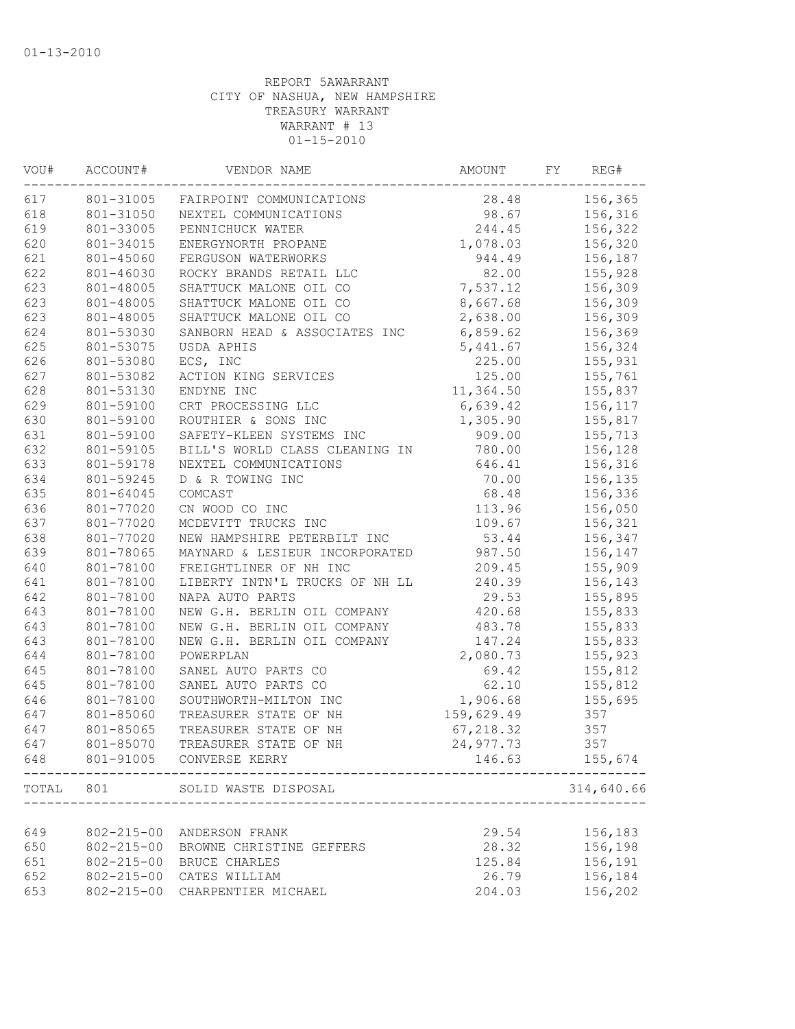01-13-2010

REPORT 5AWARRANT
CITY OF NASHUA, NEW HAMPSHIRE
TREASURY WARRANT
WARRANT # 13
01-15-2010

| VOU# | ACCOUNT# | VENDOR NAME | AMOUNT | FY | REG# |
|---|---|---|---|---|---|
| 617 | 801-31005 | FAIRPOINT COMMUNICATIONS | 28.48 | | 156,365 |
| 618 | 801-31050 | NEXTEL COMMUNICATIONS | 98.67 | | 156,316 |
| 619 | 801-33005 | PENNICHUCK WATER | 244.45 | | 156,322 |
| 620 | 801-34015 | ENERGYNORTH PROPANE | 1,078.03 | | 156,320 |
| 621 | 801-45060 | FERGUSON WATERWORKS | 944.49 | | 156,187 |
| 622 | 801-46030 | ROCKY BRANDS RETAIL LLC | 82.00 | | 155,928 |
| 623 | 801-48005 | SHATTUCK MALONE OIL CO | 7,537.12 | | 156,309 |
| 623 | 801-48005 | SHATTUCK MALONE OIL CO | 8,667.68 | | 156,309 |
| 623 | 801-48005 | SHATTUCK MALONE OIL CO | 2,638.00 | | 156,309 |
| 624 | 801-53030 | SANBORN HEAD & ASSOCIATES INC | 6,859.62 | | 156,369 |
| 625 | 801-53075 | USDA APHIS | 5,441.67 | | 156,324 |
| 626 | 801-53080 | ECS, INC | 225.00 | | 155,931 |
| 627 | 801-53082 | ACTION KING SERVICES | 125.00 | | 155,761 |
| 628 | 801-53130 | ENDYNE INC | 11,364.50 | | 155,837 |
| 629 | 801-59100 | CRT PROCESSING LLC | 6,639.42 | | 156,117 |
| 630 | 801-59100 | ROUTHIER & SONS INC | 1,305.90 | | 155,817 |
| 631 | 801-59100 | SAFETY-KLEEN SYSTEMS INC | 909.00 | | 155,713 |
| 632 | 801-59105 | BILL'S WORLD CLASS CLEANING IN | 780.00 | | 156,128 |
| 633 | 801-59178 | NEXTEL COMMUNICATIONS | 646.41 | | 156,316 |
| 634 | 801-59245 | D & R TOWING INC | 70.00 | | 156,135 |
| 635 | 801-64045 | COMCAST | 68.48 | | 156,336 |
| 636 | 801-77020 | CN WOOD CO INC | 113.96 | | 156,050 |
| 637 | 801-77020 | MCDEVITT TRUCKS INC | 109.67 | | 156,321 |
| 638 | 801-77020 | NEW HAMPSHIRE PETERBILT INC | 53.44 | | 156,347 |
| 639 | 801-78065 | MAYNARD & LESIEUR INCORPORATED | 987.50 | | 156,147 |
| 640 | 801-78100 | FREIGHTLINER OF NH INC | 209.45 | | 155,909 |
| 641 | 801-78100 | LIBERTY INTN'L TRUCKS OF NH LL | 240.39 | | 156,143 |
| 642 | 801-78100 | NAPA AUTO PARTS | 29.53 | | 155,895 |
| 643 | 801-78100 | NEW G.H. BERLIN OIL COMPANY | 420.68 | | 155,833 |
| 643 | 801-78100 | NEW G.H. BERLIN OIL COMPANY | 483.78 | | 155,833 |
| 643 | 801-78100 | NEW G.H. BERLIN OIL COMPANY | 147.24 | | 155,833 |
| 644 | 801-78100 | POWERPLAN | 2,080.73 | | 155,923 |
| 645 | 801-78100 | SANEL AUTO PARTS CO | 69.42 | | 155,812 |
| 645 | 801-78100 | SANEL AUTO PARTS CO | 62.10 | | 155,812 |
| 646 | 801-78100 | SOUTHWORTH-MILTON INC | 1,906.68 | | 155,695 |
| 647 | 801-85060 | TREASURER STATE OF NH | 159,629.49 | | 357 |
| 647 | 801-85065 | TREASURER STATE OF NH | 67,218.32 | | 357 |
| 647 | 801-85070 | TREASURER STATE OF NH | 24,977.73 | | 357 |
| 648 | 801-91005 | CONVERSE KERRY | 146.63 | | 155,674 |
| TOTAL | 801 | SOLID WASTE DISPOSAL | | | 314,640.66 |
| 649 | 802-215-00 | ANDERSON FRANK | 29.54 | | 156,183 |
| 650 | 802-215-00 | BROWNE CHRISTINE GEFFERS | 28.32 | | 156,198 |
| 651 | 802-215-00 | BRUCE CHARLES | 125.84 | | 156,191 |
| 652 | 802-215-00 | CATES WILLIAM | 26.79 | | 156,184 |
| 653 | 802-215-00 | CHARPENTIER MICHAEL | 204.03 | | 156,202 |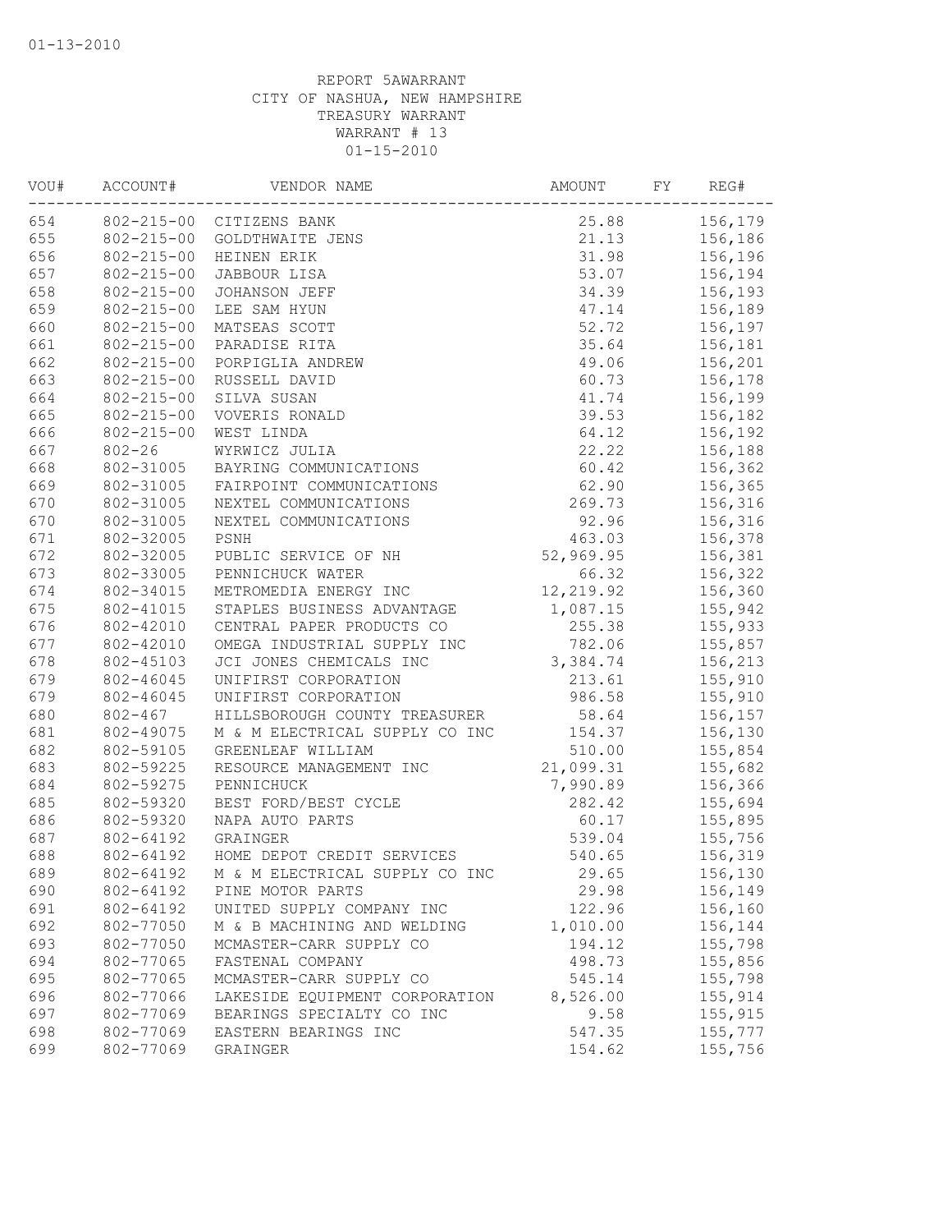01-13-2010

REPORT 5AWARRANT
CITY OF NASHUA, NEW HAMPSHIRE
TREASURY WARRANT
WARRANT # 13
01-15-2010

| VOU# | ACCOUNT# | VENDOR NAME | AMOUNT | FY | REG# |
|---|---|---|---|---|---|
| 654 | 802-215-00 | CITIZENS BANK | 25.88 | | 156,179 |
| 655 | 802-215-00 | GOLDTHWAITE JENS | 21.13 | | 156,186 |
| 656 | 802-215-00 | HEINEN ERIK | 31.98 | | 156,196 |
| 657 | 802-215-00 | JABBOUR LISA | 53.07 | | 156,194 |
| 658 | 802-215-00 | JOHANSON JEFF | 34.39 | | 156,193 |
| 659 | 802-215-00 | LEE SAM HYUN | 47.14 | | 156,189 |
| 660 | 802-215-00 | MATSEAS SCOTT | 52.72 | | 156,197 |
| 661 | 802-215-00 | PARADISE RITA | 35.64 | | 156,181 |
| 662 | 802-215-00 | PORPIGLIA ANDREW | 49.06 | | 156,201 |
| 663 | 802-215-00 | RUSSELL DAVID | 60.73 | | 156,178 |
| 664 | 802-215-00 | SILVA SUSAN | 41.74 | | 156,199 |
| 665 | 802-215-00 | VOVERIS RONALD | 39.53 | | 156,182 |
| 666 | 802-215-00 | WEST LINDA | 64.12 | | 156,192 |
| 667 | 802-26 | WYRWICZ JULIA | 22.22 | | 156,188 |
| 668 | 802-31005 | BAYRING COMMUNICATIONS | 60.42 | | 156,362 |
| 669 | 802-31005 | FAIRPOINT COMMUNICATIONS | 62.90 | | 156,365 |
| 670 | 802-31005 | NEXTEL COMMUNICATIONS | 269.73 | | 156,316 |
| 670 | 802-31005 | NEXTEL COMMUNICATIONS | 92.96 | | 156,316 |
| 671 | 802-32005 | PSNH | 463.03 | | 156,378 |
| 672 | 802-32005 | PUBLIC SERVICE OF NH | 52,969.95 | | 156,381 |
| 673 | 802-33005 | PENNICHUCK WATER | 66.32 | | 156,322 |
| 674 | 802-34015 | METROMEDIA ENERGY INC | 12,219.92 | | 156,360 |
| 675 | 802-41015 | STAPLES BUSINESS ADVANTAGE | 1,087.15 | | 155,942 |
| 676 | 802-42010 | CENTRAL PAPER PRODUCTS CO | 255.38 | | 155,933 |
| 677 | 802-42010 | OMEGA INDUSTRIAL SUPPLY INC | 782.06 | | 155,857 |
| 678 | 802-45103 | JCI JONES CHEMICALS INC | 3,384.74 | | 156,213 |
| 679 | 802-46045 | UNIFIRST CORPORATION | 213.61 | | 155,910 |
| 679 | 802-46045 | UNIFIRST CORPORATION | 986.58 | | 155,910 |
| 680 | 802-467 | HILLSBOROUGH COUNTY TREASURER | 58.64 | | 156,157 |
| 681 | 802-49075 | M & M ELECTRICAL SUPPLY CO INC | 154.37 | | 156,130 |
| 682 | 802-59105 | GREENLEAF WILLIAM | 510.00 | | 155,854 |
| 683 | 802-59225 | RESOURCE MANAGEMENT INC | 21,099.31 | | 155,682 |
| 684 | 802-59275 | PENNICHUCK | 7,990.89 | | 156,366 |
| 685 | 802-59320 | BEST FORD/BEST CYCLE | 282.42 | | 155,694 |
| 686 | 802-59320 | NAPA AUTO PARTS | 60.17 | | 155,895 |
| 687 | 802-64192 | GRAINGER | 539.04 | | 155,756 |
| 688 | 802-64192 | HOME DEPOT CREDIT SERVICES | 540.65 | | 156,319 |
| 689 | 802-64192 | M & M ELECTRICAL SUPPLY CO INC | 29.65 | | 156,130 |
| 690 | 802-64192 | PINE MOTOR PARTS | 29.98 | | 156,149 |
| 691 | 802-64192 | UNITED SUPPLY COMPANY INC | 122.96 | | 156,160 |
| 692 | 802-77050 | M & B MACHINING AND WELDING | 1,010.00 | | 156,144 |
| 693 | 802-77050 | MCMASTER-CARR SUPPLY CO | 194.12 | | 155,798 |
| 694 | 802-77065 | FASTENAL COMPANY | 498.73 | | 155,856 |
| 695 | 802-77065 | MCMASTER-CARR SUPPLY CO | 545.14 | | 155,798 |
| 696 | 802-77066 | LAKESIDE EQUIPMENT CORPORATION | 8,526.00 | | 155,914 |
| 697 | 802-77069 | BEARINGS SPECIALTY CO INC | 9.58 | | 155,915 |
| 698 | 802-77069 | EASTERN BEARINGS INC | 547.35 | | 155,777 |
| 699 | 802-77069 | GRAINGER | 154.62 | | 155,756 |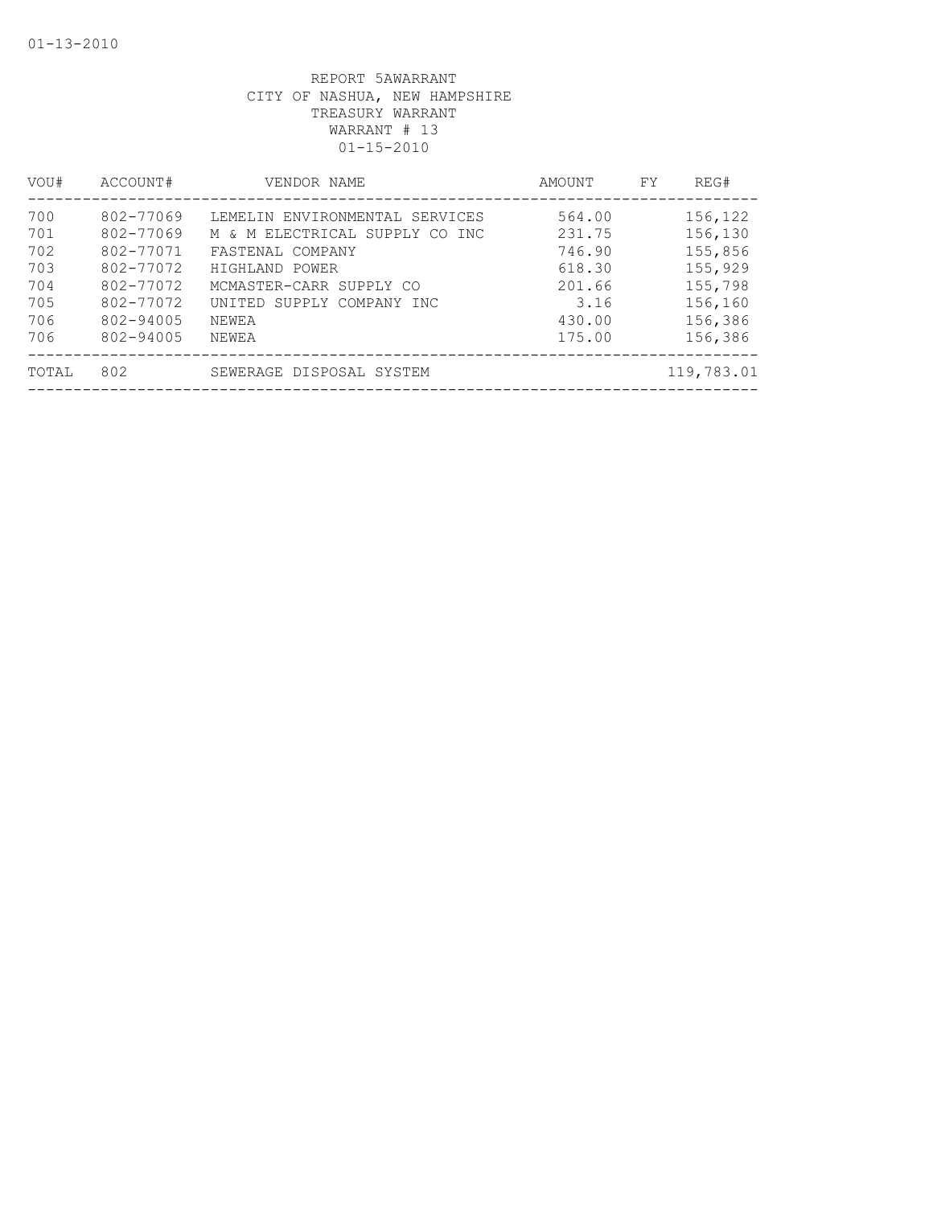REPORT 5AWARRANT
CITY OF NASHUA, NEW HAMPSHIRE
TREASURY WARRANT
WARRANT # 13
01-15-2010

| VOU# | ACCOUNT# | VENDOR NAME | AMOUNT | FY | REG# |
|---|---|---|---|---|---|
| 700 | 802-77069 | LEMELIN ENVIRONMENTAL SERVICES | 564.00 | | 156,122 |
| 701 | 802-77069 | M & M ELECTRICAL SUPPLY CO INC | 231.75 | | 156,130 |
| 702 | 802-77071 | FASTENAL COMPANY | 746.90 | | 155,856 |
| 703 | 802-77072 | HIGHLAND POWER | 618.30 | | 155,929 |
| 704 | 802-77072 | MCMASTER-CARR SUPPLY CO | 201.66 | | 155,798 |
| 705 | 802-77072 | UNITED SUPPLY COMPANY INC | 3.16 | | 156,160 |
| 706 | 802-94005 | NEWEA | 430.00 | | 156,386 |
| 706 | 802-94005 | NEWEA | 175.00 | | 156,386 |
| TOTAL | 802 | SEWERAGE DISPOSAL SYSTEM | | | 119,783.01 |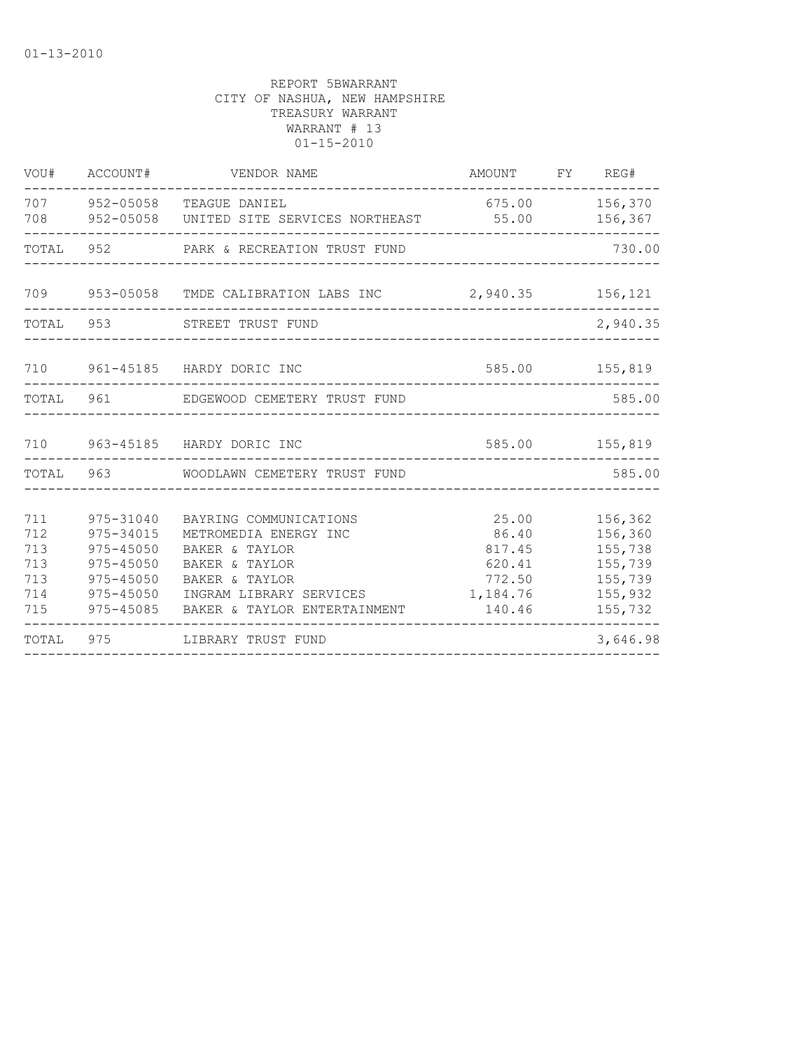01-13-2010

REPORT 5BWARRANT
CITY OF NASHUA, NEW HAMPSHIRE
TREASURY WARRANT
WARRANT # 13
01-15-2010

| VOU# | ACCOUNT# | VENDOR NAME | AMOUNT | FY | REG# |
|---|---|---|---|---|---|
| 707 | 952-05058 | TEAGUE DANIEL | 675.00 | | 156,370 |
| 708 | 952-05058 | UNITED SITE SERVICES NORTHEAST | 55.00 | | 156,367 |
| TOTAL | 952 | PARK & RECREATION TRUST FUND | | | 730.00 |
| 709 | 953-05058 | TMDE CALIBRATION LABS INC | 2,940.35 | | 156,121 |
| TOTAL | 953 | STREET TRUST FUND | | | 2,940.35 |
| 710 | 961-45185 | HARDY DORIC INC | 585.00 | | 155,819 |
| TOTAL | 961 | EDGEWOOD CEMETERY TRUST FUND | | | 585.00 |
| 710 | 963-45185 | HARDY DORIC INC | 585.00 | | 155,819 |
| TOTAL | 963 | WOODLAWN CEMETERY TRUST FUND | | | 585.00 |
| 711 | 975-31040 | BAYRING COMMUNICATIONS | 25.00 | | 156,362 |
| 712 | 975-34015 | METROMEDIA ENERGY INC | 86.40 | | 156,360 |
| 713 | 975-45050 | BAKER & TAYLOR | 817.45 | | 155,738 |
| 713 | 975-45050 | BAKER & TAYLOR | 620.41 | | 155,739 |
| 713 | 975-45050 | BAKER & TAYLOR | 772.50 | | 155,739 |
| 714 | 975-45050 | INGRAM LIBRARY SERVICES | 1,184.76 | | 155,932 |
| 715 | 975-45085 | BAKER & TAYLOR ENTERTAINMENT | 140.46 | | 155,732 |
| TOTAL | 975 | LIBRARY TRUST FUND | | | 3,646.98 |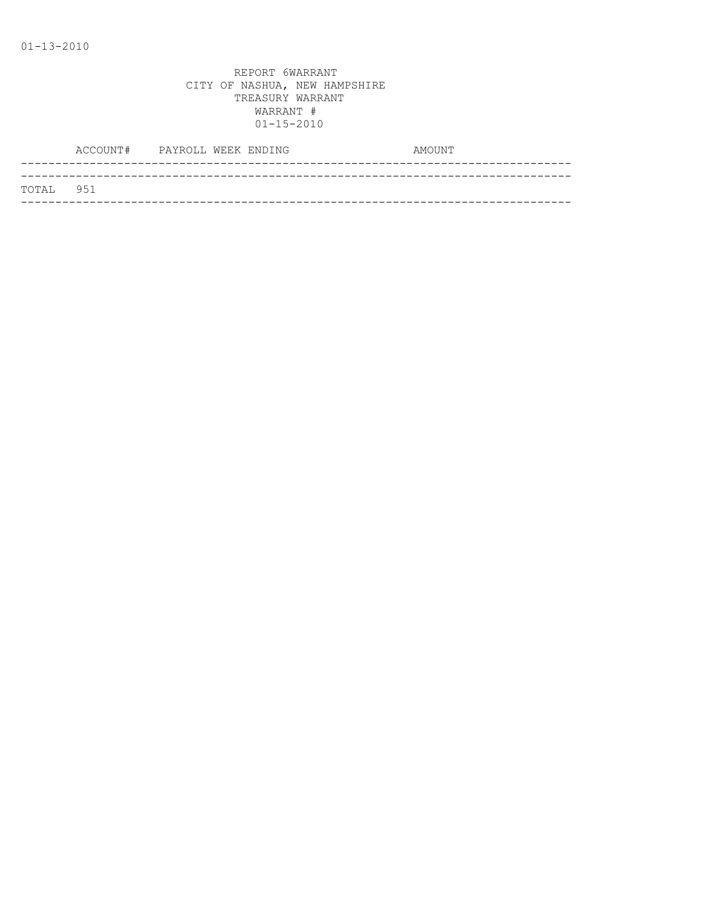01-13-2010

REPORT 6WARRANT
CITY OF NASHUA, NEW HAMPSHIRE
TREASURY WARRANT
WARRANT #
01-15-2010

| ACCOUNT# | PAYROLL WEEK ENDING | AMOUNT |
|---|---|---|
| TOTAL 951 | | |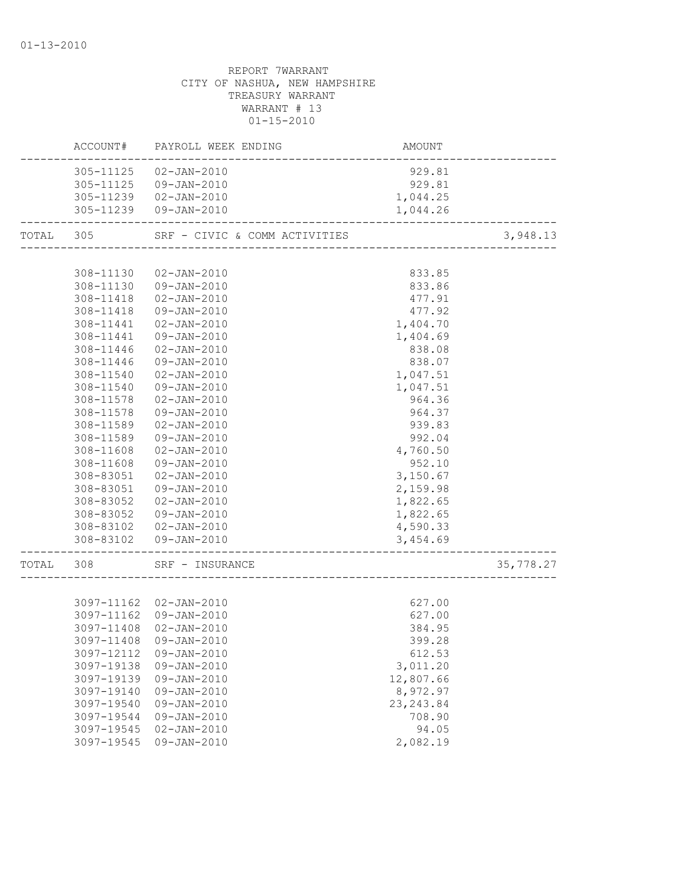01-13-2010

REPORT 7WARRANT
CITY OF NASHUA, NEW HAMPSHIRE
TREASURY WARRANT
WARRANT # 13
01-15-2010

| | ACCOUNT# | PAYROLL WEEK ENDING | AMOUNT | |
|---|---|---|---|---|
| | 305-11125 | 02-JAN-2010 | 929.81 | |
| | 305-11125 | 09-JAN-2010 | 929.81 | |
| | 305-11239 | 02-JAN-2010 | 1,044.25 | |
| | 305-11239 | 09-JAN-2010 | 1,044.26 | |
| TOTAL | 305 | SRF - CIVIC & COMM ACTIVITIES | | 3,948.13 |
| | 308-11130 | 02-JAN-2010 | 833.85 | |
| | 308-11130 | 09-JAN-2010 | 833.86 | |
| | 308-11418 | 02-JAN-2010 | 477.91 | |
| | 308-11418 | 09-JAN-2010 | 477.92 | |
| | 308-11441 | 02-JAN-2010 | 1,404.70 | |
| | 308-11441 | 09-JAN-2010 | 1,404.69 | |
| | 308-11446 | 02-JAN-2010 | 838.08 | |
| | 308-11446 | 09-JAN-2010 | 838.07 | |
| | 308-11540 | 02-JAN-2010 | 1,047.51 | |
| | 308-11540 | 09-JAN-2010 | 1,047.51 | |
| | 308-11578 | 02-JAN-2010 | 964.36 | |
| | 308-11578 | 09-JAN-2010 | 964.37 | |
| | 308-11589 | 02-JAN-2010 | 939.83 | |
| | 308-11589 | 09-JAN-2010 | 992.04 | |
| | 308-11608 | 02-JAN-2010 | 4,760.50 | |
| | 308-11608 | 09-JAN-2010 | 952.10 | |
| | 308-83051 | 02-JAN-2010 | 3,150.67 | |
| | 308-83051 | 09-JAN-2010 | 2,159.98 | |
| | 308-83052 | 02-JAN-2010 | 1,822.65 | |
| | 308-83052 | 09-JAN-2010 | 1,822.65 | |
| | 308-83102 | 02-JAN-2010 | 4,590.33 | |
| | 308-83102 | 09-JAN-2010 | 3,454.69 | |
| TOTAL | 308 | SRF - INSURANCE | | 35,778.27 |
| | 3097-11162 | 02-JAN-2010 | 627.00 | |
| | 3097-11162 | 09-JAN-2010 | 627.00 | |
| | 3097-11408 | 02-JAN-2010 | 384.95 | |
| | 3097-11408 | 09-JAN-2010 | 399.28 | |
| | 3097-12112 | 09-JAN-2010 | 612.53 | |
| | 3097-19138 | 09-JAN-2010 | 3,011.20 | |
| | 3097-19139 | 09-JAN-2010 | 12,807.66 | |
| | 3097-19140 | 09-JAN-2010 | 8,972.97 | |
| | 3097-19540 | 09-JAN-2010 | 23,243.84 | |
| | 3097-19544 | 09-JAN-2010 | 708.90 | |
| | 3097-19545 | 02-JAN-2010 | 94.05 | |
| | 3097-19545 | 09-JAN-2010 | 2,082.19 | |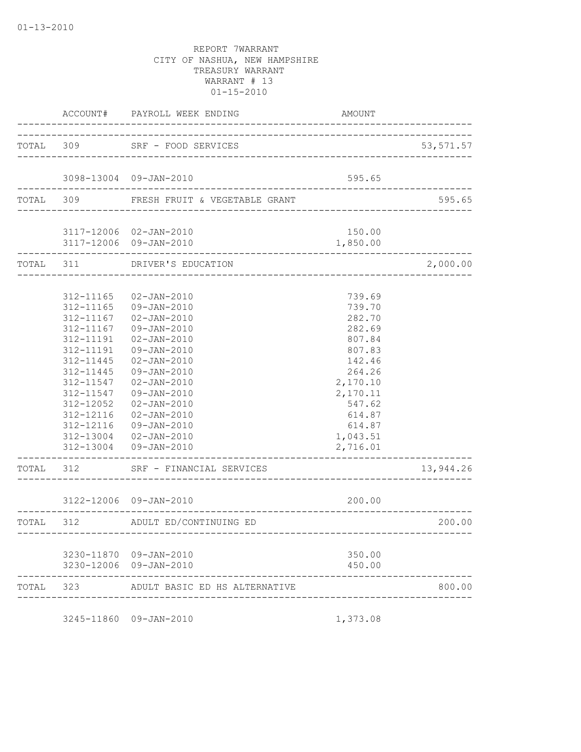01-13-2010

REPORT 7WARRANT
CITY OF NASHUA, NEW HAMPSHIRE
TREASURY WARRANT
WARRANT # 13
01-15-2010

| | ACCOUNT# | PAYROLL WEEK ENDING | AMOUNT | |
|---|---|---|---|---|
| TOTAL | 309 | SRF - FOOD SERVICES | | 53,571.57 |
| | 3098-13004 | 09-JAN-2010 | 595.65 | |
| TOTAL | 309 | FRESH FRUIT & VEGETABLE GRANT | | 595.65 |
| | 3117-12006 | 02-JAN-2010 | 150.00 | |
| | 3117-12006 | 09-JAN-2010 | 1,850.00 | |
| TOTAL | 311 | DRIVER'S EDUCATION | | 2,000.00 |
| | 312-11165 | 02-JAN-2010 | 739.69 | |
| | 312-11165 | 09-JAN-2010 | 739.70 | |
| | 312-11167 | 02-JAN-2010 | 282.70 | |
| | 312-11167 | 09-JAN-2010 | 282.69 | |
| | 312-11191 | 02-JAN-2010 | 807.84 | |
| | 312-11191 | 09-JAN-2010 | 807.83 | |
| | 312-11445 | 02-JAN-2010 | 142.46 | |
| | 312-11445 | 09-JAN-2010 | 264.26 | |
| | 312-11547 | 02-JAN-2010 | 2,170.10 | |
| | 312-11547 | 09-JAN-2010 | 2,170.11 | |
| | 312-12052 | 02-JAN-2010 | 547.62 | |
| | 312-12116 | 02-JAN-2010 | 614.87 | |
| | 312-12116 | 09-JAN-2010 | 614.87 | |
| | 312-13004 | 02-JAN-2010 | 1,043.51 | |
| | 312-13004 | 09-JAN-2010 | 2,716.01 | |
| TOTAL | 312 | SRF - FINANCIAL SERVICES | | 13,944.26 |
| | 3122-12006 | 09-JAN-2010 | 200.00 | |
| TOTAL | 312 | ADULT ED/CONTINUING ED | | 200.00 |
| | 3230-11870 | 09-JAN-2010 | 350.00 | |
| | 3230-12006 | 09-JAN-2010 | 450.00 | |
| TOTAL | 323 | ADULT BASIC ED HS ALTERNATIVE | | 800.00 |
| | 3245-11860 | 09-JAN-2010 | 1,373.08 | |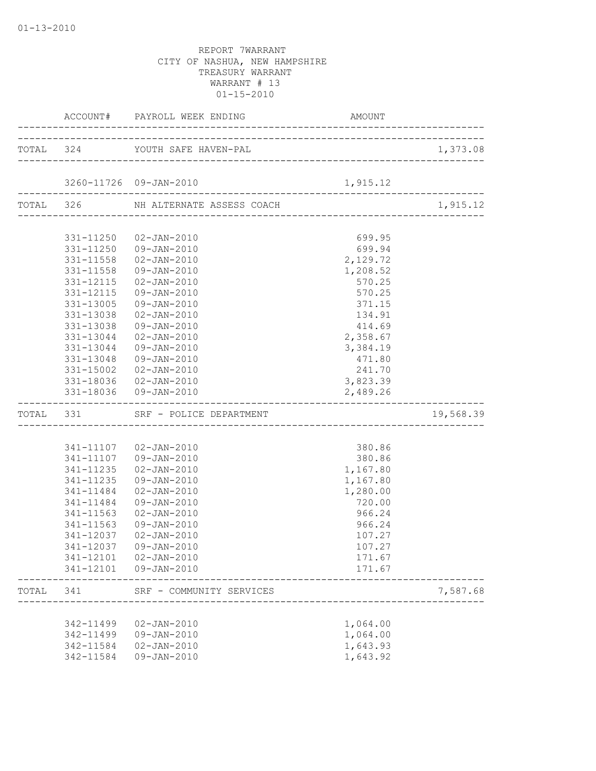01-13-2010

REPORT 7WARRANT
CITY OF NASHUA, NEW HAMPSHIRE
TREASURY WARRANT
WARRANT # 13
01-15-2010

| | ACCOUNT# | PAYROLL WEEK ENDING | AMOUNT | |
|---|---|---|---|---|
| TOTAL | 324 | YOUTH SAFE HAVEN-PAL | | 1,373.08 |
| | 3260-11726 | 09-JAN-2010 | 1,915.12 | |
| TOTAL | 326 | NH ALTERNATE ASSESS COACH | | 1,915.12 |
| | 331-11250 | 02-JAN-2010 | 699.95 | |
| | 331-11250 | 09-JAN-2010 | 699.94 | |
| | 331-11558 | 02-JAN-2010 | 2,129.72 | |
| | 331-11558 | 09-JAN-2010 | 1,208.52 | |
| | 331-12115 | 02-JAN-2010 | 570.25 | |
| | 331-12115 | 09-JAN-2010 | 570.25 | |
| | 331-13005 | 09-JAN-2010 | 371.15 | |
| | 331-13038 | 02-JAN-2010 | 134.91 | |
| | 331-13038 | 09-JAN-2010 | 414.69 | |
| | 331-13044 | 02-JAN-2010 | 2,358.67 | |
| | 331-13044 | 09-JAN-2010 | 3,384.19 | |
| | 331-13048 | 09-JAN-2010 | 471.80 | |
| | 331-15002 | 02-JAN-2010 | 241.70 | |
| | 331-18036 | 02-JAN-2010 | 3,823.39 | |
| | 331-18036 | 09-JAN-2010 | 2,489.26 | |
| TOTAL | 331 | SRF - POLICE DEPARTMENT | | 19,568.39 |
| | 341-11107 | 02-JAN-2010 | 380.86 | |
| | 341-11107 | 09-JAN-2010 | 380.86 | |
| | 341-11235 | 02-JAN-2010 | 1,167.80 | |
| | 341-11235 | 09-JAN-2010 | 1,167.80 | |
| | 341-11484 | 02-JAN-2010 | 1,280.00 | |
| | 341-11484 | 09-JAN-2010 | 720.00 | |
| | 341-11563 | 02-JAN-2010 | 966.24 | |
| | 341-11563 | 09-JAN-2010 | 966.24 | |
| | 341-12037 | 02-JAN-2010 | 107.27 | |
| | 341-12037 | 09-JAN-2010 | 107.27 | |
| | 341-12101 | 02-JAN-2010 | 171.67 | |
| | 341-12101 | 09-JAN-2010 | 171.67 | |
| TOTAL | 341 | SRF - COMMUNITY SERVICES | | 7,587.68 |
| | 342-11499 | 02-JAN-2010 | 1,064.00 | |
| | 342-11499 | 09-JAN-2010 | 1,064.00 | |
| | 342-11584 | 02-JAN-2010 | 1,643.93 | |
| | 342-11584 | 09-JAN-2010 | 1,643.92 | |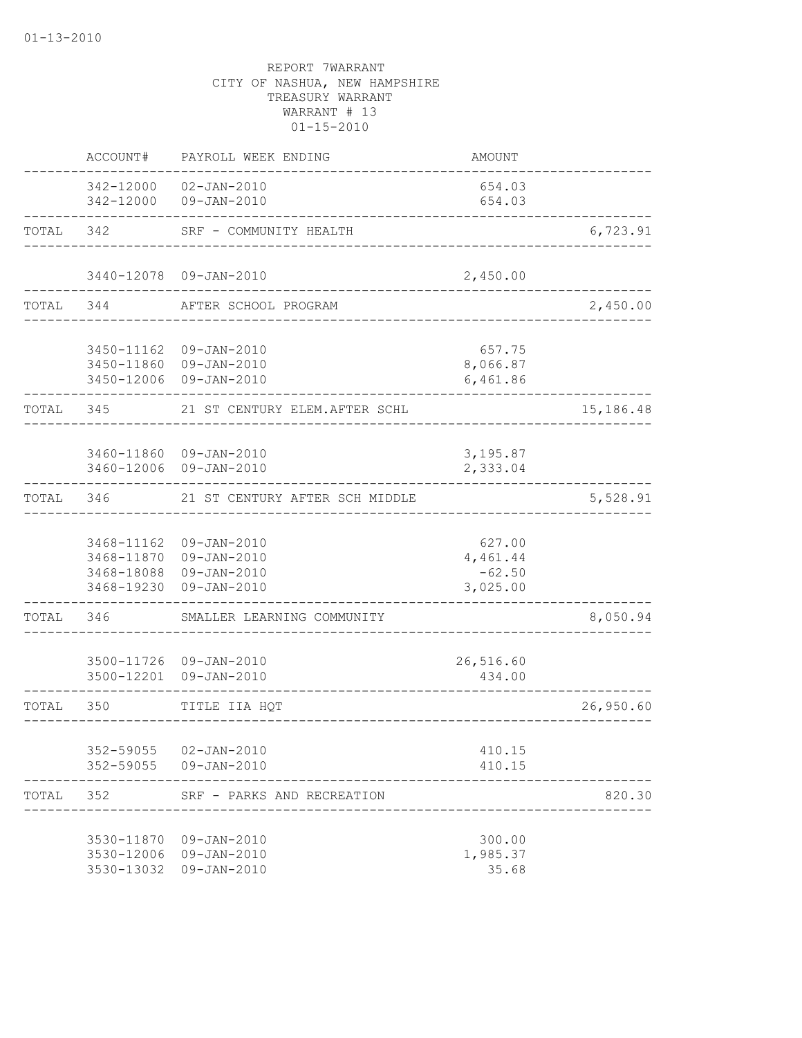01-13-2010

REPORT 7WARRANT
CITY OF NASHUA, NEW HAMPSHIRE
TREASURY WARRANT
WARRANT # 13
01-15-2010

| | ACCOUNT# | PAYROLL WEEK ENDING | AMOUNT | |
|---|---|---|---|---|
| | 342-12000 | 02-JAN-2010 | 654.03 | |
| | 342-12000 | 09-JAN-2010 | 654.03 | |
| TOTAL | 342 | SRF - COMMUNITY HEALTH | | 6,723.91 |
| | 3440-12078 | 09-JAN-2010 | 2,450.00 | |
| TOTAL | 344 | AFTER SCHOOL PROGRAM | | 2,450.00 |
| | 3450-11162 | 09-JAN-2010 | 657.75 | |
| | 3450-11860 | 09-JAN-2010 | 8,066.87 | |
| | 3450-12006 | 09-JAN-2010 | 6,461.86 | |
| TOTAL | 345 | 21 ST CENTURY ELEM.AFTER SCHL | | 15,186.48 |
| | 3460-11860 | 09-JAN-2010 | 3,195.87 | |
| | 3460-12006 | 09-JAN-2010 | 2,333.04 | |
| TOTAL | 346 | 21 ST CENTURY AFTER SCH MIDDLE | | 5,528.91 |
| | 3468-11162 | 09-JAN-2010 | 627.00 | |
| | 3468-11870 | 09-JAN-2010 | 4,461.44 | |
| | 3468-18088 | 09-JAN-2010 | -62.50 | |
| | 3468-19230 | 09-JAN-2010 | 3,025.00 | |
| TOTAL | 346 | SMALLER LEARNING COMMUNITY | | 8,050.94 |
| | 3500-11726 | 09-JAN-2010 | 26,516.60 | |
| | 3500-12201 | 09-JAN-2010 | 434.00 | |
| TOTAL | 350 | TITLE IIA HQT | | 26,950.60 |
| | 352-59055 | 02-JAN-2010 | 410.15 | |
| | 352-59055 | 09-JAN-2010 | 410.15 | |
| TOTAL | 352 | SRF - PARKS AND RECREATION | | 820.30 |
| | 3530-11870 | 09-JAN-2010 | 300.00 | |
| | 3530-12006 | 09-JAN-2010 | 1,985.37 | |
| | 3530-13032 | 09-JAN-2010 | 35.68 | |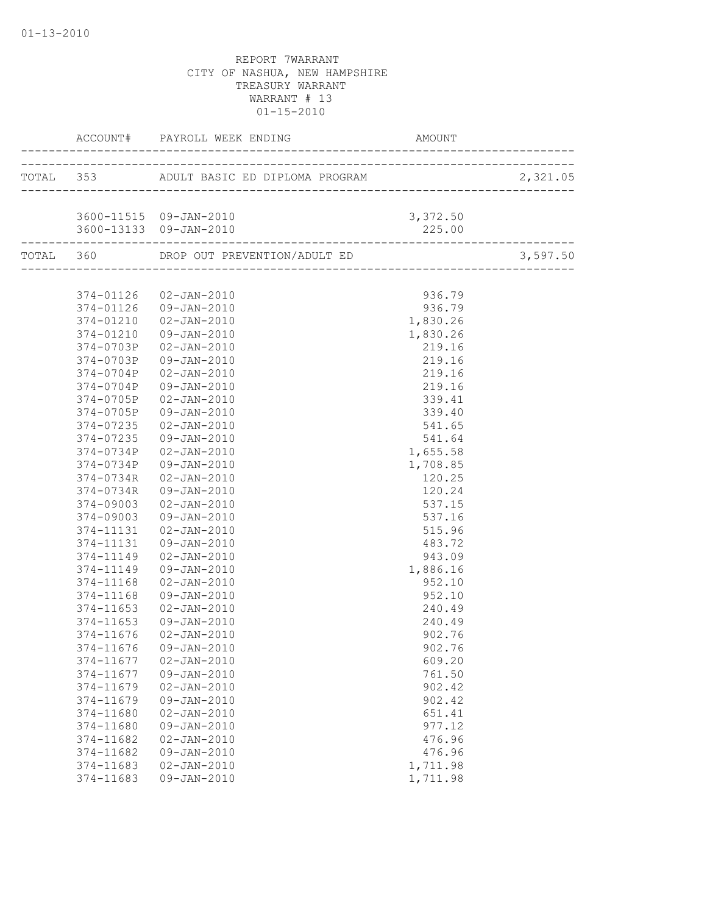01-13-2010

REPORT 7WARRANT
CITY OF NASHUA, NEW HAMPSHIRE
TREASURY WARRANT
WARRANT # 13
01-15-2010

| | ACCOUNT# | PAYROLL WEEK ENDING | AMOUNT | |
|---|---|---|---|---|
| TOTAL | 353 | ADULT BASIC ED DIPLOMA PROGRAM | | 2,321.05 |
| | 3600-11515 | 09-JAN-2010 | 3,372.50 | |
| | 3600-13133 | 09-JAN-2010 | 225.00 | |
| TOTAL | 360 | DROP OUT PREVENTION/ADULT ED | | 3,597.50 |
| | 374-01126 | 02-JAN-2010 | 936.79 | |
| | 374-01126 | 09-JAN-2010 | 936.79 | |
| | 374-01210 | 02-JAN-2010 | 1,830.26 | |
| | 374-01210 | 09-JAN-2010 | 1,830.26 | |
| | 374-0703P | 02-JAN-2010 | 219.16 | |
| | 374-0703P | 09-JAN-2010 | 219.16 | |
| | 374-0704P | 02-JAN-2010 | 219.16 | |
| | 374-0704P | 09-JAN-2010 | 219.16 | |
| | 374-0705P | 02-JAN-2010 | 339.41 | |
| | 374-0705P | 09-JAN-2010 | 339.40 | |
| | 374-07235 | 02-JAN-2010 | 541.65 | |
| | 374-07235 | 09-JAN-2010 | 541.64 | |
| | 374-0734P | 02-JAN-2010 | 1,655.58 | |
| | 374-0734P | 09-JAN-2010 | 1,708.85 | |
| | 374-0734R | 02-JAN-2010 | 120.25 | |
| | 374-0734R | 09-JAN-2010 | 120.24 | |
| | 374-09003 | 02-JAN-2010 | 537.15 | |
| | 374-09003 | 09-JAN-2010 | 537.16 | |
| | 374-11131 | 02-JAN-2010 | 515.96 | |
| | 374-11131 | 09-JAN-2010 | 483.72 | |
| | 374-11149 | 02-JAN-2010 | 943.09 | |
| | 374-11149 | 09-JAN-2010 | 1,886.16 | |
| | 374-11168 | 02-JAN-2010 | 952.10 | |
| | 374-11168 | 09-JAN-2010 | 952.10 | |
| | 374-11653 | 02-JAN-2010 | 240.49 | |
| | 374-11653 | 09-JAN-2010 | 240.49 | |
| | 374-11676 | 02-JAN-2010 | 902.76 | |
| | 374-11676 | 09-JAN-2010 | 902.76 | |
| | 374-11677 | 02-JAN-2010 | 609.20 | |
| | 374-11677 | 09-JAN-2010 | 761.50 | |
| | 374-11679 | 02-JAN-2010 | 902.42 | |
| | 374-11679 | 09-JAN-2010 | 902.42 | |
| | 374-11680 | 02-JAN-2010 | 651.41 | |
| | 374-11680 | 09-JAN-2010 | 977.12 | |
| | 374-11682 | 02-JAN-2010 | 476.96 | |
| | 374-11682 | 09-JAN-2010 | 476.96 | |
| | 374-11683 | 02-JAN-2010 | 1,711.98 | |
| | 374-11683 | 09-JAN-2010 | 1,711.98 | |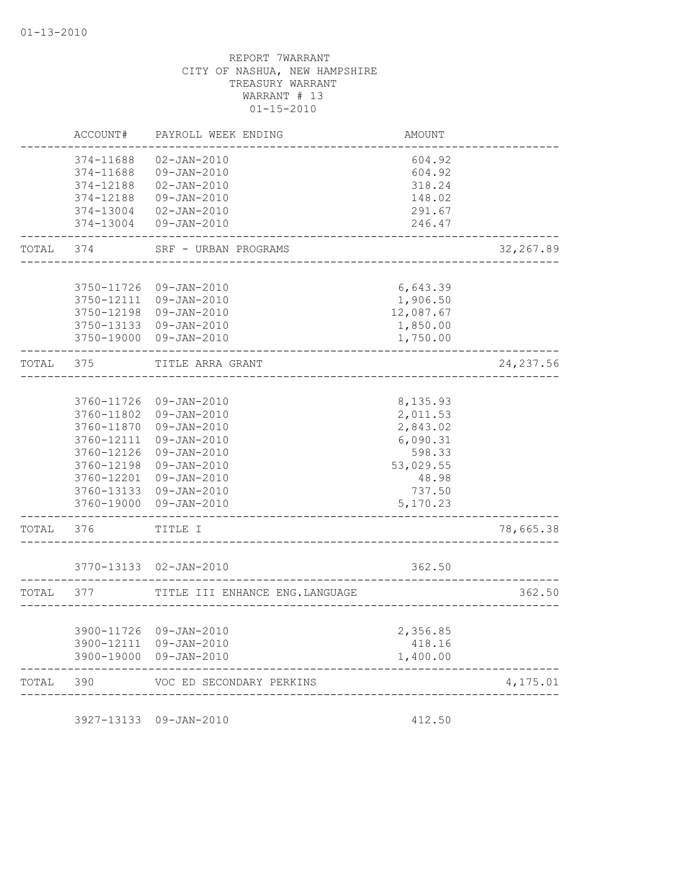01-13-2010

REPORT 7WARRANT
CITY OF NASHUA, NEW HAMPSHIRE
TREASURY WARRANT
WARRANT # 13
01-15-2010

| | ACCOUNT# | PAYROLL WEEK ENDING | AMOUNT | |
|---|---|---|---|---|
| | 374-11688 | 02-JAN-2010 | 604.92 | |
| | 374-11688 | 09-JAN-2010 | 604.92 | |
| | 374-12188 | 02-JAN-2010 | 318.24 | |
| | 374-12188 | 09-JAN-2010 | 148.02 | |
| | 374-13004 | 02-JAN-2010 | 291.67 | |
| | 374-13004 | 09-JAN-2010 | 246.47 | |
| TOTAL | 374 | SRF - URBAN PROGRAMS | | 32,267.89 |
| | 3750-11726 | 09-JAN-2010 | 6,643.39 | |
| | 3750-12111 | 09-JAN-2010 | 1,906.50 | |
| | 3750-12198 | 09-JAN-2010 | 12,087.67 | |
| | 3750-13133 | 09-JAN-2010 | 1,850.00 | |
| | 3750-19000 | 09-JAN-2010 | 1,750.00 | |
| TOTAL | 375 | TITLE ARRA GRANT | | 24,237.56 |
| | 3760-11726 | 09-JAN-2010 | 8,135.93 | |
| | 3760-11802 | 09-JAN-2010 | 2,011.53 | |
| | 3760-11870 | 09-JAN-2010 | 2,843.02 | |
| | 3760-12111 | 09-JAN-2010 | 6,090.31 | |
| | 3760-12126 | 09-JAN-2010 | 598.33 | |
| | 3760-12198 | 09-JAN-2010 | 53,029.55 | |
| | 3760-12201 | 09-JAN-2010 | 48.98 | |
| | 3760-13133 | 09-JAN-2010 | 737.50 | |
| | 3760-19000 | 09-JAN-2010 | 5,170.23 | |
| TOTAL | 376 | TITLE I | | 78,665.38 |
| | 3770-13133 | 02-JAN-2010 | 362.50 | |
| TOTAL | 377 | TITLE III ENHANCE ENG.LANGUAGE | | 362.50 |
| | 3900-11726 | 09-JAN-2010 | 2,356.85 | |
| | 3900-12111 | 09-JAN-2010 | 418.16 | |
| | 3900-19000 | 09-JAN-2010 | 1,400.00 | |
| TOTAL | 390 | VOC ED SECONDARY PERKINS | | 4,175.01 |
| | 3927-13133 | 09-JAN-2010 | 412.50 | |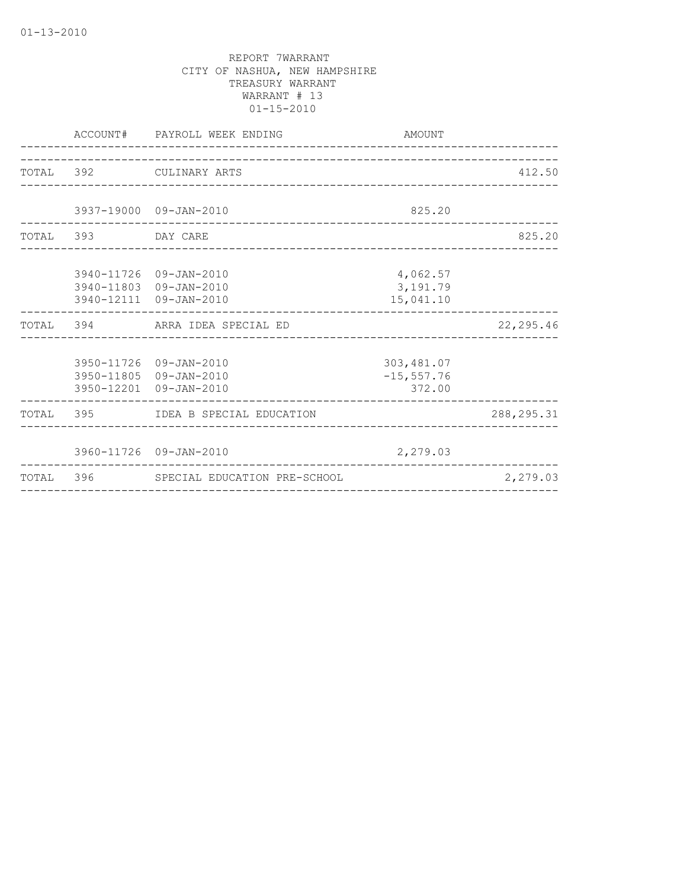01-13-2010

REPORT 7WARRANT
CITY OF NASHUA, NEW HAMPSHIRE
TREASURY WARRANT
WARRANT # 13
01-15-2010

| | ACCOUNT# | PAYROLL WEEK ENDING | AMOUNT | |
|---|---|---|---|---|
| TOTAL | 392 | CULINARY ARTS | | 412.50 |
| | 3937-19000 | 09-JAN-2010 | 825.20 | |
| TOTAL | 393 | DAY CARE | | 825.20 |
| | 3940-11726 | 09-JAN-2010 | 4,062.57 | |
| | 3940-11803 | 09-JAN-2010 | 3,191.79 | |
| | 3940-12111 | 09-JAN-2010 | 15,041.10 | |
| TOTAL | 394 | ARRA IDEA SPECIAL ED | | 22,295.46 |
| | 3950-11726 | 09-JAN-2010 | 303,481.07 | |
| | 3950-11805 | 09-JAN-2010 | -15,557.76 | |
| | 3950-12201 | 09-JAN-2010 | 372.00 | |
| TOTAL | 395 | IDEA B SPECIAL EDUCATION | | 288,295.31 |
| | 3960-11726 | 09-JAN-2010 | 2,279.03 | |
| TOTAL | 396 | SPECIAL EDUCATION PRE-SCHOOL | | 2,279.03 |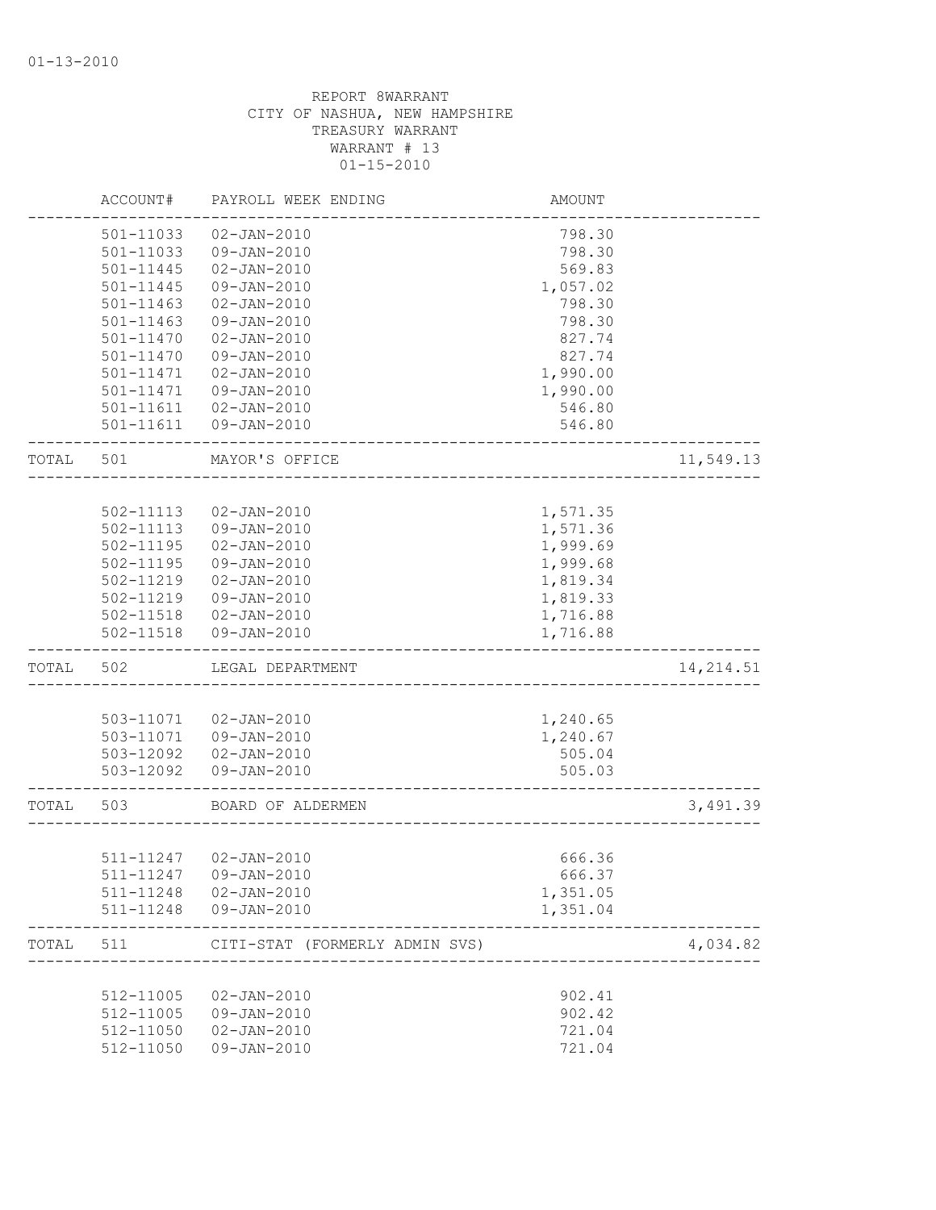01-13-2010

REPORT 8WARRANT
CITY OF NASHUA, NEW HAMPSHIRE
TREASURY WARRANT
WARRANT # 13
01-15-2010

| | ACCOUNT# | PAYROLL WEEK ENDING | AMOUNT | |
|---|---|---|---|---|
| | 501-11033 | 02-JAN-2010 | 798.30 | |
| | 501-11033 | 09-JAN-2010 | 798.30 | |
| | 501-11445 | 02-JAN-2010 | 569.83 | |
| | 501-11445 | 09-JAN-2010 | 1,057.02 | |
| | 501-11463 | 02-JAN-2010 | 798.30 | |
| | 501-11463 | 09-JAN-2010 | 798.30 | |
| | 501-11470 | 02-JAN-2010 | 827.74 | |
| | 501-11470 | 09-JAN-2010 | 827.74 | |
| | 501-11471 | 02-JAN-2010 | 1,990.00 | |
| | 501-11471 | 09-JAN-2010 | 1,990.00 | |
| | 501-11611 | 02-JAN-2010 | 546.80 | |
| | 501-11611 | 09-JAN-2010 | 546.80 | |
| TOTAL | 501 | MAYOR'S OFFICE | | 11,549.13 |
| | 502-11113 | 02-JAN-2010 | 1,571.35 | |
| | 502-11113 | 09-JAN-2010 | 1,571.36 | |
| | 502-11195 | 02-JAN-2010 | 1,999.69 | |
| | 502-11195 | 09-JAN-2010 | 1,999.68 | |
| | 502-11219 | 02-JAN-2010 | 1,819.34 | |
| | 502-11219 | 09-JAN-2010 | 1,819.33 | |
| | 502-11518 | 02-JAN-2010 | 1,716.88 | |
| | 502-11518 | 09-JAN-2010 | 1,716.88 | |
| TOTAL | 502 | LEGAL DEPARTMENT | | 14,214.51 |
| | 503-11071 | 02-JAN-2010 | 1,240.65 | |
| | 503-11071 | 09-JAN-2010 | 1,240.67 | |
| | 503-12092 | 02-JAN-2010 | 505.04 | |
| | 503-12092 | 09-JAN-2010 | 505.03 | |
| TOTAL | 503 | BOARD OF ALDERMEN | | 3,491.39 |
| | 511-11247 | 02-JAN-2010 | 666.36 | |
| | 511-11247 | 09-JAN-2010 | 666.37 | |
| | 511-11248 | 02-JAN-2010 | 1,351.05 | |
| | 511-11248 | 09-JAN-2010 | 1,351.04 | |
| TOTAL | 511 | CITI-STAT (FORMERLY ADMIN SVS) | | 4,034.82 |
| | 512-11005 | 02-JAN-2010 | 902.41 | |
| | 512-11005 | 09-JAN-2010 | 902.42 | |
| | 512-11050 | 02-JAN-2010 | 721.04 | |
| | 512-11050 | 09-JAN-2010 | 721.04 | |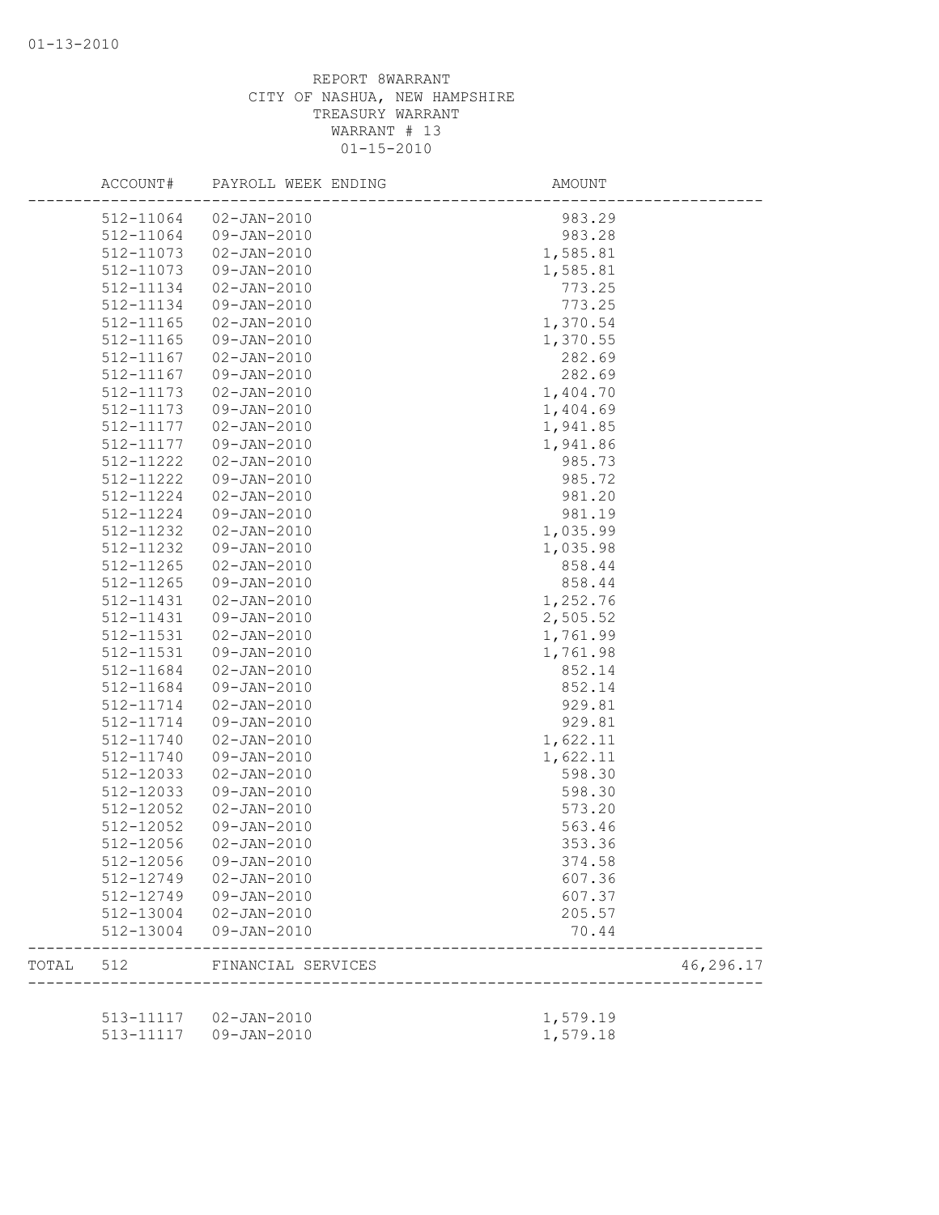REPORT 8WARRANT
CITY OF NASHUA, NEW HAMPSHIRE
TREASURY WARRANT
WARRANT # 13
01-15-2010

| ACCOUNT# | PAYROLL WEEK ENDING | AMOUNT | |
|---|---|---|---|
| 512-11064 | 02-JAN-2010 | 983.29 | |
| 512-11064 | 09-JAN-2010 | 983.28 | |
| 512-11073 | 02-JAN-2010 | 1,585.81 | |
| 512-11073 | 09-JAN-2010 | 1,585.81 | |
| 512-11134 | 02-JAN-2010 | 773.25 | |
| 512-11134 | 09-JAN-2010 | 773.25 | |
| 512-11165 | 02-JAN-2010 | 1,370.54 | |
| 512-11165 | 09-JAN-2010 | 1,370.55 | |
| 512-11167 | 02-JAN-2010 | 282.69 | |
| 512-11167 | 09-JAN-2010 | 282.69 | |
| 512-11173 | 02-JAN-2010 | 1,404.70 | |
| 512-11173 | 09-JAN-2010 | 1,404.69 | |
| 512-11177 | 02-JAN-2010 | 1,941.85 | |
| 512-11177 | 09-JAN-2010 | 1,941.86 | |
| 512-11222 | 02-JAN-2010 | 985.73 | |
| 512-11222 | 09-JAN-2010 | 985.72 | |
| 512-11224 | 02-JAN-2010 | 981.20 | |
| 512-11224 | 09-JAN-2010 | 981.19 | |
| 512-11232 | 02-JAN-2010 | 1,035.99 | |
| 512-11232 | 09-JAN-2010 | 1,035.98 | |
| 512-11265 | 02-JAN-2010 | 858.44 | |
| 512-11265 | 09-JAN-2010 | 858.44 | |
| 512-11431 | 02-JAN-2010 | 1,252.76 | |
| 512-11431 | 09-JAN-2010 | 2,505.52 | |
| 512-11531 | 02-JAN-2010 | 1,761.99 | |
| 512-11531 | 09-JAN-2010 | 1,761.98 | |
| 512-11684 | 02-JAN-2010 | 852.14 | |
| 512-11684 | 09-JAN-2010 | 852.14 | |
| 512-11714 | 02-JAN-2010 | 929.81 | |
| 512-11714 | 09-JAN-2010 | 929.81 | |
| 512-11740 | 02-JAN-2010 | 1,622.11 | |
| 512-11740 | 09-JAN-2010 | 1,622.11 | |
| 512-12033 | 02-JAN-2010 | 598.30 | |
| 512-12033 | 09-JAN-2010 | 598.30 | |
| 512-12052 | 02-JAN-2010 | 573.20 | |
| 512-12052 | 09-JAN-2010 | 563.46 | |
| 512-12056 | 02-JAN-2010 | 353.36 | |
| 512-12056 | 09-JAN-2010 | 374.58 | |
| 512-12749 | 02-JAN-2010 | 607.36 | |
| 512-12749 | 09-JAN-2010 | 607.37 | |
| 512-13004 | 02-JAN-2010 | 205.57 | |
| 512-13004 | 09-JAN-2010 | 70.44 | |
| TOTAL 512 | FINANCIAL SERVICES | | 46,296.17 |
| 513-11117 | 02-JAN-2010 | 1,579.19 | |
| 513-11117 | 09-JAN-2010 | 1,579.18 | |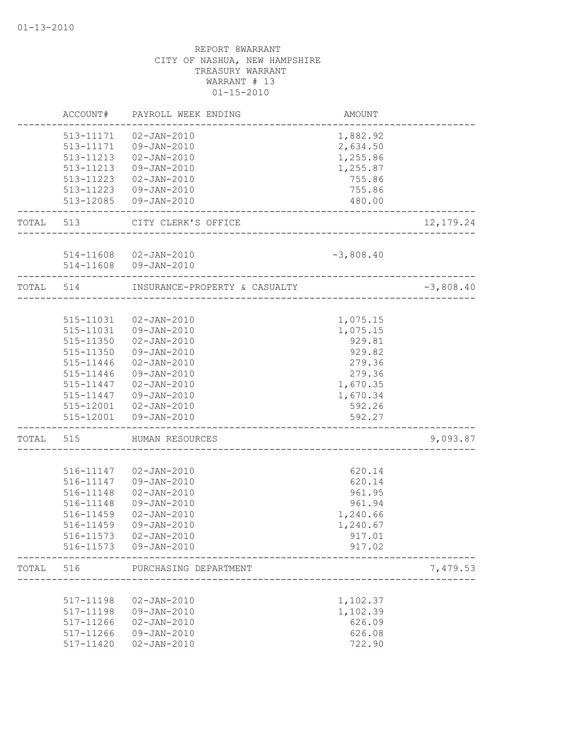01-13-2010

REPORT 8WARRANT
CITY OF NASHUA, NEW HAMPSHIRE
TREASURY WARRANT
WARRANT # 13
01-15-2010

| | ACCOUNT# | PAYROLL WEEK ENDING | AMOUNT | |
|---|---|---|---|---|
| | 513-11171 | 02-JAN-2010 | 1,882.92 | |
| | 513-11171 | 09-JAN-2010 | 2,634.50 | |
| | 513-11213 | 02-JAN-2010 | 1,255.86 | |
| | 513-11213 | 09-JAN-2010 | 1,255.87 | |
| | 513-11223 | 02-JAN-2010 | 755.86 | |
| | 513-11223 | 09-JAN-2010 | 755.86 | |
| | 513-12085 | 09-JAN-2010 | 480.00 | |
| TOTAL | 513 | CITY CLERK'S OFFICE | | 12,179.24 |
| | 514-11608 | 02-JAN-2010 | -3,808.40 | |
| | 514-11608 | 09-JAN-2010 | | |
| TOTAL | 514 | INSURANCE-PROPERTY & CASUALTY | | -3,808.40 |
| | 515-11031 | 02-JAN-2010 | 1,075.15 | |
| | 515-11031 | 09-JAN-2010 | 1,075.15 | |
| | 515-11350 | 02-JAN-2010 | 929.81 | |
| | 515-11350 | 09-JAN-2010 | 929.82 | |
| | 515-11446 | 02-JAN-2010 | 279.36 | |
| | 515-11446 | 09-JAN-2010 | 279.36 | |
| | 515-11447 | 02-JAN-2010 | 1,670.35 | |
| | 515-11447 | 09-JAN-2010 | 1,670.34 | |
| | 515-12001 | 02-JAN-2010 | 592.26 | |
| | 515-12001 | 09-JAN-2010 | 592.27 | |
| TOTAL | 515 | HUMAN RESOURCES | | 9,093.87 |
| | 516-11147 | 02-JAN-2010 | 620.14 | |
| | 516-11147 | 09-JAN-2010 | 620.14 | |
| | 516-11148 | 02-JAN-2010 | 961.95 | |
| | 516-11148 | 09-JAN-2010 | 961.94 | |
| | 516-11459 | 02-JAN-2010 | 1,240.66 | |
| | 516-11459 | 09-JAN-2010 | 1,240.67 | |
| | 516-11573 | 02-JAN-2010 | 917.01 | |
| | 516-11573 | 09-JAN-2010 | 917.02 | |
| TOTAL | 516 | PURCHASING DEPARTMENT | | 7,479.53 |
| | 517-11198 | 02-JAN-2010 | 1,102.37 | |
| | 517-11198 | 09-JAN-2010 | 1,102.39 | |
| | 517-11266 | 02-JAN-2010 | 626.09 | |
| | 517-11266 | 09-JAN-2010 | 626.08 | |
| | 517-11420 | 02-JAN-2010 | 722.90 | |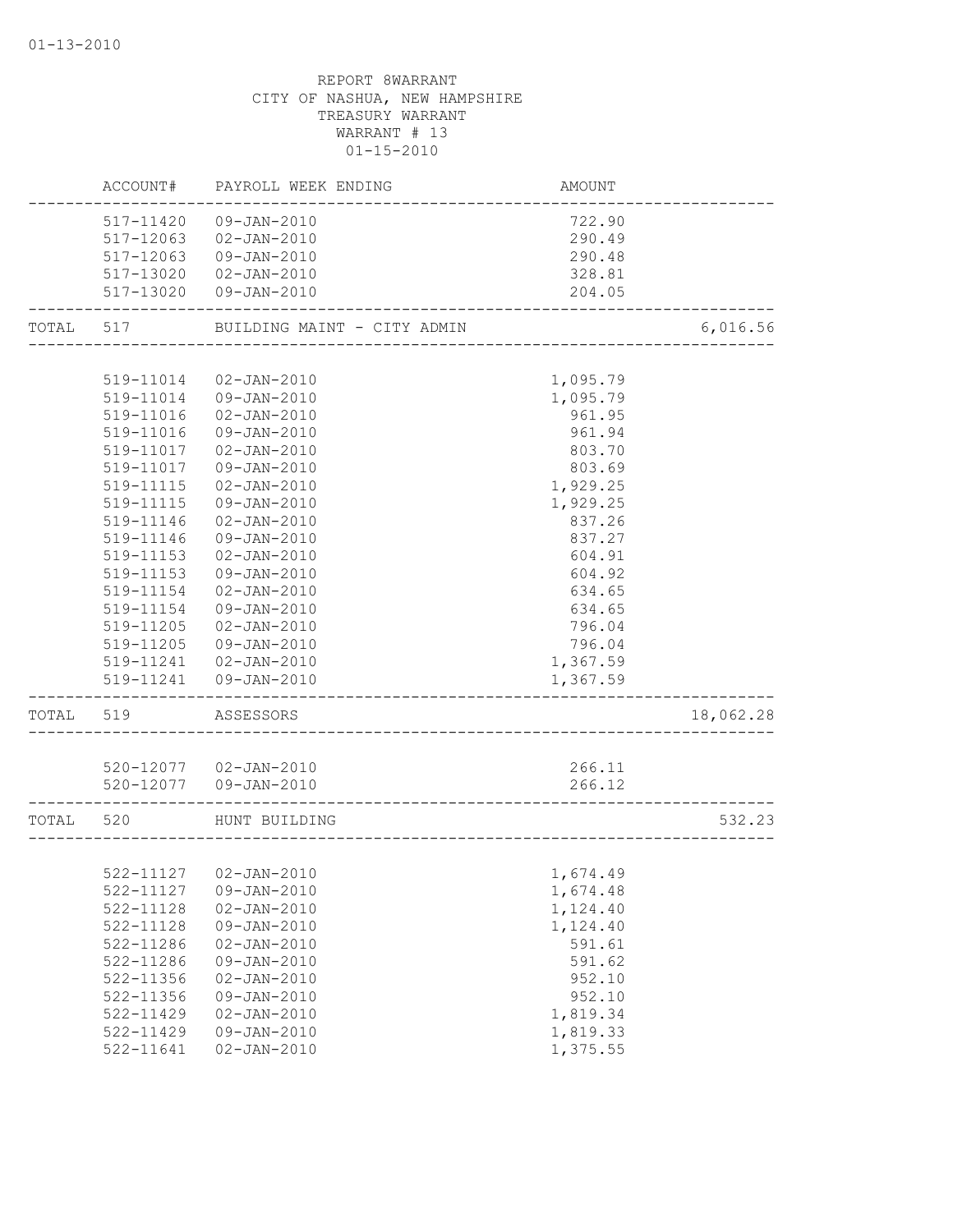REPORT 8WARRANT
CITY OF NASHUA, NEW HAMPSHIRE
TREASURY WARRANT
WARRANT # 13
01-15-2010

| | ACCOUNT# | PAYROLL WEEK ENDING | AMOUNT | |
|---|---|---|---|---|
| | 517-11420 | 09-JAN-2010 | 722.90 | |
| | 517-12063 | 02-JAN-2010 | 290.49 | |
| | 517-12063 | 09-JAN-2010 | 290.48 | |
| | 517-13020 | 02-JAN-2010 | 328.81 | |
| | 517-13020 | 09-JAN-2010 | 204.05 | |
| TOTAL | 517 | BUILDING MAINT - CITY ADMIN | | 6,016.56 |
| | 519-11014 | 02-JAN-2010 | 1,095.79 | |
| | 519-11014 | 09-JAN-2010 | 1,095.79 | |
| | 519-11016 | 02-JAN-2010 | 961.95 | |
| | 519-11016 | 09-JAN-2010 | 961.94 | |
| | 519-11017 | 02-JAN-2010 | 803.70 | |
| | 519-11017 | 09-JAN-2010 | 803.69 | |
| | 519-11115 | 02-JAN-2010 | 1,929.25 | |
| | 519-11115 | 09-JAN-2010 | 1,929.25 | |
| | 519-11146 | 02-JAN-2010 | 837.26 | |
| | 519-11146 | 09-JAN-2010 | 837.27 | |
| | 519-11153 | 02-JAN-2010 | 604.91 | |
| | 519-11153 | 09-JAN-2010 | 604.92 | |
| | 519-11154 | 02-JAN-2010 | 634.65 | |
| | 519-11154 | 09-JAN-2010 | 634.65 | |
| | 519-11205 | 02-JAN-2010 | 796.04 | |
| | 519-11205 | 09-JAN-2010 | 796.04 | |
| | 519-11241 | 02-JAN-2010 | 1,367.59 | |
| | 519-11241 | 09-JAN-2010 | 1,367.59 | |
| TOTAL | 519 | ASSESSORS | | 18,062.28 |
| | 520-12077 | 02-JAN-2010 | 266.11 | |
| | 520-12077 | 09-JAN-2010 | 266.12 | |
| TOTAL | 520 | HUNT BUILDING | | 532.23 |
| | 522-11127 | 02-JAN-2010 | 1,674.49 | |
| | 522-11127 | 09-JAN-2010 | 1,674.48 | |
| | 522-11128 | 02-JAN-2010 | 1,124.40 | |
| | 522-11128 | 09-JAN-2010 | 1,124.40 | |
| | 522-11286 | 02-JAN-2010 | 591.61 | |
| | 522-11286 | 09-JAN-2010 | 591.62 | |
| | 522-11356 | 02-JAN-2010 | 952.10 | |
| | 522-11356 | 09-JAN-2010 | 952.10 | |
| | 522-11429 | 02-JAN-2010 | 1,819.34 | |
| | 522-11429 | 09-JAN-2010 | 1,819.33 | |
| | 522-11641 | 02-JAN-2010 | 1,375.55 | |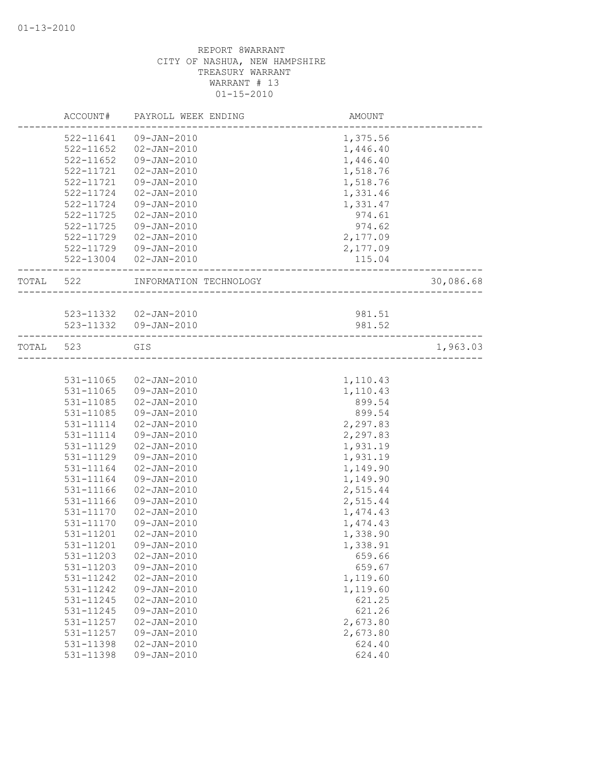01-13-2010

REPORT 8WARRANT
CITY OF NASHUA, NEW HAMPSHIRE
TREASURY WARRANT
WARRANT # 13
01-15-2010

| | ACCOUNT# | PAYROLL WEEK ENDING | AMOUNT | |
|---|---|---|---|---|
| | 522-11641 | 09-JAN-2010 | 1,375.56 | |
| | 522-11652 | 02-JAN-2010 | 1,446.40 | |
| | 522-11652 | 09-JAN-2010 | 1,446.40 | |
| | 522-11721 | 02-JAN-2010 | 1,518.76 | |
| | 522-11721 | 09-JAN-2010 | 1,518.76 | |
| | 522-11724 | 02-JAN-2010 | 1,331.46 | |
| | 522-11724 | 09-JAN-2010 | 1,331.47 | |
| | 522-11725 | 02-JAN-2010 | 974.61 | |
| | 522-11725 | 09-JAN-2010 | 974.62 | |
| | 522-11729 | 02-JAN-2010 | 2,177.09 | |
| | 522-11729 | 09-JAN-2010 | 2,177.09 | |
| | 522-13004 | 02-JAN-2010 | 115.04 | |
| TOTAL | 522 | INFORMATION TECHNOLOGY | | 30,086.68 |
| | 523-11332 | 02-JAN-2010 | 981.51 | |
| | 523-11332 | 09-JAN-2010 | 981.52 | |
| TOTAL | 523 | GIS | | 1,963.03 |
| | 531-11065 | 02-JAN-2010 | 1,110.43 | |
| | 531-11065 | 09-JAN-2010 | 1,110.43 | |
| | 531-11085 | 02-JAN-2010 | 899.54 | |
| | 531-11085 | 09-JAN-2010 | 899.54 | |
| | 531-11114 | 02-JAN-2010 | 2,297.83 | |
| | 531-11114 | 09-JAN-2010 | 2,297.83 | |
| | 531-11129 | 02-JAN-2010 | 1,931.19 | |
| | 531-11129 | 09-JAN-2010 | 1,931.19 | |
| | 531-11164 | 02-JAN-2010 | 1,149.90 | |
| | 531-11164 | 09-JAN-2010 | 1,149.90 | |
| | 531-11166 | 02-JAN-2010 | 2,515.44 | |
| | 531-11166 | 09-JAN-2010 | 2,515.44 | |
| | 531-11170 | 02-JAN-2010 | 1,474.43 | |
| | 531-11170 | 09-JAN-2010 | 1,474.43 | |
| | 531-11201 | 02-JAN-2010 | 1,338.90 | |
| | 531-11201 | 09-JAN-2010 | 1,338.91 | |
| | 531-11203 | 02-JAN-2010 | 659.66 | |
| | 531-11203 | 09-JAN-2010 | 659.67 | |
| | 531-11242 | 02-JAN-2010 | 1,119.60 | |
| | 531-11242 | 09-JAN-2010 | 1,119.60 | |
| | 531-11245 | 02-JAN-2010 | 621.25 | |
| | 531-11245 | 09-JAN-2010 | 621.26 | |
| | 531-11257 | 02-JAN-2010 | 2,673.80 | |
| | 531-11257 | 09-JAN-2010 | 2,673.80 | |
| | 531-11398 | 02-JAN-2010 | 624.40 | |
| | 531-11398 | 09-JAN-2010 | 624.40 | |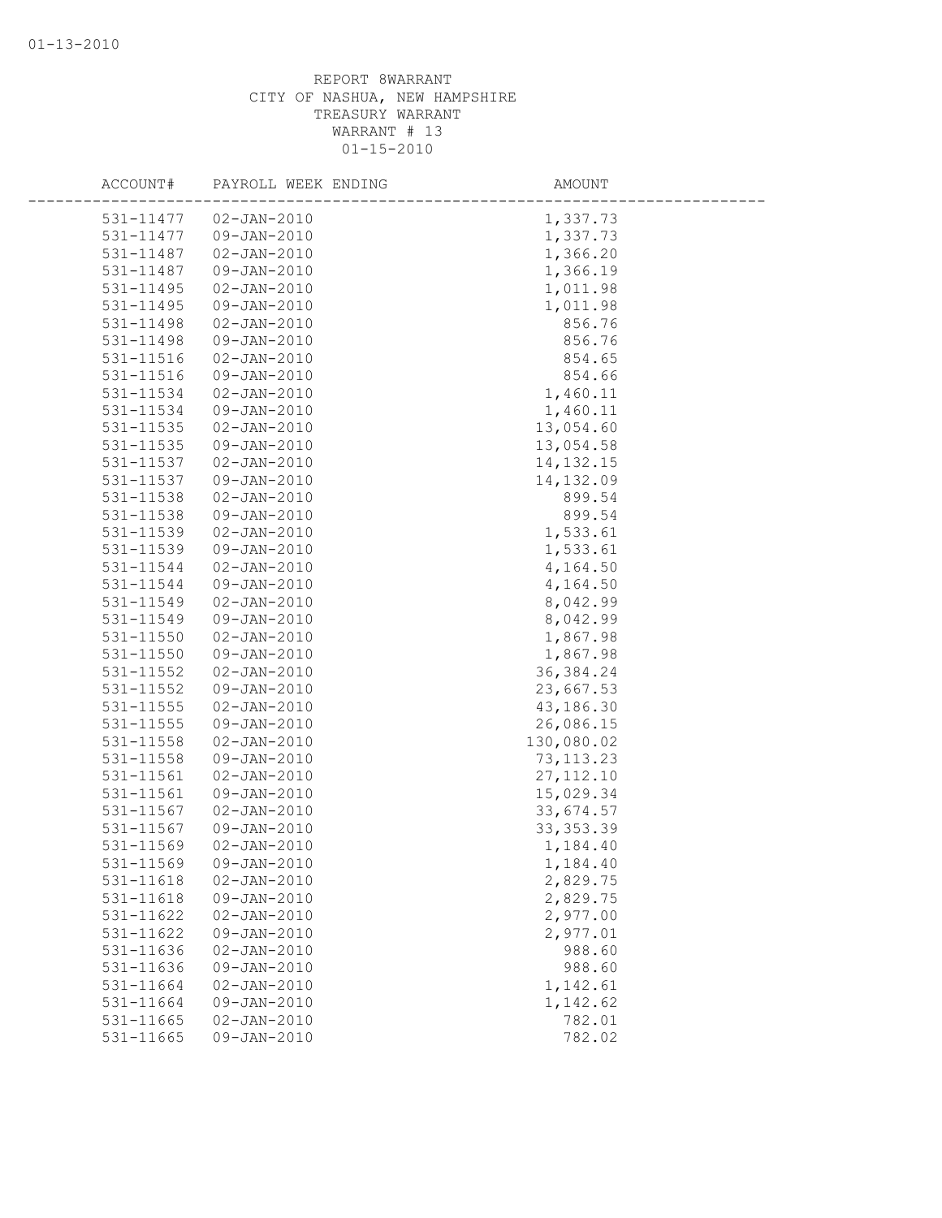REPORT 8WARRANT
CITY OF NASHUA, NEW HAMPSHIRE
TREASURY WARRANT
WARRANT # 13
01-15-2010

| ACCOUNT# | PAYROLL WEEK ENDING | AMOUNT |
|---|---|---|
| 531-11477 | 02-JAN-2010 | 1,337.73 |
| 531-11477 | 09-JAN-2010 | 1,337.73 |
| 531-11487 | 02-JAN-2010 | 1,366.20 |
| 531-11487 | 09-JAN-2010 | 1,366.19 |
| 531-11495 | 02-JAN-2010 | 1,011.98 |
| 531-11495 | 09-JAN-2010 | 1,011.98 |
| 531-11498 | 02-JAN-2010 | 856.76 |
| 531-11498 | 09-JAN-2010 | 856.76 |
| 531-11516 | 02-JAN-2010 | 854.65 |
| 531-11516 | 09-JAN-2010 | 854.66 |
| 531-11534 | 02-JAN-2010 | 1,460.11 |
| 531-11534 | 09-JAN-2010 | 1,460.11 |
| 531-11535 | 02-JAN-2010 | 13,054.60 |
| 531-11535 | 09-JAN-2010 | 13,054.58 |
| 531-11537 | 02-JAN-2010 | 14,132.15 |
| 531-11537 | 09-JAN-2010 | 14,132.09 |
| 531-11538 | 02-JAN-2010 | 899.54 |
| 531-11538 | 09-JAN-2010 | 899.54 |
| 531-11539 | 02-JAN-2010 | 1,533.61 |
| 531-11539 | 09-JAN-2010 | 1,533.61 |
| 531-11544 | 02-JAN-2010 | 4,164.50 |
| 531-11544 | 09-JAN-2010 | 4,164.50 |
| 531-11549 | 02-JAN-2010 | 8,042.99 |
| 531-11549 | 09-JAN-2010 | 8,042.99 |
| 531-11550 | 02-JAN-2010 | 1,867.98 |
| 531-11550 | 09-JAN-2010 | 1,867.98 |
| 531-11552 | 02-JAN-2010 | 36,384.24 |
| 531-11552 | 09-JAN-2010 | 23,667.53 |
| 531-11555 | 02-JAN-2010 | 43,186.30 |
| 531-11555 | 09-JAN-2010 | 26,086.15 |
| 531-11558 | 02-JAN-2010 | 130,080.02 |
| 531-11558 | 09-JAN-2010 | 73,113.23 |
| 531-11561 | 02-JAN-2010 | 27,112.10 |
| 531-11561 | 09-JAN-2010 | 15,029.34 |
| 531-11567 | 02-JAN-2010 | 33,674.57 |
| 531-11567 | 09-JAN-2010 | 33,353.39 |
| 531-11569 | 02-JAN-2010 | 1,184.40 |
| 531-11569 | 09-JAN-2010 | 1,184.40 |
| 531-11618 | 02-JAN-2010 | 2,829.75 |
| 531-11618 | 09-JAN-2010 | 2,829.75 |
| 531-11622 | 02-JAN-2010 | 2,977.00 |
| 531-11622 | 09-JAN-2010 | 2,977.01 |
| 531-11636 | 02-JAN-2010 | 988.60 |
| 531-11636 | 09-JAN-2010 | 988.60 |
| 531-11664 | 02-JAN-2010 | 1,142.61 |
| 531-11664 | 09-JAN-2010 | 1,142.62 |
| 531-11665 | 02-JAN-2010 | 782.01 |
| 531-11665 | 09-JAN-2010 | 782.02 |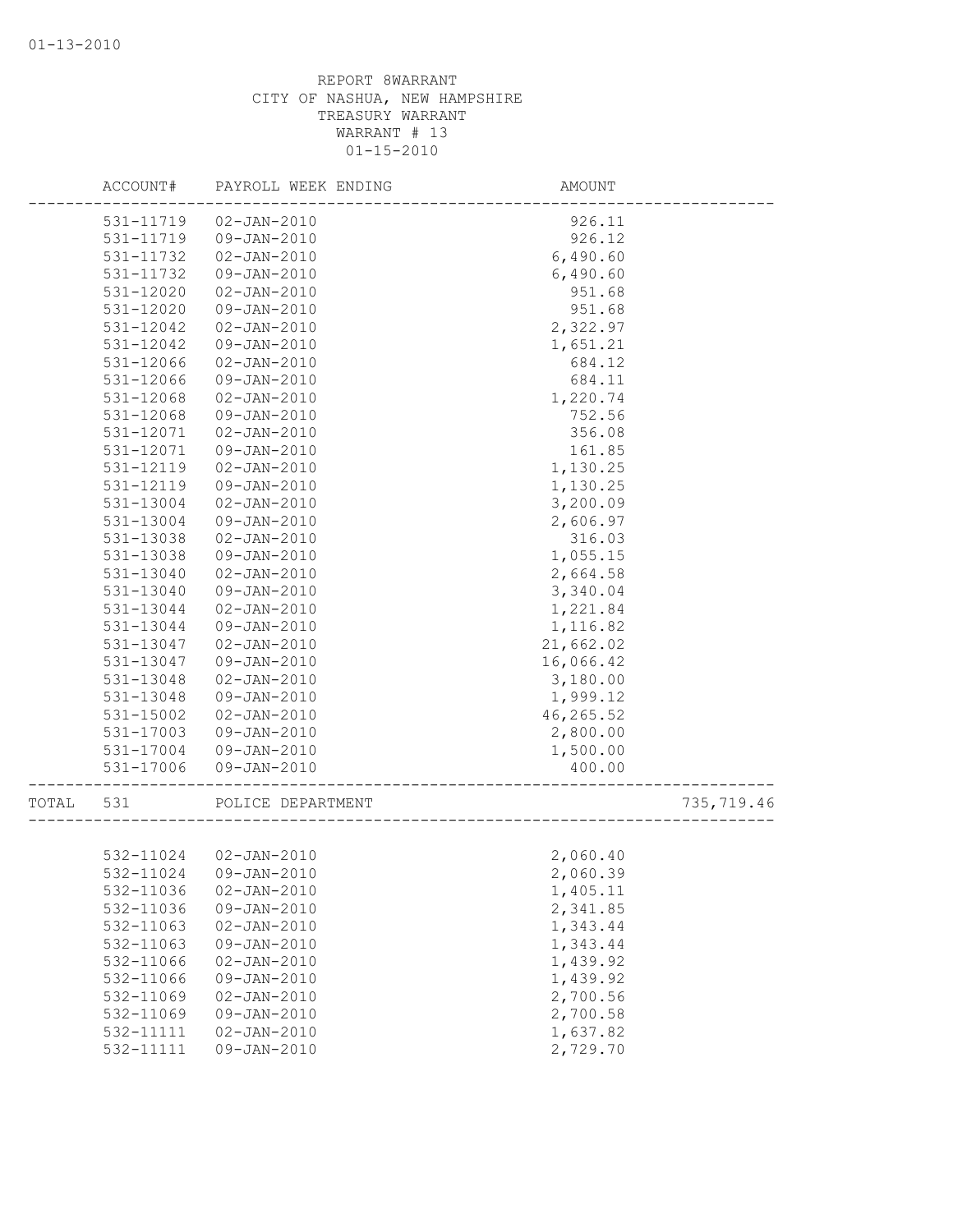01-13-2010

REPORT 8WARRANT
CITY OF NASHUA, NEW HAMPSHIRE
TREASURY WARRANT
WARRANT # 13
01-15-2010

| | ACCOUNT# | PAYROLL WEEK ENDING | AMOUNT | |
|---|---|---|---|---|
| | 531-11719 | 02-JAN-2010 | 926.11 | |
| | 531-11719 | 09-JAN-2010 | 926.12 | |
| | 531-11732 | 02-JAN-2010 | 6,490.60 | |
| | 531-11732 | 09-JAN-2010 | 6,490.60 | |
| | 531-12020 | 02-JAN-2010 | 951.68 | |
| | 531-12020 | 09-JAN-2010 | 951.68 | |
| | 531-12042 | 02-JAN-2010 | 2,322.97 | |
| | 531-12042 | 09-JAN-2010 | 1,651.21 | |
| | 531-12066 | 02-JAN-2010 | 684.12 | |
| | 531-12066 | 09-JAN-2010 | 684.11 | |
| | 531-12068 | 02-JAN-2010 | 1,220.74 | |
| | 531-12068 | 09-JAN-2010 | 752.56 | |
| | 531-12071 | 02-JAN-2010 | 356.08 | |
| | 531-12071 | 09-JAN-2010 | 161.85 | |
| | 531-12119 | 02-JAN-2010 | 1,130.25 | |
| | 531-12119 | 09-JAN-2010 | 1,130.25 | |
| | 531-13004 | 02-JAN-2010 | 3,200.09 | |
| | 531-13004 | 09-JAN-2010 | 2,606.97 | |
| | 531-13038 | 02-JAN-2010 | 316.03 | |
| | 531-13038 | 09-JAN-2010 | 1,055.15 | |
| | 531-13040 | 02-JAN-2010 | 2,664.58 | |
| | 531-13040 | 09-JAN-2010 | 3,340.04 | |
| | 531-13044 | 02-JAN-2010 | 1,221.84 | |
| | 531-13044 | 09-JAN-2010 | 1,116.82 | |
| | 531-13047 | 02-JAN-2010 | 21,662.02 | |
| | 531-13047 | 09-JAN-2010 | 16,066.42 | |
| | 531-13048 | 02-JAN-2010 | 3,180.00 | |
| | 531-13048 | 09-JAN-2010 | 1,999.12 | |
| | 531-15002 | 02-JAN-2010 | 46,265.52 | |
| | 531-17003 | 09-JAN-2010 | 2,800.00 | |
| | 531-17004 | 09-JAN-2010 | 1,500.00 | |
| | 531-17006 | 09-JAN-2010 | 400.00 | |
| TOTAL | 531 | POLICE DEPARTMENT | | 735,719.46 |
| | 532-11024 | 02-JAN-2010 | 2,060.40 | |
| | 532-11024 | 09-JAN-2010 | 2,060.39 | |
| | 532-11036 | 02-JAN-2010 | 1,405.11 | |
| | 532-11036 | 09-JAN-2010 | 2,341.85 | |
| | 532-11063 | 02-JAN-2010 | 1,343.44 | |
| | 532-11063 | 09-JAN-2010 | 1,343.44 | |
| | 532-11066 | 02-JAN-2010 | 1,439.92 | |
| | 532-11066 | 09-JAN-2010 | 1,439.92 | |
| | 532-11069 | 02-JAN-2010 | 2,700.56 | |
| | 532-11069 | 09-JAN-2010 | 2,700.58 | |
| | 532-11111 | 02-JAN-2010 | 1,637.82 | |
| | 532-11111 | 09-JAN-2010 | 2,729.70 | |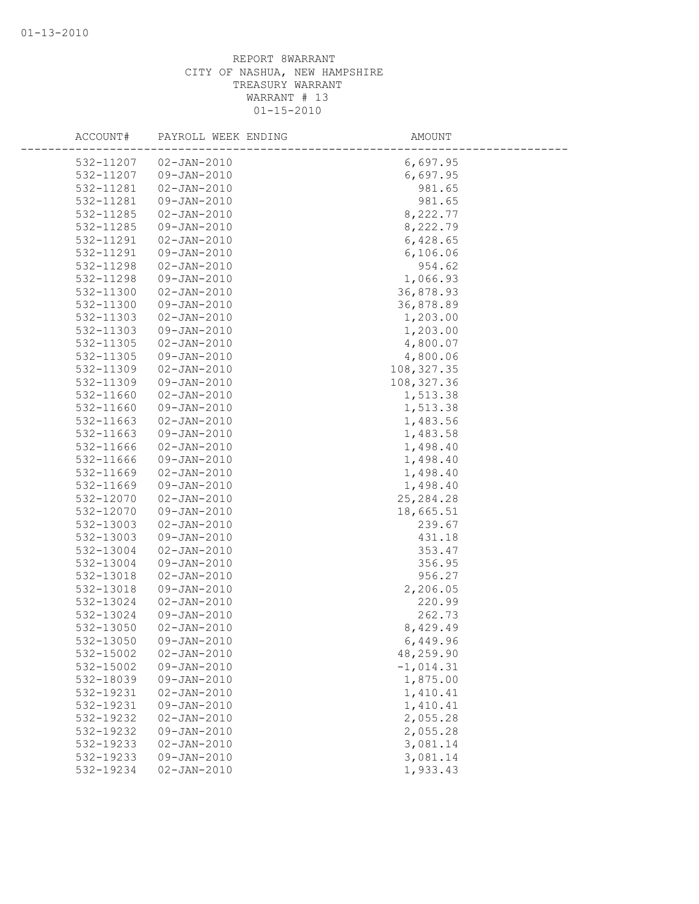REPORT 8WARRANT
CITY OF NASHUA, NEW HAMPSHIRE
TREASURY WARRANT
WARRANT # 13
01-15-2010

| ACCOUNT# | PAYROLL WEEK ENDING | AMOUNT |
|---|---|---|
| 532-11207 | 02-JAN-2010 | 6,697.95 |
| 532-11207 | 09-JAN-2010 | 6,697.95 |
| 532-11281 | 02-JAN-2010 | 981.65 |
| 532-11281 | 09-JAN-2010 | 981.65 |
| 532-11285 | 02-JAN-2010 | 8,222.77 |
| 532-11285 | 09-JAN-2010 | 8,222.79 |
| 532-11291 | 02-JAN-2010 | 6,428.65 |
| 532-11291 | 09-JAN-2010 | 6,106.06 |
| 532-11298 | 02-JAN-2010 | 954.62 |
| 532-11298 | 09-JAN-2010 | 1,066.93 |
| 532-11300 | 02-JAN-2010 | 36,878.93 |
| 532-11300 | 09-JAN-2010 | 36,878.89 |
| 532-11303 | 02-JAN-2010 | 1,203.00 |
| 532-11303 | 09-JAN-2010 | 1,203.00 |
| 532-11305 | 02-JAN-2010 | 4,800.07 |
| 532-11305 | 09-JAN-2010 | 4,800.06 |
| 532-11309 | 02-JAN-2010 | 108,327.35 |
| 532-11309 | 09-JAN-2010 | 108,327.36 |
| 532-11660 | 02-JAN-2010 | 1,513.38 |
| 532-11660 | 09-JAN-2010 | 1,513.38 |
| 532-11663 | 02-JAN-2010 | 1,483.56 |
| 532-11663 | 09-JAN-2010 | 1,483.58 |
| 532-11666 | 02-JAN-2010 | 1,498.40 |
| 532-11666 | 09-JAN-2010 | 1,498.40 |
| 532-11669 | 02-JAN-2010 | 1,498.40 |
| 532-11669 | 09-JAN-2010 | 1,498.40 |
| 532-12070 | 02-JAN-2010 | 25,284.28 |
| 532-12070 | 09-JAN-2010 | 18,665.51 |
| 532-13003 | 02-JAN-2010 | 239.67 |
| 532-13003 | 09-JAN-2010 | 431.18 |
| 532-13004 | 02-JAN-2010 | 353.47 |
| 532-13004 | 09-JAN-2010 | 356.95 |
| 532-13018 | 02-JAN-2010 | 956.27 |
| 532-13018 | 09-JAN-2010 | 2,206.05 |
| 532-13024 | 02-JAN-2010 | 220.99 |
| 532-13024 | 09-JAN-2010 | 262.73 |
| 532-13050 | 02-JAN-2010 | 8,429.49 |
| 532-13050 | 09-JAN-2010 | 6,449.96 |
| 532-15002 | 02-JAN-2010 | 48,259.90 |
| 532-15002 | 09-JAN-2010 | -1,014.31 |
| 532-18039 | 09-JAN-2010 | 1,875.00 |
| 532-19231 | 02-JAN-2010 | 1,410.41 |
| 532-19231 | 09-JAN-2010 | 1,410.41 |
| 532-19232 | 02-JAN-2010 | 2,055.28 |
| 532-19232 | 09-JAN-2010 | 2,055.28 |
| 532-19233 | 02-JAN-2010 | 3,081.14 |
| 532-19233 | 09-JAN-2010 | 3,081.14 |
| 532-19234 | 02-JAN-2010 | 1,933.43 |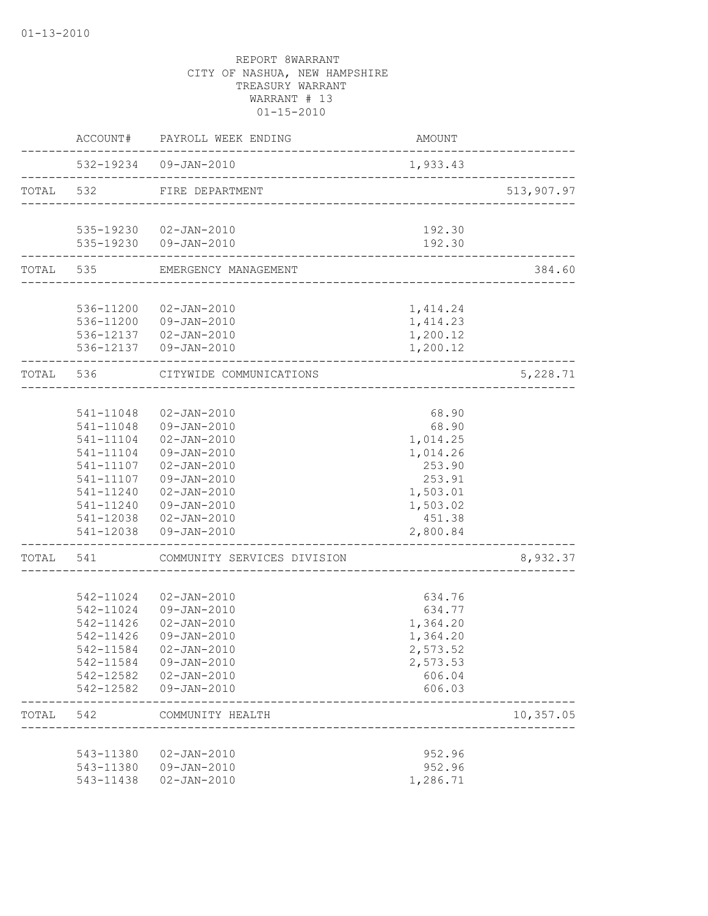01-13-2010

REPORT 8WARRANT
CITY OF NASHUA, NEW HAMPSHIRE
TREASURY WARRANT
WARRANT # 13
01-15-2010

| | ACCOUNT# | PAYROLL WEEK ENDING | AMOUNT | |
|---|---|---|---|---|
| | 532-19234 | 09-JAN-2010 | 1,933.43 | |
| TOTAL | 532 | FIRE DEPARTMENT | | 513,907.97 |
| | 535-19230 | 02-JAN-2010 | 192.30 | |
| | 535-19230 | 09-JAN-2010 | 192.30 | |
| TOTAL | 535 | EMERGENCY MANAGEMENT | | 384.60 |
| | 536-11200 | 02-JAN-2010 | 1,414.24 | |
| | 536-11200 | 09-JAN-2010 | 1,414.23 | |
| | 536-12137 | 02-JAN-2010 | 1,200.12 | |
| | 536-12137 | 09-JAN-2010 | 1,200.12 | |
| TOTAL | 536 | CITYWIDE COMMUNICATIONS | | 5,228.71 |
| | 541-11048 | 02-JAN-2010 | 68.90 | |
| | 541-11048 | 09-JAN-2010 | 68.90 | |
| | 541-11104 | 02-JAN-2010 | 1,014.25 | |
| | 541-11104 | 09-JAN-2010 | 1,014.26 | |
| | 541-11107 | 02-JAN-2010 | 253.90 | |
| | 541-11107 | 09-JAN-2010 | 253.91 | |
| | 541-11240 | 02-JAN-2010 | 1,503.01 | |
| | 541-11240 | 09-JAN-2010 | 1,503.02 | |
| | 541-12038 | 02-JAN-2010 | 451.38 | |
| | 541-12038 | 09-JAN-2010 | 2,800.84 | |
| TOTAL | 541 | COMMUNITY SERVICES DIVISION | | 8,932.37 |
| | 542-11024 | 02-JAN-2010 | 634.76 | |
| | 542-11024 | 09-JAN-2010 | 634.77 | |
| | 542-11426 | 02-JAN-2010 | 1,364.20 | |
| | 542-11426 | 09-JAN-2010 | 1,364.20 | |
| | 542-11584 | 02-JAN-2010 | 2,573.52 | |
| | 542-11584 | 09-JAN-2010 | 2,573.53 | |
| | 542-12582 | 02-JAN-2010 | 606.04 | |
| | 542-12582 | 09-JAN-2010 | 606.03 | |
| TOTAL | 542 | COMMUNITY HEALTH | | 10,357.05 |
| | 543-11380 | 02-JAN-2010 | 952.96 | |
| | 543-11380 | 09-JAN-2010 | 952.96 | |
| | 543-11438 | 02-JAN-2010 | 1,286.71 | |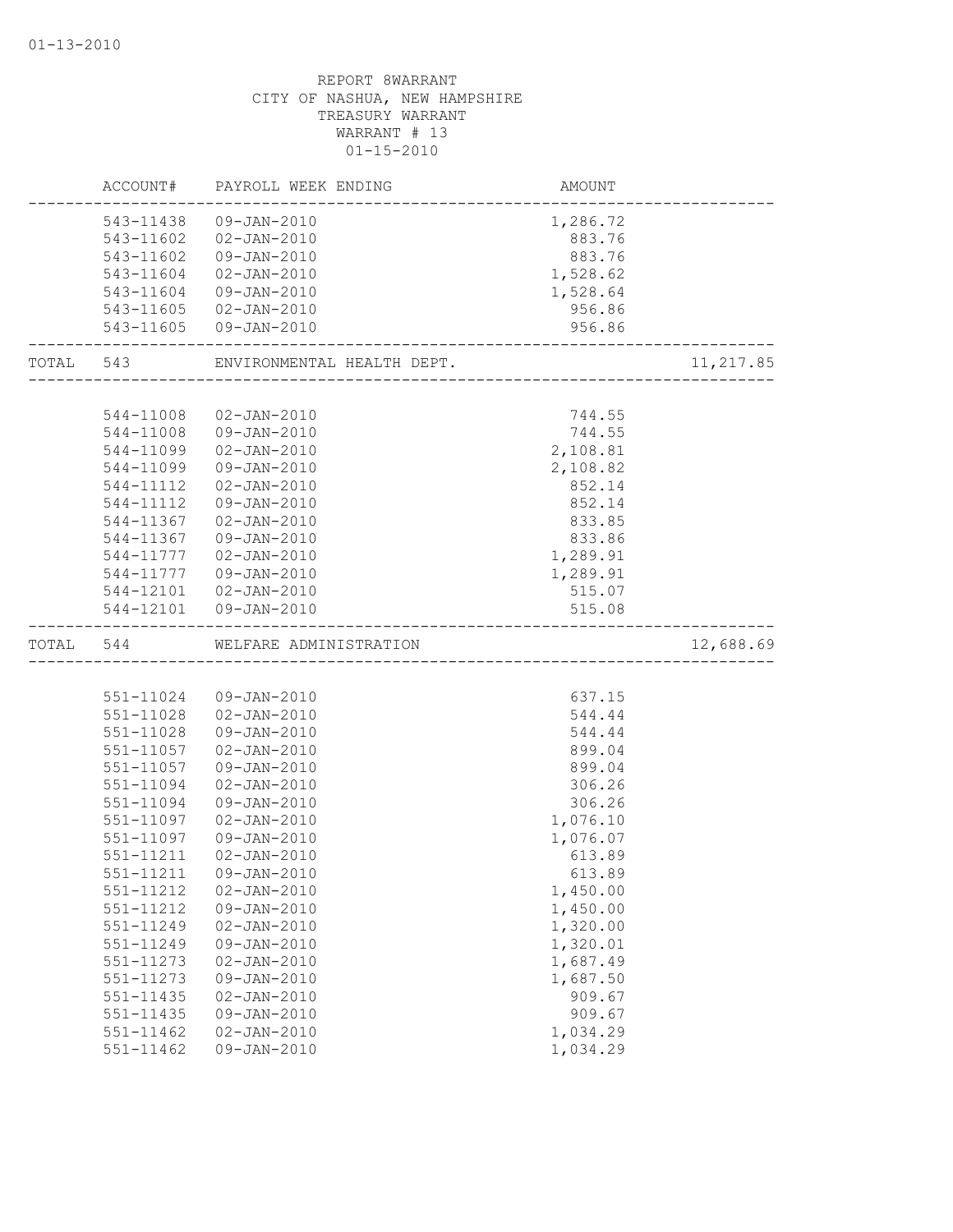01-13-2010

REPORT 8WARRANT
CITY OF NASHUA, NEW HAMPSHIRE
TREASURY WARRANT
WARRANT # 13
01-15-2010

| | ACCOUNT# | PAYROLL WEEK ENDING | AMOUNT | |
|---|---|---|---|---|
| | 543-11438 | 09-JAN-2010 | 1,286.72 | |
| | 543-11602 | 02-JAN-2010 | 883.76 | |
| | 543-11602 | 09-JAN-2010 | 883.76 | |
| | 543-11604 | 02-JAN-2010 | 1,528.62 | |
| | 543-11604 | 09-JAN-2010 | 1,528.64 | |
| | 543-11605 | 02-JAN-2010 | 956.86 | |
| | 543-11605 | 09-JAN-2010 | 956.86 | |
| TOTAL | 543 | ENVIRONMENTAL HEALTH DEPT. | | 11,217.85 |
| | 544-11008 | 02-JAN-2010 | 744.55 | |
| | 544-11008 | 09-JAN-2010 | 744.55 | |
| | 544-11099 | 02-JAN-2010 | 2,108.81 | |
| | 544-11099 | 09-JAN-2010 | 2,108.82 | |
| | 544-11112 | 02-JAN-2010 | 852.14 | |
| | 544-11112 | 09-JAN-2010 | 852.14 | |
| | 544-11367 | 02-JAN-2010 | 833.85 | |
| | 544-11367 | 09-JAN-2010 | 833.86 | |
| | 544-11777 | 02-JAN-2010 | 1,289.91 | |
| | 544-11777 | 09-JAN-2010 | 1,289.91 | |
| | 544-12101 | 02-JAN-2010 | 515.07 | |
| | 544-12101 | 09-JAN-2010 | 515.08 | |
| TOTAL | 544 | WELFARE ADMINISTRATION | | 12,688.69 |
| | 551-11024 | 09-JAN-2010 | 637.15 | |
| | 551-11028 | 02-JAN-2010 | 544.44 | |
| | 551-11028 | 09-JAN-2010 | 544.44 | |
| | 551-11057 | 02-JAN-2010 | 899.04 | |
| | 551-11057 | 09-JAN-2010 | 899.04 | |
| | 551-11094 | 02-JAN-2010 | 306.26 | |
| | 551-11094 | 09-JAN-2010 | 306.26 | |
| | 551-11097 | 02-JAN-2010 | 1,076.10 | |
| | 551-11097 | 09-JAN-2010 | 1,076.07 | |
| | 551-11211 | 02-JAN-2010 | 613.89 | |
| | 551-11211 | 09-JAN-2010 | 613.89 | |
| | 551-11212 | 02-JAN-2010 | 1,450.00 | |
| | 551-11212 | 09-JAN-2010 | 1,450.00 | |
| | 551-11249 | 02-JAN-2010 | 1,320.00 | |
| | 551-11249 | 09-JAN-2010 | 1,320.01 | |
| | 551-11273 | 02-JAN-2010 | 1,687.49 | |
| | 551-11273 | 09-JAN-2010 | 1,687.50 | |
| | 551-11435 | 02-JAN-2010 | 909.67 | |
| | 551-11435 | 09-JAN-2010 | 909.67 | |
| | 551-11462 | 02-JAN-2010 | 1,034.29 | |
| | 551-11462 | 09-JAN-2010 | 1,034.29 | |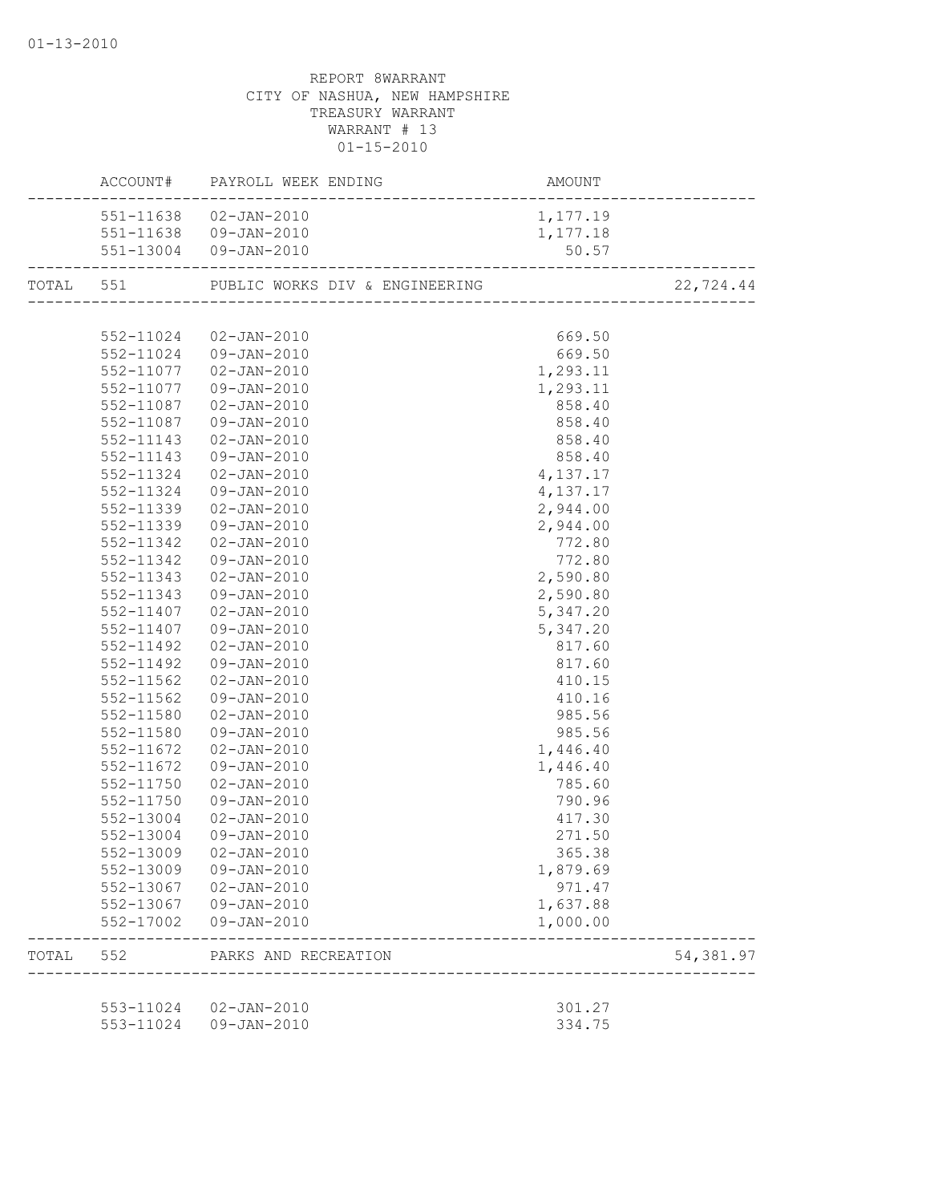REPORT 8WARRANT
CITY OF NASHUA, NEW HAMPSHIRE
TREASURY WARRANT
WARRANT # 13
01-15-2010

| | ACCOUNT# | PAYROLL WEEK ENDING | AMOUNT | |
|---|---|---|---|---|
| | 551-11638 | 02-JAN-2010 | 1,177.19 | |
| | 551-11638 | 09-JAN-2010 | 1,177.18 | |
| | 551-13004 | 09-JAN-2010 | 50.57 | |
| TOTAL | 551 | PUBLIC WORKS DIV & ENGINEERING | | 22,724.44 |
| | 552-11024 | 02-JAN-2010 | 669.50 | |
| | 552-11024 | 09-JAN-2010 | 669.50 | |
| | 552-11077 | 02-JAN-2010 | 1,293.11 | |
| | 552-11077 | 09-JAN-2010 | 1,293.11 | |
| | 552-11087 | 02-JAN-2010 | 858.40 | |
| | 552-11087 | 09-JAN-2010 | 858.40 | |
| | 552-11143 | 02-JAN-2010 | 858.40 | |
| | 552-11143 | 09-JAN-2010 | 858.40 | |
| | 552-11324 | 02-JAN-2010 | 4,137.17 | |
| | 552-11324 | 09-JAN-2010 | 4,137.17 | |
| | 552-11339 | 02-JAN-2010 | 2,944.00 | |
| | 552-11339 | 09-JAN-2010 | 2,944.00 | |
| | 552-11342 | 02-JAN-2010 | 772.80 | |
| | 552-11342 | 09-JAN-2010 | 772.80 | |
| | 552-11343 | 02-JAN-2010 | 2,590.80 | |
| | 552-11343 | 09-JAN-2010 | 2,590.80 | |
| | 552-11407 | 02-JAN-2010 | 5,347.20 | |
| | 552-11407 | 09-JAN-2010 | 5,347.20 | |
| | 552-11492 | 02-JAN-2010 | 817.60 | |
| | 552-11492 | 09-JAN-2010 | 817.60 | |
| | 552-11562 | 02-JAN-2010 | 410.15 | |
| | 552-11562 | 09-JAN-2010 | 410.16 | |
| | 552-11580 | 02-JAN-2010 | 985.56 | |
| | 552-11580 | 09-JAN-2010 | 985.56 | |
| | 552-11672 | 02-JAN-2010 | 1,446.40 | |
| | 552-11672 | 09-JAN-2010 | 1,446.40 | |
| | 552-11750 | 02-JAN-2010 | 785.60 | |
| | 552-11750 | 09-JAN-2010 | 790.96 | |
| | 552-13004 | 02-JAN-2010 | 417.30 | |
| | 552-13004 | 09-JAN-2010 | 271.50 | |
| | 552-13009 | 02-JAN-2010 | 365.38 | |
| | 552-13009 | 09-JAN-2010 | 1,879.69 | |
| | 552-13067 | 02-JAN-2010 | 971.47 | |
| | 552-13067 | 09-JAN-2010 | 1,637.88 | |
| | 552-17002 | 09-JAN-2010 | 1,000.00 | |
| TOTAL | 552 | PARKS AND RECREATION | | 54,381.97 |
| | 553-11024 | 02-JAN-2010 | 301.27 | |
| | 553-11024 | 09-JAN-2010 | 334.75 | |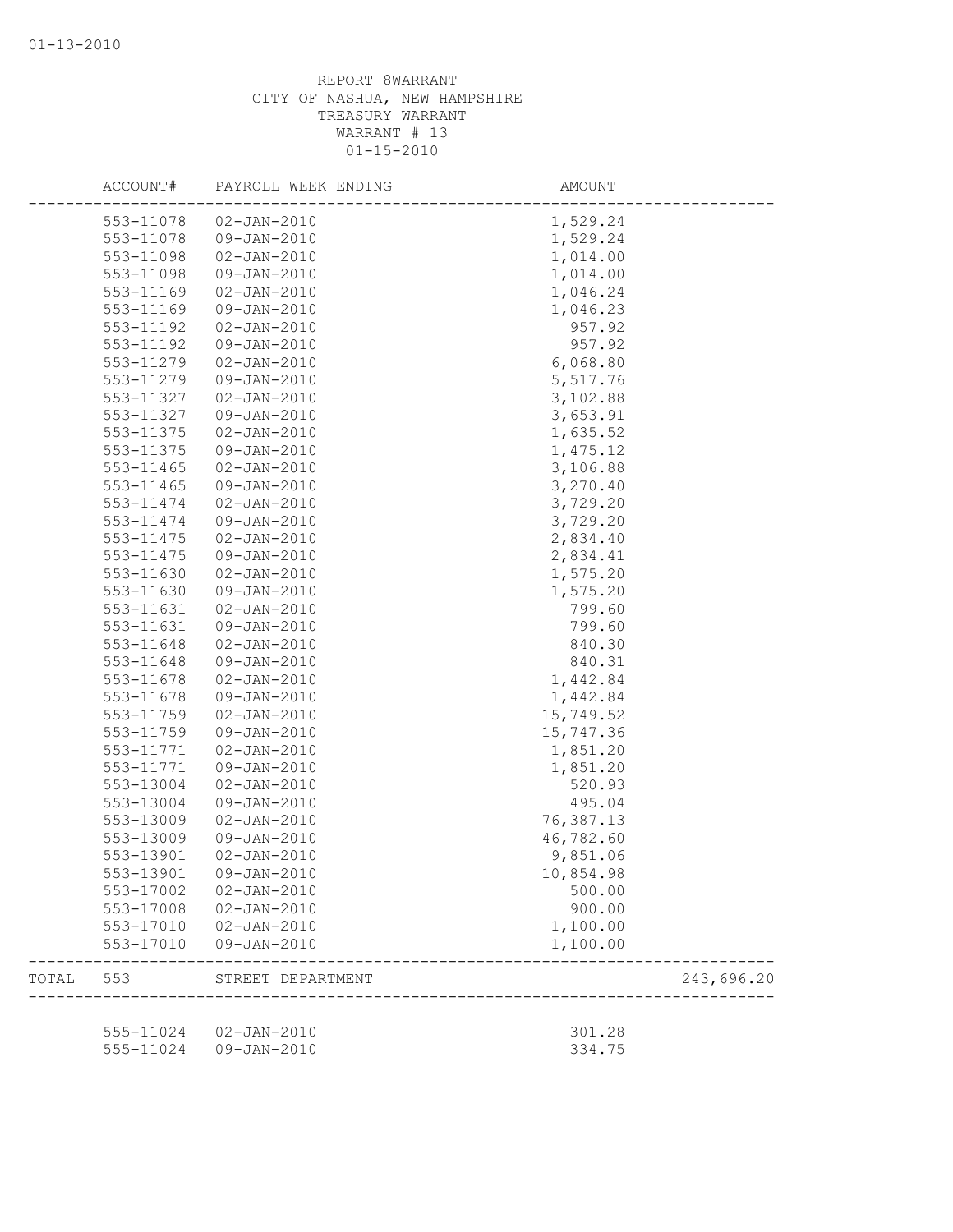REPORT 8WARRANT
CITY OF NASHUA, NEW HAMPSHIRE
TREASURY WARRANT
WARRANT # 13
01-15-2010

| ACCOUNT# | PAYROLL WEEK ENDING | AMOUNT | |
|---|---|---|---|
| 553-11078 | 02-JAN-2010 | 1,529.24 | |
| 553-11078 | 09-JAN-2010 | 1,529.24 | |
| 553-11098 | 02-JAN-2010 | 1,014.00 | |
| 553-11098 | 09-JAN-2010 | 1,014.00 | |
| 553-11169 | 02-JAN-2010 | 1,046.24 | |
| 553-11169 | 09-JAN-2010 | 1,046.23 | |
| 553-11192 | 02-JAN-2010 | 957.92 | |
| 553-11192 | 09-JAN-2010 | 957.92 | |
| 553-11279 | 02-JAN-2010 | 6,068.80 | |
| 553-11279 | 09-JAN-2010 | 5,517.76 | |
| 553-11327 | 02-JAN-2010 | 3,102.88 | |
| 553-11327 | 09-JAN-2010 | 3,653.91 | |
| 553-11375 | 02-JAN-2010 | 1,635.52 | |
| 553-11375 | 09-JAN-2010 | 1,475.12 | |
| 553-11465 | 02-JAN-2010 | 3,106.88 | |
| 553-11465 | 09-JAN-2010 | 3,270.40 | |
| 553-11474 | 02-JAN-2010 | 3,729.20 | |
| 553-11474 | 09-JAN-2010 | 3,729.20 | |
| 553-11475 | 02-JAN-2010 | 2,834.40 | |
| 553-11475 | 09-JAN-2010 | 2,834.41 | |
| 553-11630 | 02-JAN-2010 | 1,575.20 | |
| 553-11630 | 09-JAN-2010 | 1,575.20 | |
| 553-11631 | 02-JAN-2010 | 799.60 | |
| 553-11631 | 09-JAN-2010 | 799.60 | |
| 553-11648 | 02-JAN-2010 | 840.30 | |
| 553-11648 | 09-JAN-2010 | 840.31 | |
| 553-11678 | 02-JAN-2010 | 1,442.84 | |
| 553-11678 | 09-JAN-2010 | 1,442.84 | |
| 553-11759 | 02-JAN-2010 | 15,749.52 | |
| 553-11759 | 09-JAN-2010 | 15,747.36 | |
| 553-11771 | 02-JAN-2010 | 1,851.20 | |
| 553-11771 | 09-JAN-2010 | 1,851.20 | |
| 553-13004 | 02-JAN-2010 | 520.93 | |
| 553-13004 | 09-JAN-2010 | 495.04 | |
| 553-13009 | 02-JAN-2010 | 76,387.13 | |
| 553-13009 | 09-JAN-2010 | 46,782.60 | |
| 553-13901 | 02-JAN-2010 | 9,851.06 | |
| 553-13901 | 09-JAN-2010 | 10,854.98 | |
| 553-17002 | 02-JAN-2010 | 500.00 | |
| 553-17008 | 02-JAN-2010 | 900.00 | |
| 553-17010 | 02-JAN-2010 | 1,100.00 | |
| 553-17010 | 09-JAN-2010 | 1,100.00 | |
| TOTAL 553 | STREET DEPARTMENT | | 243,696.20 |
| 555-11024 | 02-JAN-2010 | 301.28 | |
| 555-11024 | 09-JAN-2010 | 334.75 | |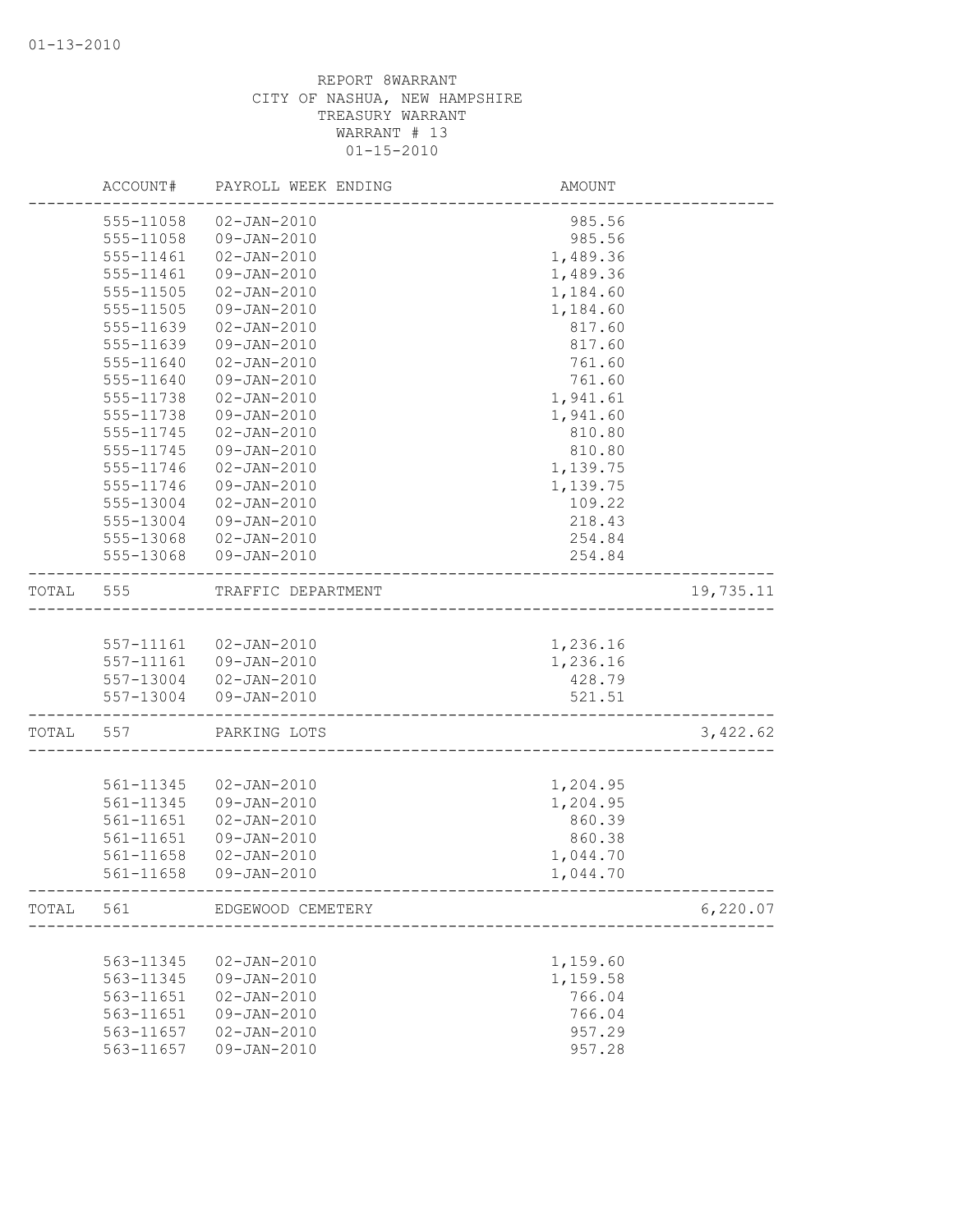01-13-2010

REPORT 8WARRANT
CITY OF NASHUA, NEW HAMPSHIRE
TREASURY WARRANT
WARRANT # 13
01-15-2010

| | ACCOUNT# | PAYROLL WEEK ENDING | AMOUNT | |
|---|---|---|---|---|
| | 555-11058 | 02-JAN-2010 | 985.56 | |
| | 555-11058 | 09-JAN-2010 | 985.56 | |
| | 555-11461 | 02-JAN-2010 | 1,489.36 | |
| | 555-11461 | 09-JAN-2010 | 1,489.36 | |
| | 555-11505 | 02-JAN-2010 | 1,184.60 | |
| | 555-11505 | 09-JAN-2010 | 1,184.60 | |
| | 555-11639 | 02-JAN-2010 | 817.60 | |
| | 555-11639 | 09-JAN-2010 | 817.60 | |
| | 555-11640 | 02-JAN-2010 | 761.60 | |
| | 555-11640 | 09-JAN-2010 | 761.60 | |
| | 555-11738 | 02-JAN-2010 | 1,941.61 | |
| | 555-11738 | 09-JAN-2010 | 1,941.60 | |
| | 555-11745 | 02-JAN-2010 | 810.80 | |
| | 555-11745 | 09-JAN-2010 | 810.80 | |
| | 555-11746 | 02-JAN-2010 | 1,139.75 | |
| | 555-11746 | 09-JAN-2010 | 1,139.75 | |
| | 555-13004 | 02-JAN-2010 | 109.22 | |
| | 555-13004 | 09-JAN-2010 | 218.43 | |
| | 555-13068 | 02-JAN-2010 | 254.84 | |
| | 555-13068 | 09-JAN-2010 | 254.84 | |
| TOTAL | 555 | TRAFFIC DEPARTMENT | | 19,735.11 |
| | 557-11161 | 02-JAN-2010 | 1,236.16 | |
| | 557-11161 | 09-JAN-2010 | 1,236.16 | |
| | 557-13004 | 02-JAN-2010 | 428.79 | |
| | 557-13004 | 09-JAN-2010 | 521.51 | |
| TOTAL | 557 | PARKING LOTS | | 3,422.62 |
| | 561-11345 | 02-JAN-2010 | 1,204.95 | |
| | 561-11345 | 09-JAN-2010 | 1,204.95 | |
| | 561-11651 | 02-JAN-2010 | 860.39 | |
| | 561-11651 | 09-JAN-2010 | 860.38 | |
| | 561-11658 | 02-JAN-2010 | 1,044.70 | |
| | 561-11658 | 09-JAN-2010 | 1,044.70 | |
| TOTAL | 561 | EDGEWOOD CEMETERY | | 6,220.07 |
| | 563-11345 | 02-JAN-2010 | 1,159.60 | |
| | 563-11345 | 09-JAN-2010 | 1,159.58 | |
| | 563-11651 | 02-JAN-2010 | 766.04 | |
| | 563-11651 | 09-JAN-2010 | 766.04 | |
| | 563-11657 | 02-JAN-2010 | 957.29 | |
| | 563-11657 | 09-JAN-2010 | 957.28 | |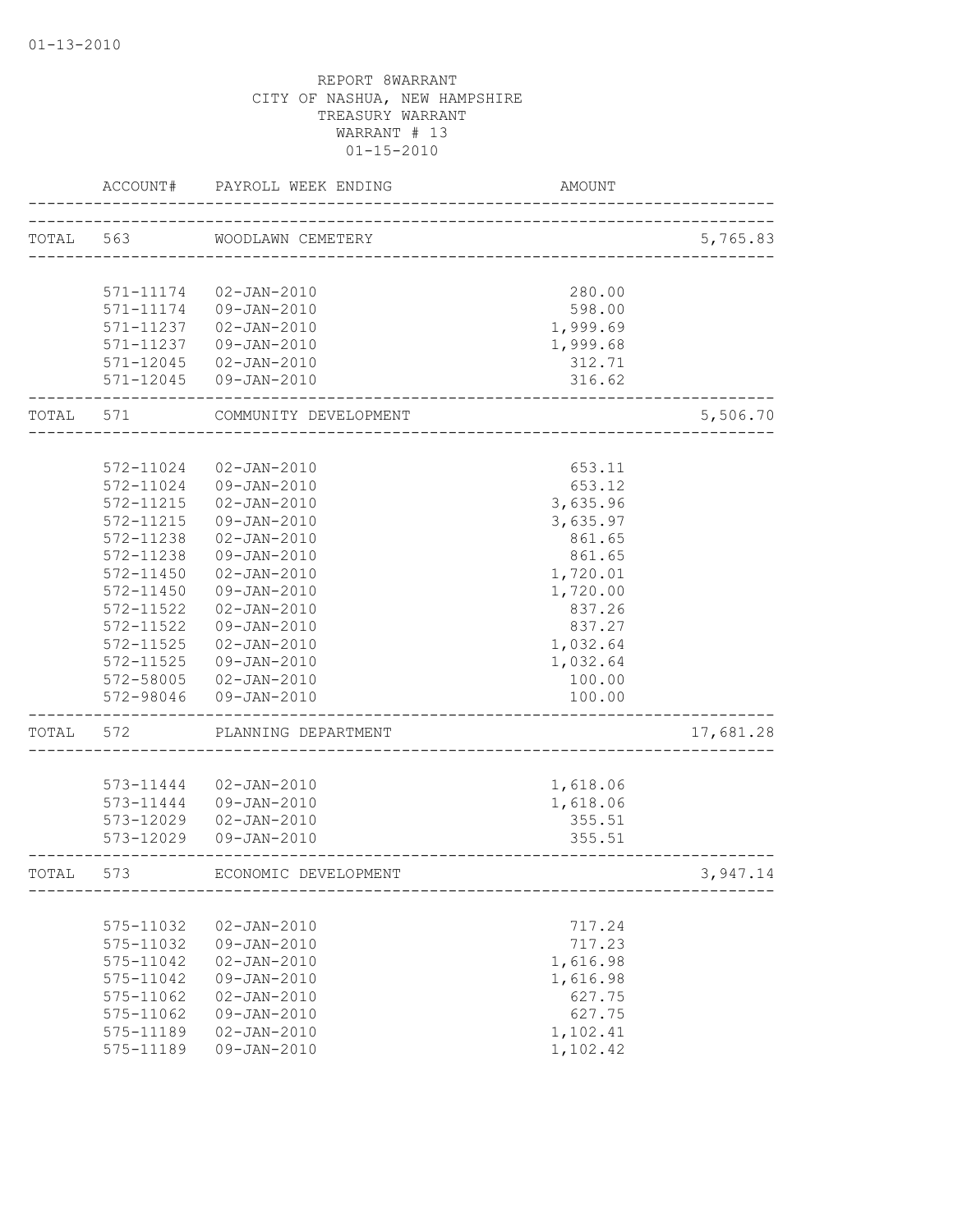01-13-2010

REPORT 8WARRANT
CITY OF NASHUA, NEW HAMPSHIRE
TREASURY WARRANT
WARRANT # 13
01-15-2010

| | ACCOUNT# | PAYROLL WEEK ENDING | AMOUNT | |
|---|---|---|---|---|
| TOTAL | 563 | WOODLAWN CEMETERY | | 5,765.83 |
| | 571-11174 | 02-JAN-2010 | 280.00 | |
| | 571-11174 | 09-JAN-2010 | 598.00 | |
| | 571-11237 | 02-JAN-2010 | 1,999.69 | |
| | 571-11237 | 09-JAN-2010 | 1,999.68 | |
| | 571-12045 | 02-JAN-2010 | 312.71 | |
| | 571-12045 | 09-JAN-2010 | 316.62 | |
| TOTAL | 571 | COMMUNITY DEVELOPMENT | | 5,506.70 |
| | 572-11024 | 02-JAN-2010 | 653.11 | |
| | 572-11024 | 09-JAN-2010 | 653.12 | |
| | 572-11215 | 02-JAN-2010 | 3,635.96 | |
| | 572-11215 | 09-JAN-2010 | 3,635.97 | |
| | 572-11238 | 02-JAN-2010 | 861.65 | |
| | 572-11238 | 09-JAN-2010 | 861.65 | |
| | 572-11450 | 02-JAN-2010 | 1,720.01 | |
| | 572-11450 | 09-JAN-2010 | 1,720.00 | |
| | 572-11522 | 02-JAN-2010 | 837.26 | |
| | 572-11522 | 09-JAN-2010 | 837.27 | |
| | 572-11525 | 02-JAN-2010 | 1,032.64 | |
| | 572-11525 | 09-JAN-2010 | 1,032.64 | |
| | 572-58005 | 02-JAN-2010 | 100.00 | |
| | 572-98046 | 09-JAN-2010 | 100.00 | |
| TOTAL | 572 | PLANNING DEPARTMENT | | 17,681.28 |
| | 573-11444 | 02-JAN-2010 | 1,618.06 | |
| | 573-11444 | 09-JAN-2010 | 1,618.06 | |
| | 573-12029 | 02-JAN-2010 | 355.51 | |
| | 573-12029 | 09-JAN-2010 | 355.51 | |
| TOTAL | 573 | ECONOMIC DEVELOPMENT | | 3,947.14 |
| | 575-11032 | 02-JAN-2010 | 717.24 | |
| | 575-11032 | 09-JAN-2010 | 717.23 | |
| | 575-11042 | 02-JAN-2010 | 1,616.98 | |
| | 575-11042 | 09-JAN-2010 | 1,616.98 | |
| | 575-11062 | 02-JAN-2010 | 627.75 | |
| | 575-11062 | 09-JAN-2010 | 627.75 | |
| | 575-11189 | 02-JAN-2010 | 1,102.41 | |
| | 575-11189 | 09-JAN-2010 | 1,102.42 | |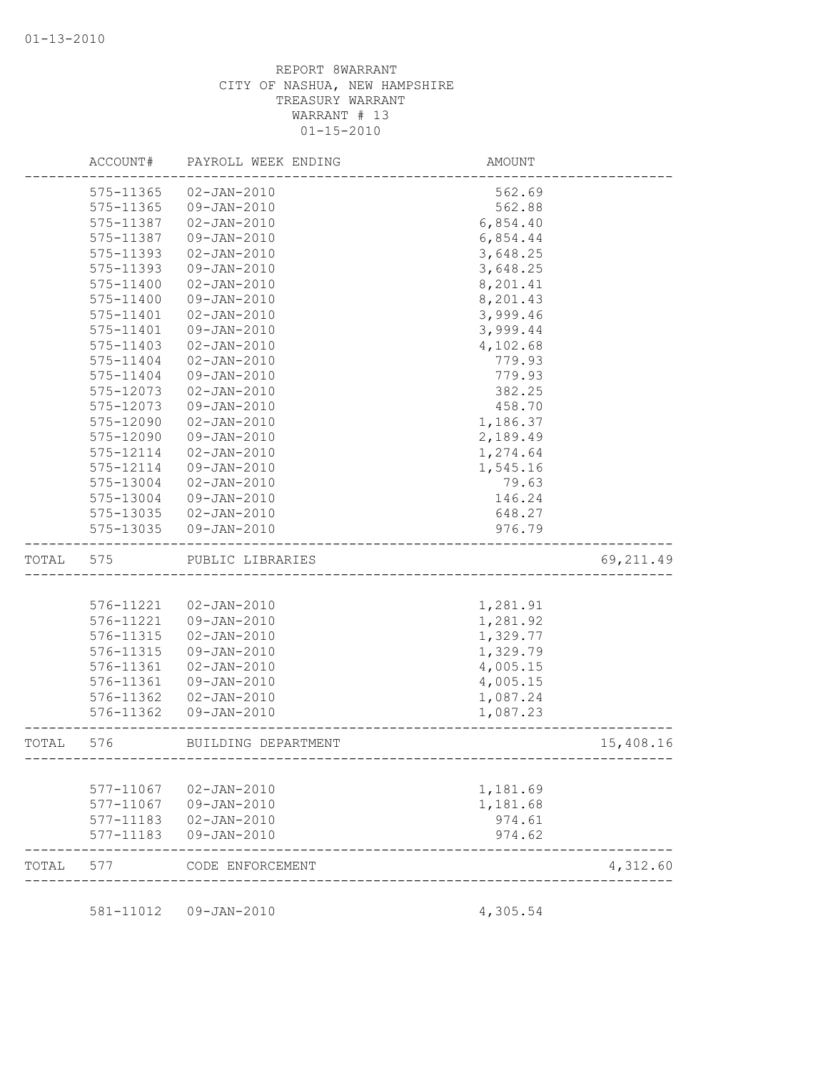01-13-2010

REPORT 8WARRANT
CITY OF NASHUA, NEW HAMPSHIRE
TREASURY WARRANT
WARRANT # 13
01-15-2010

| | ACCOUNT# | PAYROLL WEEK ENDING | AMOUNT | |
|---|---|---|---|---|
| | 575-11365 | 02-JAN-2010 | 562.69 | |
| | 575-11365 | 09-JAN-2010 | 562.88 | |
| | 575-11387 | 02-JAN-2010 | 6,854.40 | |
| | 575-11387 | 09-JAN-2010 | 6,854.44 | |
| | 575-11393 | 02-JAN-2010 | 3,648.25 | |
| | 575-11393 | 09-JAN-2010 | 3,648.25 | |
| | 575-11400 | 02-JAN-2010 | 8,201.41 | |
| | 575-11400 | 09-JAN-2010 | 8,201.43 | |
| | 575-11401 | 02-JAN-2010 | 3,999.46 | |
| | 575-11401 | 09-JAN-2010 | 3,999.44 | |
| | 575-11403 | 02-JAN-2010 | 4,102.68 | |
| | 575-11404 | 02-JAN-2010 | 779.93 | |
| | 575-11404 | 09-JAN-2010 | 779.93 | |
| | 575-12073 | 02-JAN-2010 | 382.25 | |
| | 575-12073 | 09-JAN-2010 | 458.70 | |
| | 575-12090 | 02-JAN-2010 | 1,186.37 | |
| | 575-12090 | 09-JAN-2010 | 2,189.49 | |
| | 575-12114 | 02-JAN-2010 | 1,274.64 | |
| | 575-12114 | 09-JAN-2010 | 1,545.16 | |
| | 575-13004 | 02-JAN-2010 | 79.63 | |
| | 575-13004 | 09-JAN-2010 | 146.24 | |
| | 575-13035 | 02-JAN-2010 | 648.27 | |
| | 575-13035 | 09-JAN-2010 | 976.79 | |
| TOTAL | 575 | PUBLIC LIBRARIES | | 69,211.49 |
| | 576-11221 | 02-JAN-2010 | 1,281.91 | |
| | 576-11221 | 09-JAN-2010 | 1,281.92 | |
| | 576-11315 | 02-JAN-2010 | 1,329.77 | |
| | 576-11315 | 09-JAN-2010 | 1,329.79 | |
| | 576-11361 | 02-JAN-2010 | 4,005.15 | |
| | 576-11361 | 09-JAN-2010 | 4,005.15 | |
| | 576-11362 | 02-JAN-2010 | 1,087.24 | |
| | 576-11362 | 09-JAN-2010 | 1,087.23 | |
| TOTAL | 576 | BUILDING DEPARTMENT | | 15,408.16 |
| | 577-11067 | 02-JAN-2010 | 1,181.69 | |
| | 577-11067 | 09-JAN-2010 | 1,181.68 | |
| | 577-11183 | 02-JAN-2010 | 974.61 | |
| | 577-11183 | 09-JAN-2010 | 974.62 | |
| TOTAL | 577 | CODE ENFORCEMENT | | 4,312.60 |
| | 581-11012 | 09-JAN-2010 | 4,305.54 | |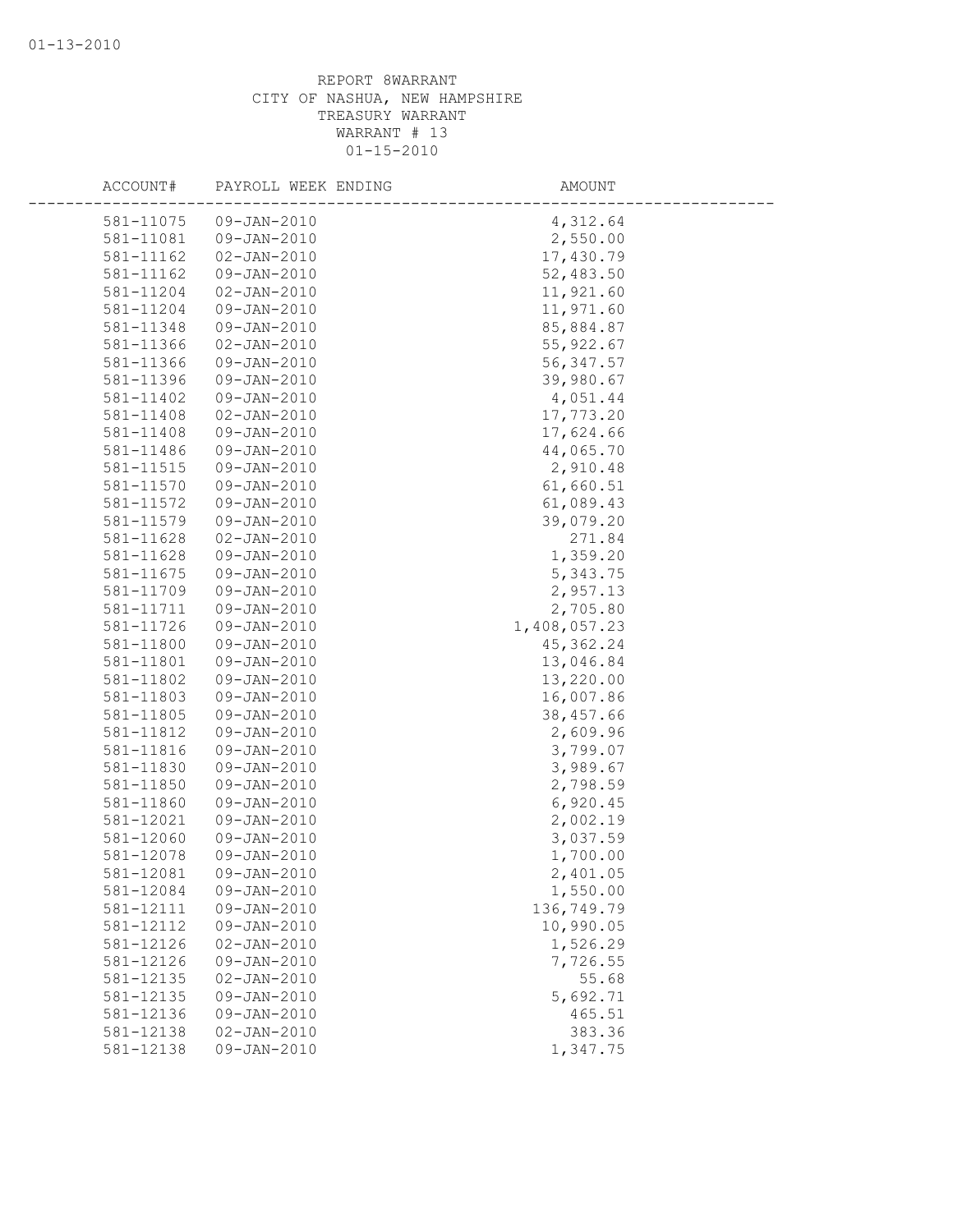REPORT 8WARRANT
CITY OF NASHUA, NEW HAMPSHIRE
TREASURY WARRANT
WARRANT # 13
01-15-2010

| ACCOUNT# | PAYROLL WEEK ENDING | AMOUNT |
|---|---|---|
| 581-11075 | 09-JAN-2010 | 4,312.64 |
| 581-11081 | 09-JAN-2010 | 2,550.00 |
| 581-11162 | 02-JAN-2010 | 17,430.79 |
| 581-11162 | 09-JAN-2010 | 52,483.50 |
| 581-11204 | 02-JAN-2010 | 11,921.60 |
| 581-11204 | 09-JAN-2010 | 11,971.60 |
| 581-11348 | 09-JAN-2010 | 85,884.87 |
| 581-11366 | 02-JAN-2010 | 55,922.67 |
| 581-11366 | 09-JAN-2010 | 56,347.57 |
| 581-11396 | 09-JAN-2010 | 39,980.67 |
| 581-11402 | 09-JAN-2010 | 4,051.44 |
| 581-11408 | 02-JAN-2010 | 17,773.20 |
| 581-11408 | 09-JAN-2010 | 17,624.66 |
| 581-11486 | 09-JAN-2010 | 44,065.70 |
| 581-11515 | 09-JAN-2010 | 2,910.48 |
| 581-11570 | 09-JAN-2010 | 61,660.51 |
| 581-11572 | 09-JAN-2010 | 61,089.43 |
| 581-11579 | 09-JAN-2010 | 39,079.20 |
| 581-11628 | 02-JAN-2010 | 271.84 |
| 581-11628 | 09-JAN-2010 | 1,359.20 |
| 581-11675 | 09-JAN-2010 | 5,343.75 |
| 581-11709 | 09-JAN-2010 | 2,957.13 |
| 581-11711 | 09-JAN-2010 | 2,705.80 |
| 581-11726 | 09-JAN-2010 | 1,408,057.23 |
| 581-11800 | 09-JAN-2010 | 45,362.24 |
| 581-11801 | 09-JAN-2010 | 13,046.84 |
| 581-11802 | 09-JAN-2010 | 13,220.00 |
| 581-11803 | 09-JAN-2010 | 16,007.86 |
| 581-11805 | 09-JAN-2010 | 38,457.66 |
| 581-11812 | 09-JAN-2010 | 2,609.96 |
| 581-11816 | 09-JAN-2010 | 3,799.07 |
| 581-11830 | 09-JAN-2010 | 3,989.67 |
| 581-11850 | 09-JAN-2010 | 2,798.59 |
| 581-11860 | 09-JAN-2010 | 6,920.45 |
| 581-12021 | 09-JAN-2010 | 2,002.19 |
| 581-12060 | 09-JAN-2010 | 3,037.59 |
| 581-12078 | 09-JAN-2010 | 1,700.00 |
| 581-12081 | 09-JAN-2010 | 2,401.05 |
| 581-12084 | 09-JAN-2010 | 1,550.00 |
| 581-12111 | 09-JAN-2010 | 136,749.79 |
| 581-12112 | 09-JAN-2010 | 10,990.05 |
| 581-12126 | 02-JAN-2010 | 1,526.29 |
| 581-12126 | 09-JAN-2010 | 7,726.55 |
| 581-12135 | 02-JAN-2010 | 55.68 |
| 581-12135 | 09-JAN-2010 | 5,692.71 |
| 581-12136 | 09-JAN-2010 | 465.51 |
| 581-12138 | 02-JAN-2010 | 383.36 |
| 581-12138 | 09-JAN-2010 | 1,347.75 |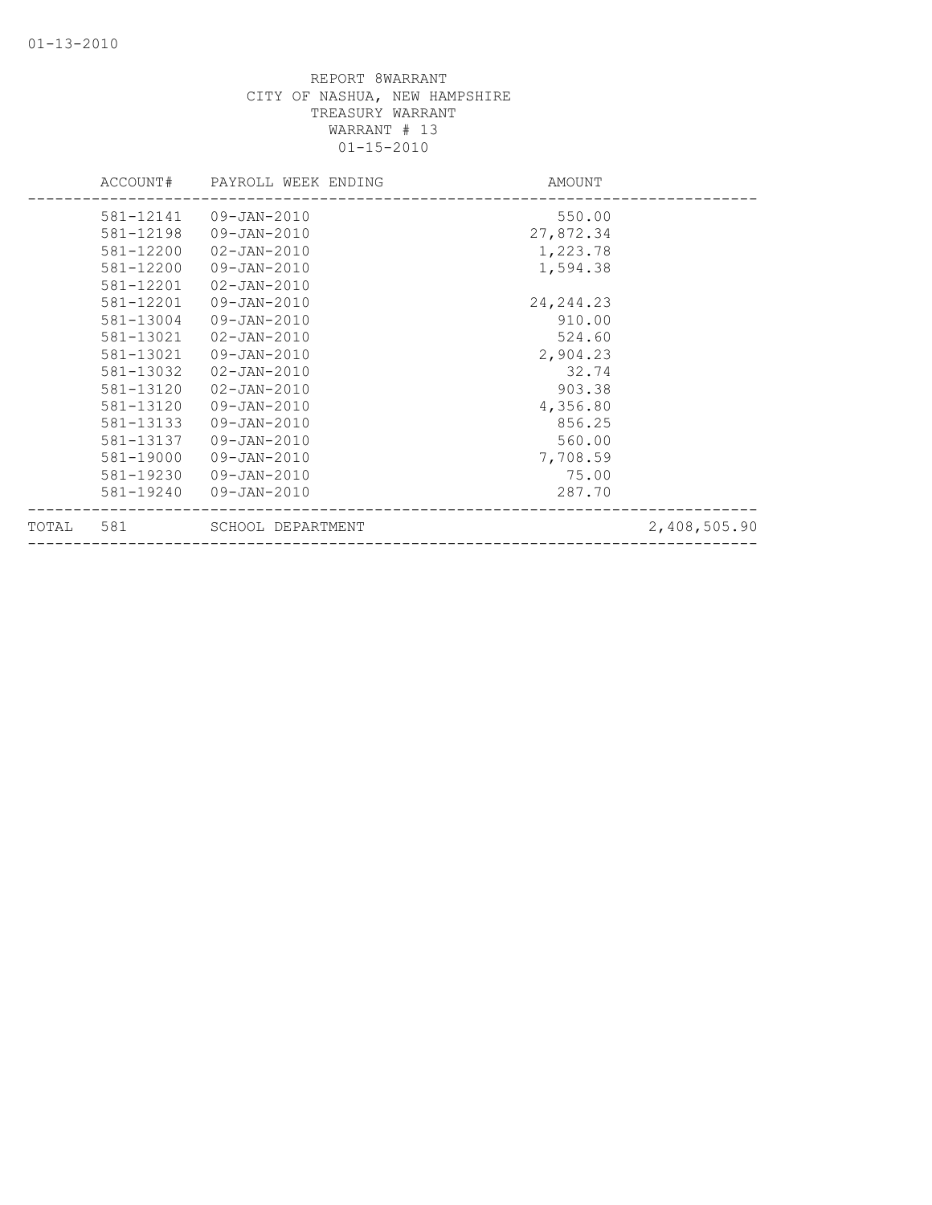REPORT 8WARRANT
CITY OF NASHUA, NEW HAMPSHIRE
TREASURY WARRANT
WARRANT # 13
01-15-2010

| | ACCOUNT# | PAYROLL WEEK ENDING | AMOUNT | |
|---|---|---|---|---|
| | 581-12141 | 09-JAN-2010 | 550.00 | |
| | 581-12198 | 09-JAN-2010 | 27,872.34 | |
| | 581-12200 | 02-JAN-2010 | 1,223.78 | |
| | 581-12200 | 09-JAN-2010 | 1,594.38 | |
| | 581-12201 | 02-JAN-2010 | | |
| | 581-12201 | 09-JAN-2010 | 24,244.23 | |
| | 581-13004 | 09-JAN-2010 | 910.00 | |
| | 581-13021 | 02-JAN-2010 | 524.60 | |
| | 581-13021 | 09-JAN-2010 | 2,904.23 | |
| | 581-13032 | 02-JAN-2010 | 32.74 | |
| | 581-13120 | 02-JAN-2010 | 903.38 | |
| | 581-13120 | 09-JAN-2010 | 4,356.80 | |
| | 581-13133 | 09-JAN-2010 | 856.25 | |
| | 581-13137 | 09-JAN-2010 | 560.00 | |
| | 581-19000 | 09-JAN-2010 | 7,708.59 | |
| | 581-19230 | 09-JAN-2010 | 75.00 | |
| | 581-19240 | 09-JAN-2010 | 287.70 | |
| TOTAL | 581 | SCHOOL DEPARTMENT | | 2,408,505.90 |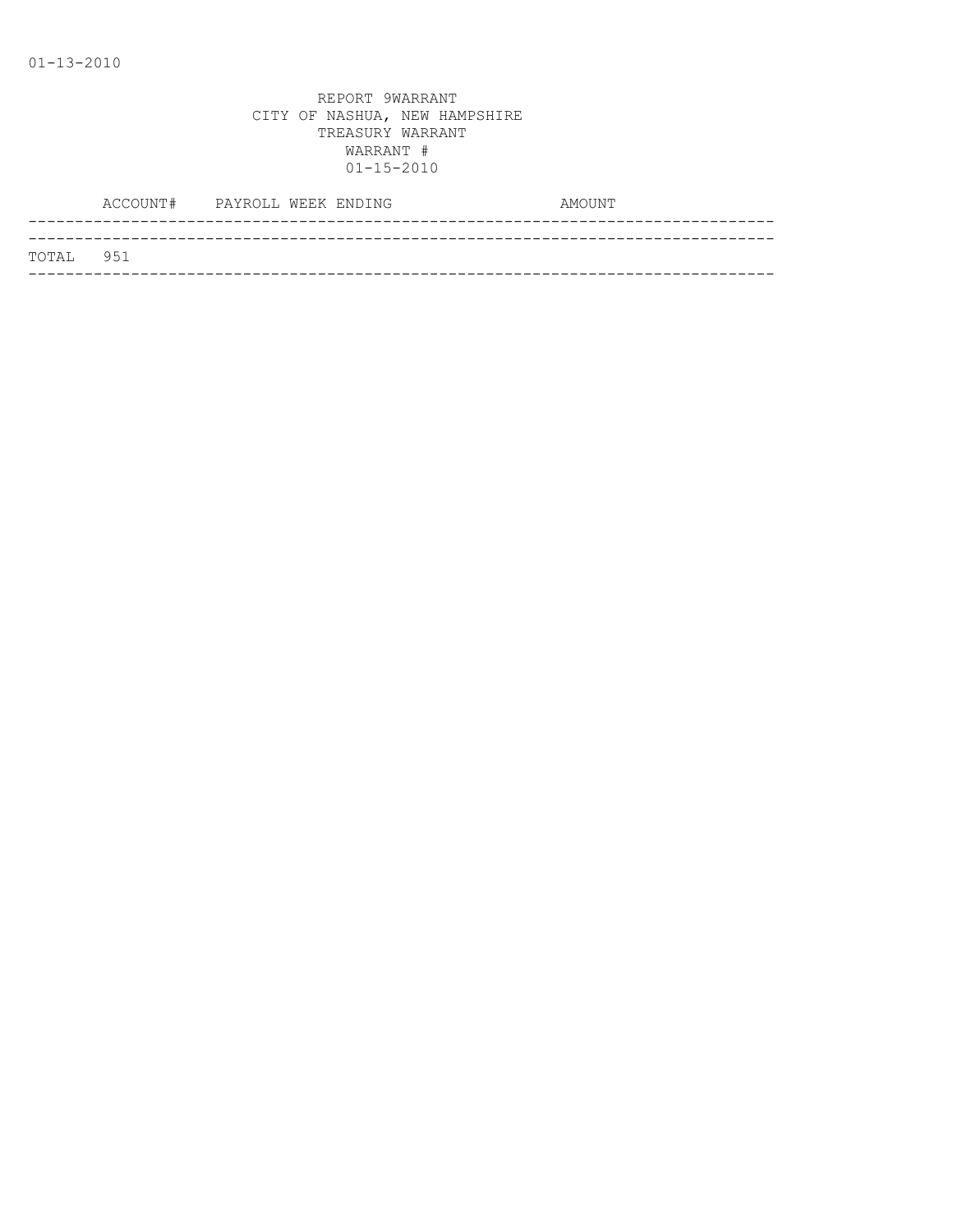01-13-2010

REPORT 9WARRANT
CITY OF NASHUA, NEW HAMPSHIRE
TREASURY WARRANT
WARRANT #
01-15-2010

| ACCOUNT# | PAYROLL WEEK ENDING | AMOUNT |
|---|---|---|
| TOTAL 951 | | |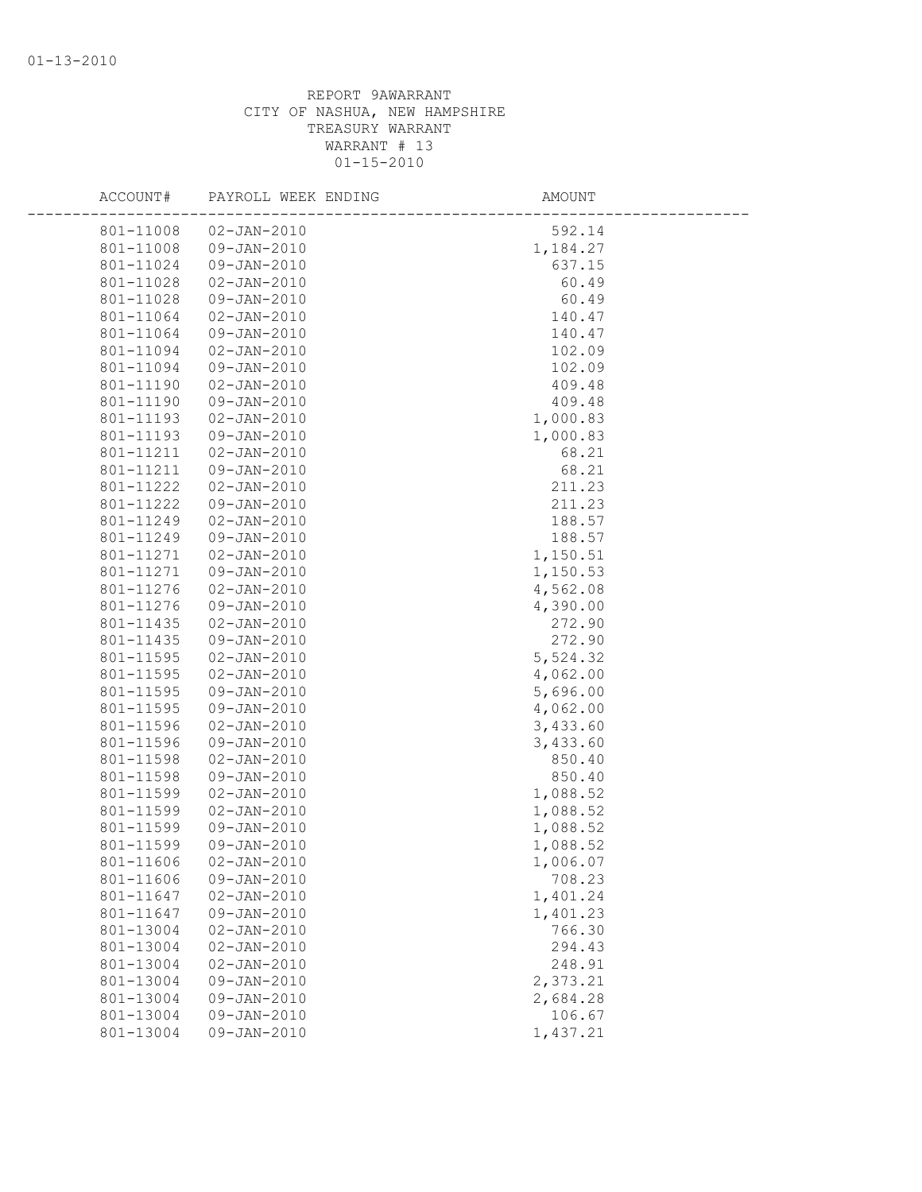REPORT 9AWARRANT
CITY OF NASHUA, NEW HAMPSHIRE
TREASURY WARRANT
WARRANT # 13
01-15-2010

| ACCOUNT# | PAYROLL WEEK ENDING | AMOUNT |
|---|---|---|
| 801-11008 | 02-JAN-2010 | 592.14 |
| 801-11008 | 09-JAN-2010 | 1,184.27 |
| 801-11024 | 09-JAN-2010 | 637.15 |
| 801-11028 | 02-JAN-2010 | 60.49 |
| 801-11028 | 09-JAN-2010 | 60.49 |
| 801-11064 | 02-JAN-2010 | 140.47 |
| 801-11064 | 09-JAN-2010 | 140.47 |
| 801-11094 | 02-JAN-2010 | 102.09 |
| 801-11094 | 09-JAN-2010 | 102.09 |
| 801-11190 | 02-JAN-2010 | 409.48 |
| 801-11190 | 09-JAN-2010 | 409.48 |
| 801-11193 | 02-JAN-2010 | 1,000.83 |
| 801-11193 | 09-JAN-2010 | 1,000.83 |
| 801-11211 | 02-JAN-2010 | 68.21 |
| 801-11211 | 09-JAN-2010 | 68.21 |
| 801-11222 | 02-JAN-2010 | 211.23 |
| 801-11222 | 09-JAN-2010 | 211.23 |
| 801-11249 | 02-JAN-2010 | 188.57 |
| 801-11249 | 09-JAN-2010 | 188.57 |
| 801-11271 | 02-JAN-2010 | 1,150.51 |
| 801-11271 | 09-JAN-2010 | 1,150.53 |
| 801-11276 | 02-JAN-2010 | 4,562.08 |
| 801-11276 | 09-JAN-2010 | 4,390.00 |
| 801-11435 | 02-JAN-2010 | 272.90 |
| 801-11435 | 09-JAN-2010 | 272.90 |
| 801-11595 | 02-JAN-2010 | 5,524.32 |
| 801-11595 | 02-JAN-2010 | 4,062.00 |
| 801-11595 | 09-JAN-2010 | 5,696.00 |
| 801-11595 | 09-JAN-2010 | 4,062.00 |
| 801-11596 | 02-JAN-2010 | 3,433.60 |
| 801-11596 | 09-JAN-2010 | 3,433.60 |
| 801-11598 | 02-JAN-2010 | 850.40 |
| 801-11598 | 09-JAN-2010 | 850.40 |
| 801-11599 | 02-JAN-2010 | 1,088.52 |
| 801-11599 | 02-JAN-2010 | 1,088.52 |
| 801-11599 | 09-JAN-2010 | 1,088.52 |
| 801-11599 | 09-JAN-2010 | 1,088.52 |
| 801-11606 | 02-JAN-2010 | 1,006.07 |
| 801-11606 | 09-JAN-2010 | 708.23 |
| 801-11647 | 02-JAN-2010 | 1,401.24 |
| 801-11647 | 09-JAN-2010 | 1,401.23 |
| 801-13004 | 02-JAN-2010 | 766.30 |
| 801-13004 | 02-JAN-2010 | 294.43 |
| 801-13004 | 02-JAN-2010 | 248.91 |
| 801-13004 | 09-JAN-2010 | 2,373.21 |
| 801-13004 | 09-JAN-2010 | 2,684.28 |
| 801-13004 | 09-JAN-2010 | 106.67 |
| 801-13004 | 09-JAN-2010 | 1,437.21 |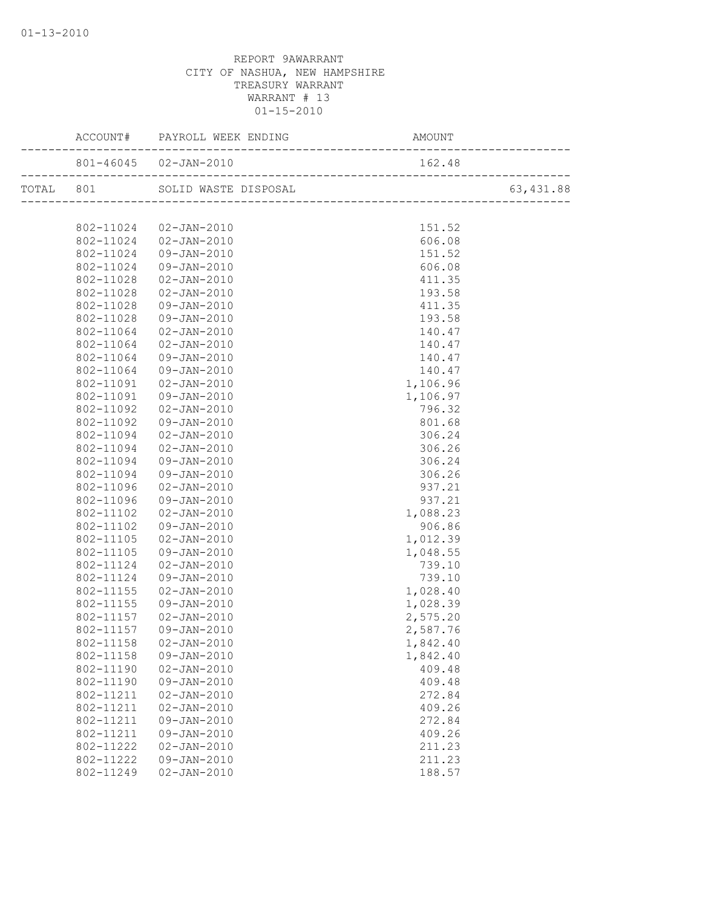REPORT 9AWARRANT
CITY OF NASHUA, NEW HAMPSHIRE
TREASURY WARRANT
WARRANT # 13
01-15-2010

| | ACCOUNT# | PAYROLL WEEK ENDING | AMOUNT | |
|---|---|---|---|---|
| | 801-46045 | 02-JAN-2010 | 162.48 | |
| TOTAL | 801 | SOLID WASTE DISPOSAL | | 63,431.88 |
| | 802-11024 | 02-JAN-2010 | 151.52 | |
| | 802-11024 | 02-JAN-2010 | 606.08 | |
| | 802-11024 | 09-JAN-2010 | 151.52 | |
| | 802-11024 | 09-JAN-2010 | 606.08 | |
| | 802-11028 | 02-JAN-2010 | 411.35 | |
| | 802-11028 | 02-JAN-2010 | 193.58 | |
| | 802-11028 | 09-JAN-2010 | 411.35 | |
| | 802-11028 | 09-JAN-2010 | 193.58 | |
| | 802-11064 | 02-JAN-2010 | 140.47 | |
| | 802-11064 | 02-JAN-2010 | 140.47 | |
| | 802-11064 | 09-JAN-2010 | 140.47 | |
| | 802-11064 | 09-JAN-2010 | 140.47 | |
| | 802-11091 | 02-JAN-2010 | 1,106.96 | |
| | 802-11091 | 09-JAN-2010 | 1,106.97 | |
| | 802-11092 | 02-JAN-2010 | 796.32 | |
| | 802-11092 | 09-JAN-2010 | 801.68 | |
| | 802-11094 | 02-JAN-2010 | 306.24 | |
| | 802-11094 | 02-JAN-2010 | 306.26 | |
| | 802-11094 | 09-JAN-2010 | 306.24 | |
| | 802-11094 | 09-JAN-2010 | 306.26 | |
| | 802-11096 | 02-JAN-2010 | 937.21 | |
| | 802-11096 | 09-JAN-2010 | 937.21 | |
| | 802-11102 | 02-JAN-2010 | 1,088.23 | |
| | 802-11102 | 09-JAN-2010 | 906.86 | |
| | 802-11105 | 02-JAN-2010 | 1,012.39 | |
| | 802-11105 | 09-JAN-2010 | 1,048.55 | |
| | 802-11124 | 02-JAN-2010 | 739.10 | |
| | 802-11124 | 09-JAN-2010 | 739.10 | |
| | 802-11155 | 02-JAN-2010 | 1,028.40 | |
| | 802-11155 | 09-JAN-2010 | 1,028.39 | |
| | 802-11157 | 02-JAN-2010 | 2,575.20 | |
| | 802-11157 | 09-JAN-2010 | 2,587.76 | |
| | 802-11158 | 02-JAN-2010 | 1,842.40 | |
| | 802-11158 | 09-JAN-2010 | 1,842.40 | |
| | 802-11190 | 02-JAN-2010 | 409.48 | |
| | 802-11190 | 09-JAN-2010 | 409.48 | |
| | 802-11211 | 02-JAN-2010 | 272.84 | |
| | 802-11211 | 02-JAN-2010 | 409.26 | |
| | 802-11211 | 09-JAN-2010 | 272.84 | |
| | 802-11211 | 09-JAN-2010 | 409.26 | |
| | 802-11222 | 02-JAN-2010 | 211.23 | |
| | 802-11222 | 09-JAN-2010 | 211.23 | |
| | 802-11249 | 02-JAN-2010 | 188.57 | |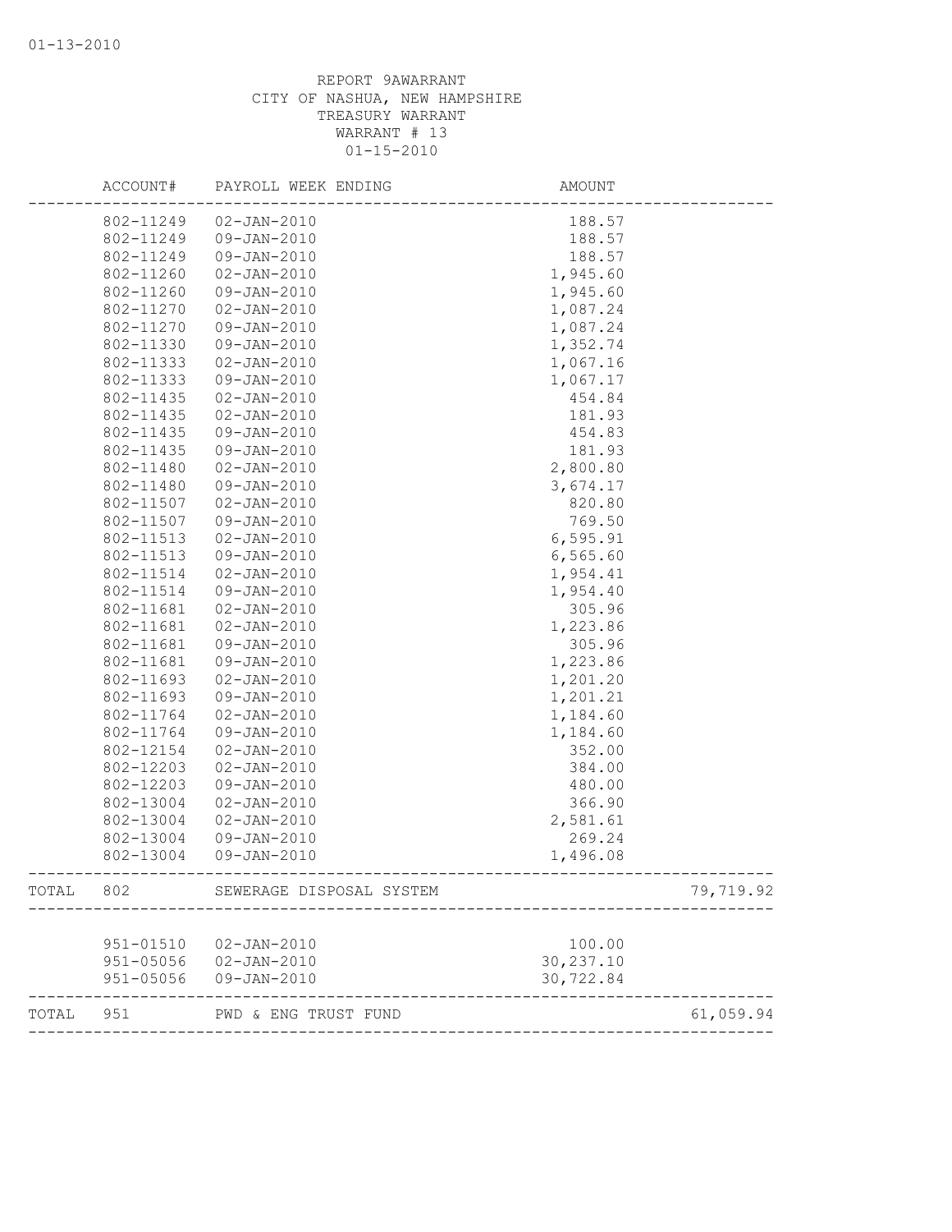01-13-2010

REPORT 9AWARRANT
CITY OF NASHUA, NEW HAMPSHIRE
TREASURY WARRANT
WARRANT # 13
01-15-2010

| | ACCOUNT# | PAYROLL WEEK ENDING | AMOUNT | |
|---|---|---|---|---|
| | 802-11249 | 02-JAN-2010 | 188.57 | |
| | 802-11249 | 09-JAN-2010 | 188.57 | |
| | 802-11249 | 09-JAN-2010 | 188.57 | |
| | 802-11260 | 02-JAN-2010 | 1,945.60 | |
| | 802-11260 | 09-JAN-2010 | 1,945.60 | |
| | 802-11270 | 02-JAN-2010 | 1,087.24 | |
| | 802-11270 | 09-JAN-2010 | 1,087.24 | |
| | 802-11330 | 09-JAN-2010 | 1,352.74 | |
| | 802-11333 | 02-JAN-2010 | 1,067.16 | |
| | 802-11333 | 09-JAN-2010 | 1,067.17 | |
| | 802-11435 | 02-JAN-2010 | 454.84 | |
| | 802-11435 | 02-JAN-2010 | 181.93 | |
| | 802-11435 | 09-JAN-2010 | 454.83 | |
| | 802-11435 | 09-JAN-2010 | 181.93 | |
| | 802-11480 | 02-JAN-2010 | 2,800.80 | |
| | 802-11480 | 09-JAN-2010 | 3,674.17 | |
| | 802-11507 | 02-JAN-2010 | 820.80 | |
| | 802-11507 | 09-JAN-2010 | 769.50 | |
| | 802-11513 | 02-JAN-2010 | 6,595.91 | |
| | 802-11513 | 09-JAN-2010 | 6,565.60 | |
| | 802-11514 | 02-JAN-2010 | 1,954.41 | |
| | 802-11514 | 09-JAN-2010 | 1,954.40 | |
| | 802-11681 | 02-JAN-2010 | 305.96 | |
| | 802-11681 | 02-JAN-2010 | 1,223.86 | |
| | 802-11681 | 09-JAN-2010 | 305.96 | |
| | 802-11681 | 09-JAN-2010 | 1,223.86 | |
| | 802-11693 | 02-JAN-2010 | 1,201.20 | |
| | 802-11693 | 09-JAN-2010 | 1,201.21 | |
| | 802-11764 | 02-JAN-2010 | 1,184.60 | |
| | 802-11764 | 09-JAN-2010 | 1,184.60 | |
| | 802-12154 | 02-JAN-2010 | 352.00 | |
| | 802-12203 | 02-JAN-2010 | 384.00 | |
| | 802-12203 | 09-JAN-2010 | 480.00 | |
| | 802-13004 | 02-JAN-2010 | 366.90 | |
| | 802-13004 | 02-JAN-2010 | 2,581.61 | |
| | 802-13004 | 09-JAN-2010 | 269.24 | |
| | 802-13004 | 09-JAN-2010 | 1,496.08 | |
| TOTAL | 802 | SEWERAGE DISPOSAL SYSTEM | | 79,719.92 |
| | 951-01510 | 02-JAN-2010 | 100.00 | |
| | 951-05056 | 02-JAN-2010 | 30,237.10 | |
| | 951-05056 | 09-JAN-2010 | 30,722.84 | |
| TOTAL | 951 | PWD & ENG TRUST FUND | | 61,059.94 |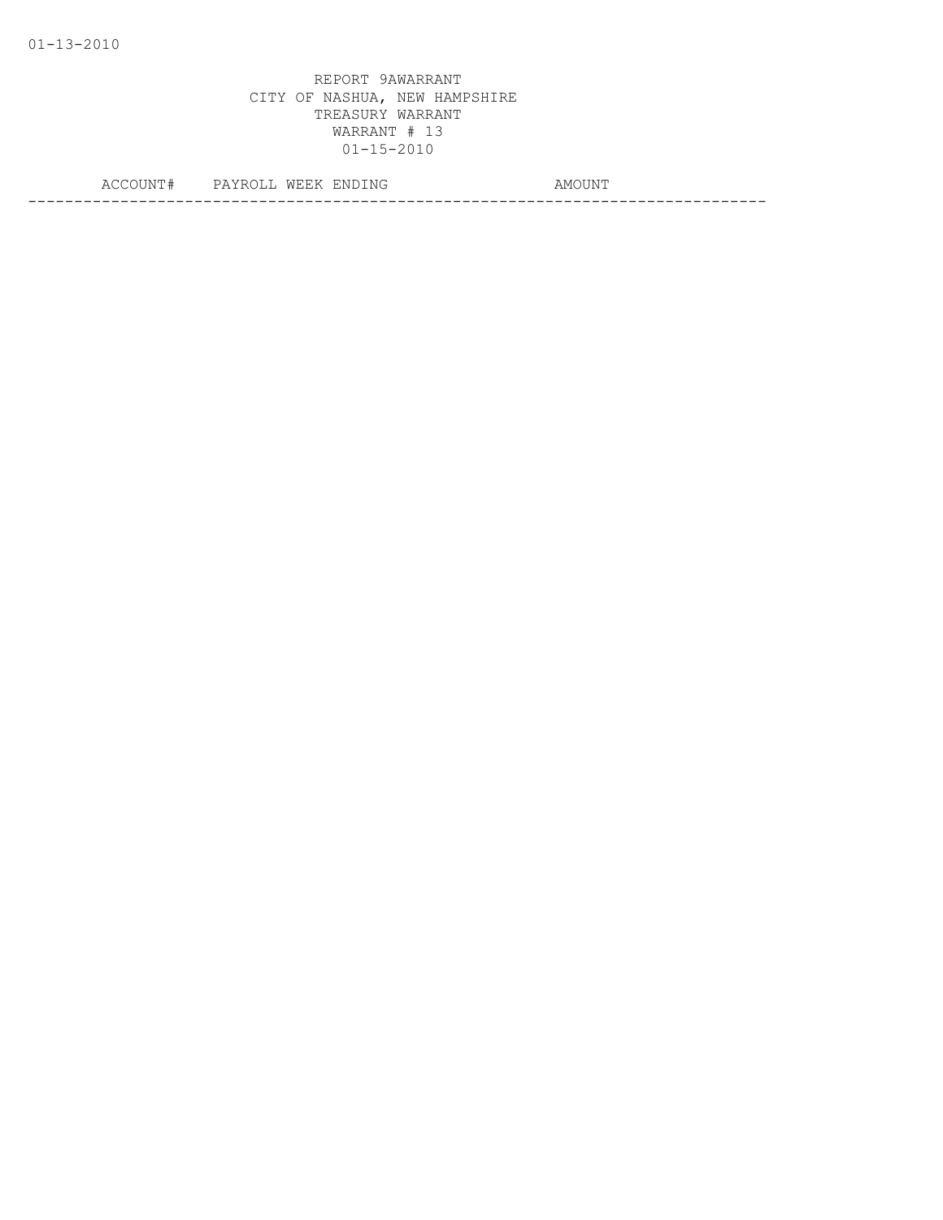01-13-2010

REPORT 9AWARRANT
CITY OF NASHUA, NEW HAMPSHIRE
TREASURY WARRANT
WARRANT # 13
01-15-2010

| ACCOUNT# | PAYROLL WEEK ENDING | AMOUNT |
|---|---|---|